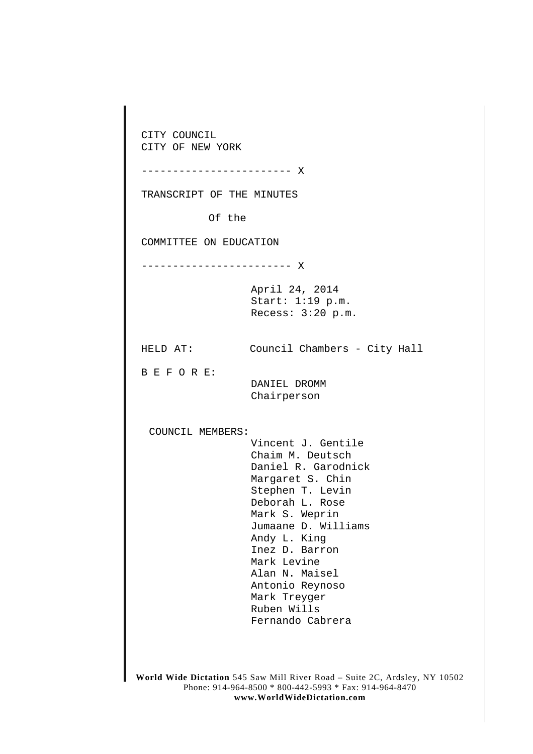CITY COUNCIL
CITY OF NEW YORK

------------------------ X

TRANSCRIPT OF THE MINUTES

Of the

COMMITTEE ON EDUCATION

------------------------ X

April 24, 2014
Start: 1:19 p.m.
Recess: 3:20 p.m.

HELD AT: Council Chambers - City Hall

B E F O R E:

DANIEL DROMM
Chairperson

COUNCIL MEMBERS:

Vincent J. Gentile
Chaim M. Deutsch
Daniel R. Garodnick
Margaret S. Chin
Stephen T. Levin
Deborah L. Rose
Mark S. Weprin
Jumaane D. Williams
Andy L. King
Inez D. Barron
Mark Levine
Alan N. Maisel
Antonio Reynoso
Mark Treyger
Ruben Wills
Fernando Cabrera

**World Wide Dictation** 545 Saw Mill River Road – Suite 2C, Ardsley, NY 10502
Phone: 914-964-8500 * 800-442-5993 * Fax: 914-964-8470
**www.WorldWideDictation.com**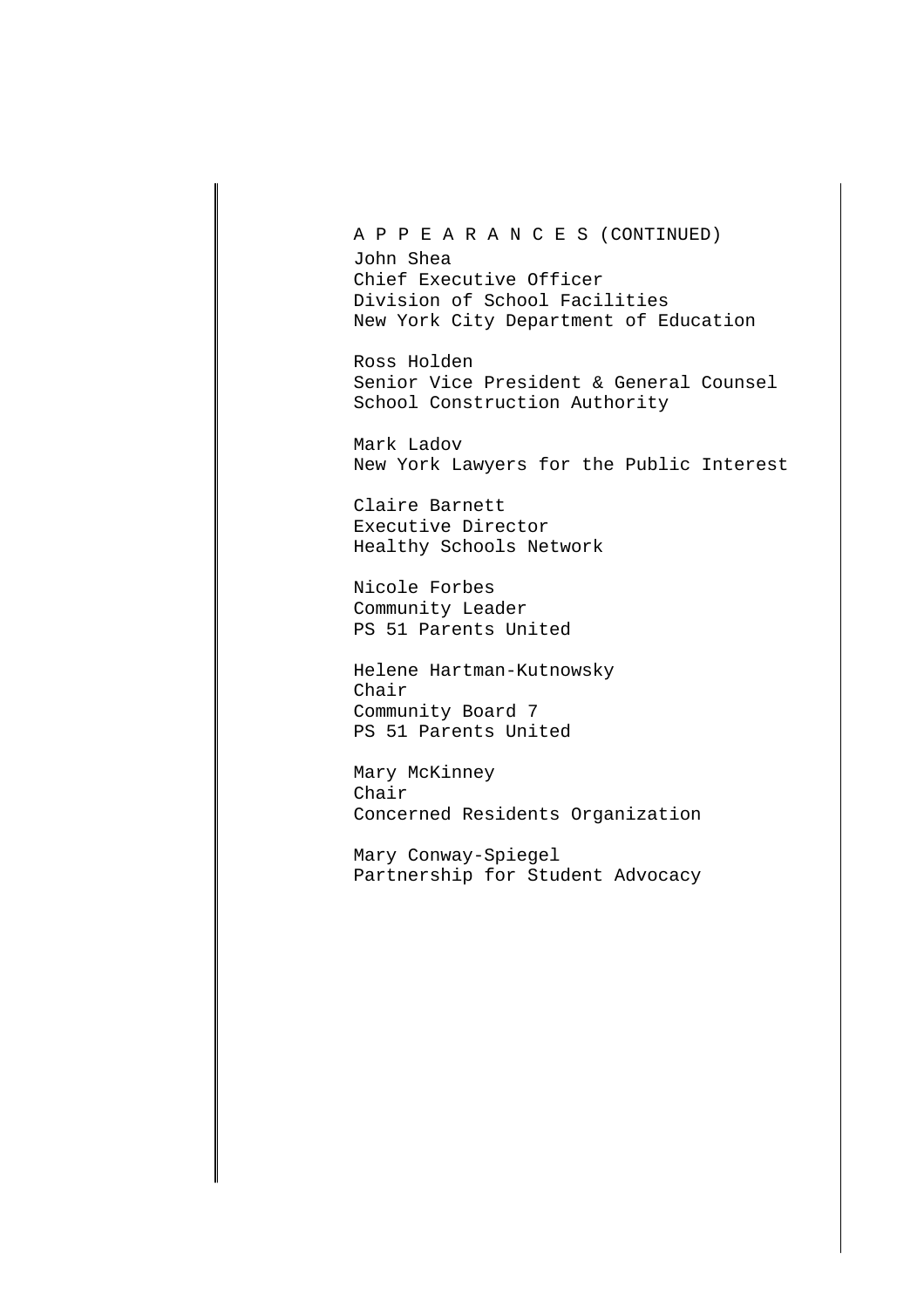A P P E A R A N C E S (CONTINUED)

John Shea
Chief Executive Officer
Division of School Facilities
New York City Department of Education

Ross Holden
Senior Vice President & General Counsel
School Construction Authority

Mark Ladov
New York Lawyers for the Public Interest

Claire Barnett
Executive Director
Healthy Schools Network

Nicole Forbes
Community Leader
PS 51 Parents United

Helene Hartman-Kutnowsky
Chair
Community Board 7
PS 51 Parents United

Mary McKinney
Chair
Concerned Residents Organization

Mary Conway-Spiegel
Partnership for Student Advocacy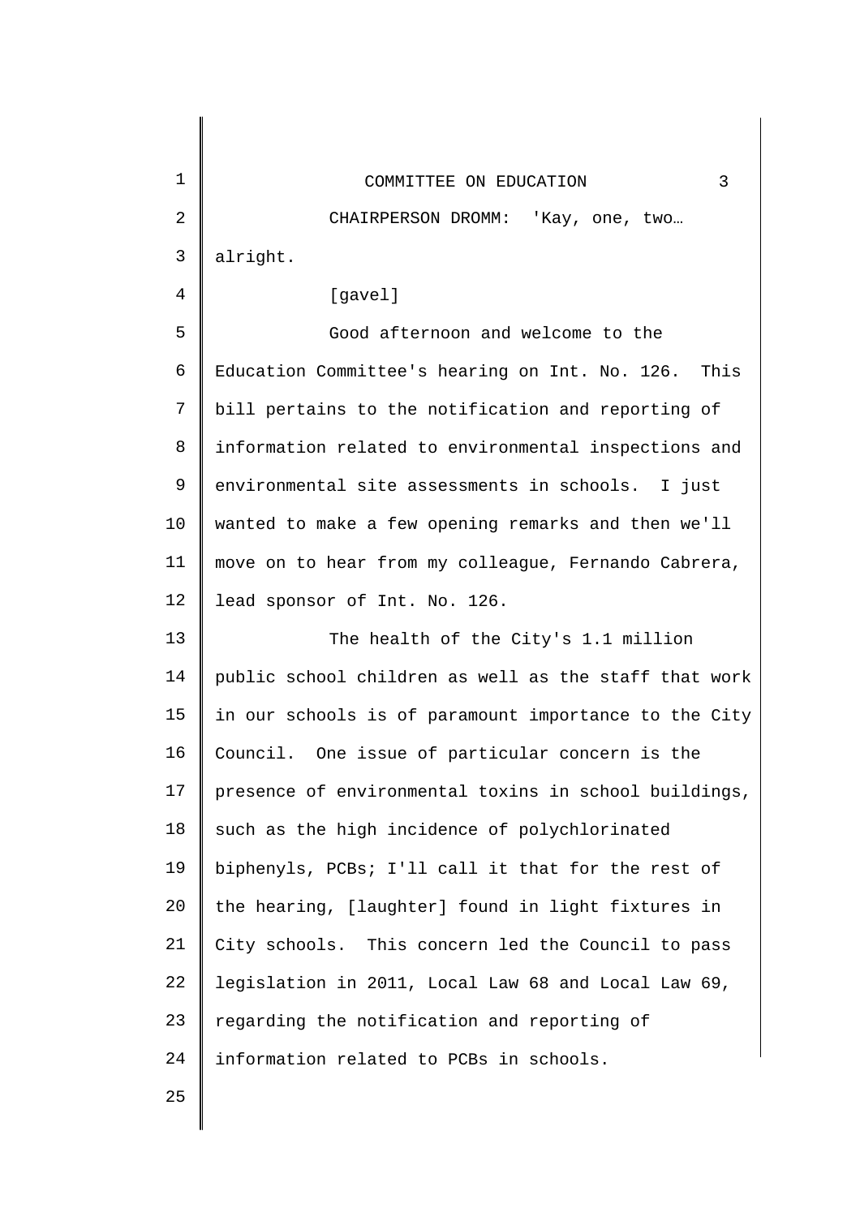CHAIRPERSON DROMM: 'Kay, one, two… alright.

[gavel]

Good afternoon and welcome to the Education Committee's hearing on Int. No. 126. This bill pertains to the notification and reporting of information related to environmental inspections and environmental site assessments in schools. I just wanted to make a few opening remarks and then we'll move on to hear from my colleague, Fernando Cabrera, lead sponsor of Int. No. 126.

The health of the City's 1.1 million public school children as well as the staff that work in our schools is of paramount importance to the City Council. One issue of particular concern is the presence of environmental toxins in school buildings, such as the high incidence of polychlorinated biphenyls, PCBs; I'll call it that for the rest of the hearing, [laughter] found in light fixtures in City schools. This concern led the Council to pass legislation in 2011, Local Law 68 and Local Law 69, regarding the notification and reporting of information related to PCBs in schools.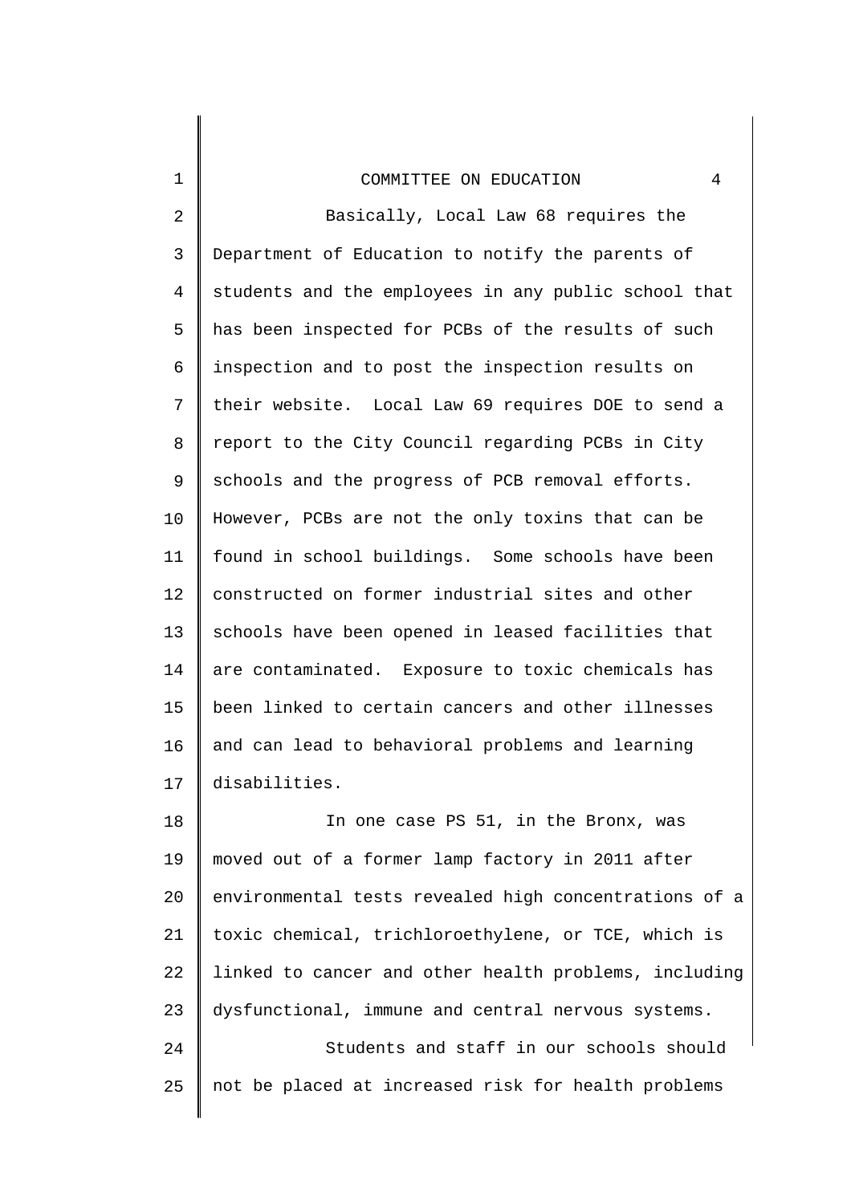Basically, Local Law 68 requires the Department of Education to notify the parents of students and the employees in any public school that has been inspected for PCBs of the results of such inspection and to post the inspection results on their website. Local Law 69 requires DOE to send a report to the City Council regarding PCBs in City schools and the progress of PCB removal efforts. However, PCBs are not the only toxins that can be found in school buildings. Some schools have been constructed on former industrial sites and other schools have been opened in leased facilities that are contaminated. Exposure to toxic chemicals has been linked to certain cancers and other illnesses and can lead to behavioral problems and learning disabilities.

In one case PS 51, in the Bronx, was moved out of a former lamp factory in 2011 after environmental tests revealed high concentrations of a toxic chemical, trichloroethylene, or TCE, which is linked to cancer and other health problems, including dysfunctional, immune and central nervous systems.

Students and staff in our schools should not be placed at increased risk for health problems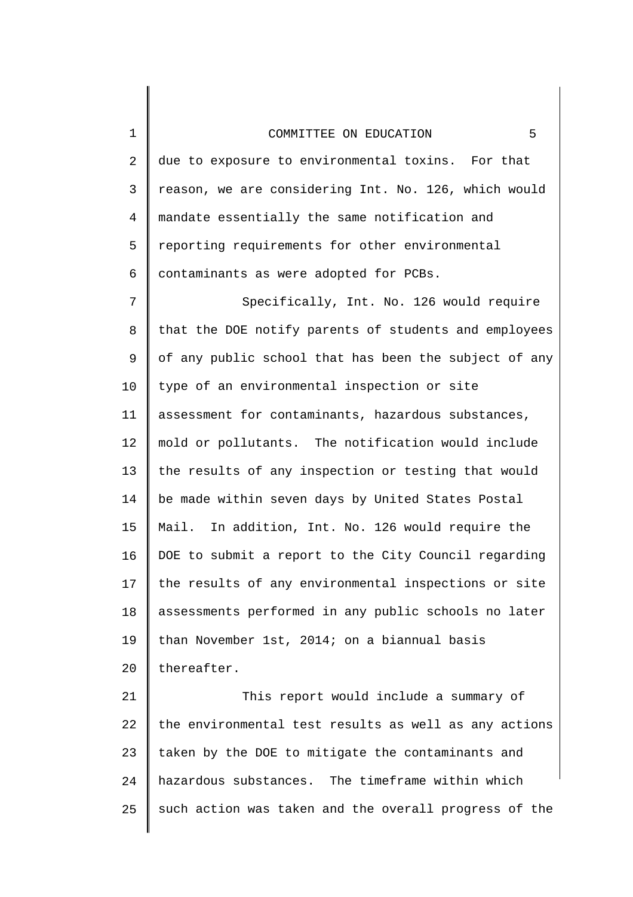due to exposure to environmental toxins. For that reason, we are considering Int. No. 126, which would mandate essentially the same notification and reporting requirements for other environmental contaminants as were adopted for PCBs.

Specifically, Int. No. 126 would require that the DOE notify parents of students and employees of any public school that has been the subject of any type of an environmental inspection or site assessment for contaminants, hazardous substances, mold or pollutants. The notification would include the results of any inspection or testing that would be made within seven days by United States Postal Mail. In addition, Int. No. 126 would require the DOE to submit a report to the City Council regarding the results of any environmental inspections or site assessments performed in any public schools no later than November 1st, 2014; on a biannual basis thereafter.

This report would include a summary of the environmental test results as well as any actions taken by the DOE to mitigate the contaminants and hazardous substances. The timeframe within which such action was taken and the overall progress of the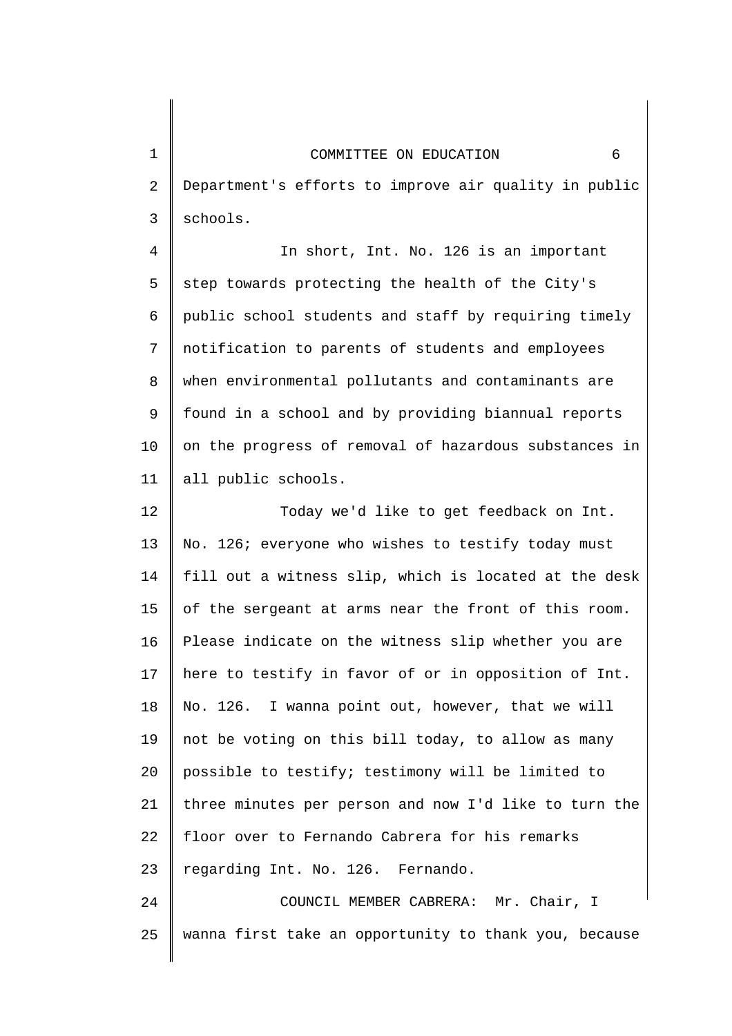Department's efforts to improve air quality in public schools.

In short, Int. No. 126 is an important step towards protecting the health of the City's public school students and staff by requiring timely notification to parents of students and employees when environmental pollutants and contaminants are found in a school and by providing biannual reports on the progress of removal of hazardous substances in all public schools.

Today we'd like to get feedback on Int. No. 126; everyone who wishes to testify today must fill out a witness slip, which is located at the desk of the sergeant at arms near the front of this room. Please indicate on the witness slip whether you are here to testify in favor of or in opposition of Int. No. 126. I wanna point out, however, that we will not be voting on this bill today, to allow as many possible to testify; testimony will be limited to three minutes per person and now I'd like to turn the floor over to Fernando Cabrera for his remarks regarding Int. No. 126. Fernando.

COUNCIL MEMBER CABRERA: Mr. Chair, I wanna first take an opportunity to thank you, because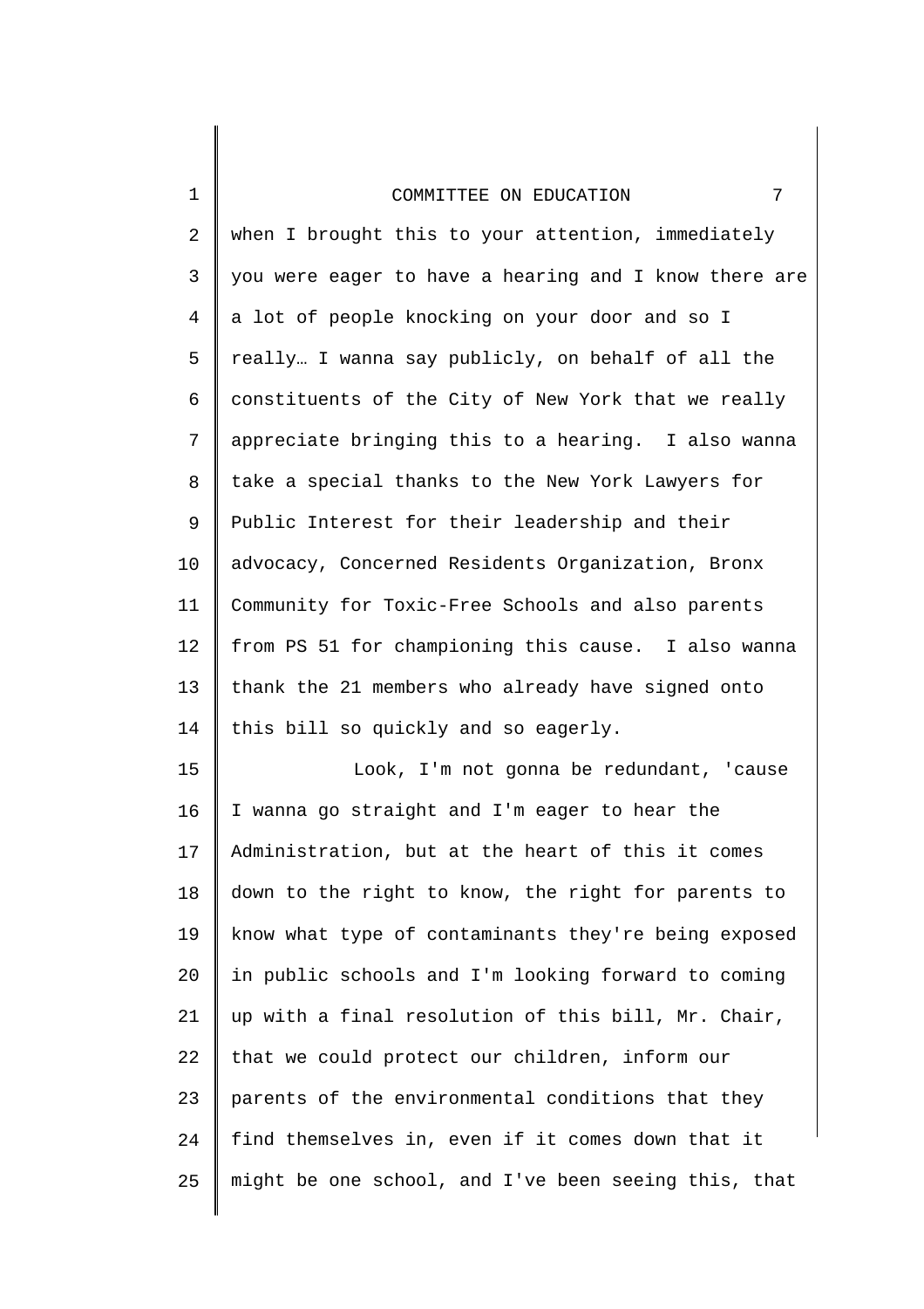when I brought this to your attention, immediately you were eager to have a hearing and I know there are a lot of people knocking on your door and so I really… I wanna say publicly, on behalf of all the constituents of the City of New York that we really appreciate bringing this to a hearing. I also wanna take a special thanks to the New York Lawyers for Public Interest for their leadership and their advocacy, Concerned Residents Organization, Bronx Community for Toxic-Free Schools and also parents from PS 51 for championing this cause. I also wanna thank the 21 members who already have signed onto this bill so quickly and so eagerly.

Look, I'm not gonna be redundant, 'cause I wanna go straight and I'm eager to hear the Administration, but at the heart of this it comes down to the right to know, the right for parents to know what type of contaminants they're being exposed in public schools and I'm looking forward to coming up with a final resolution of this bill, Mr. Chair, that we could protect our children, inform our parents of the environmental conditions that they find themselves in, even if it comes down that it might be one school, and I've been seeing this, that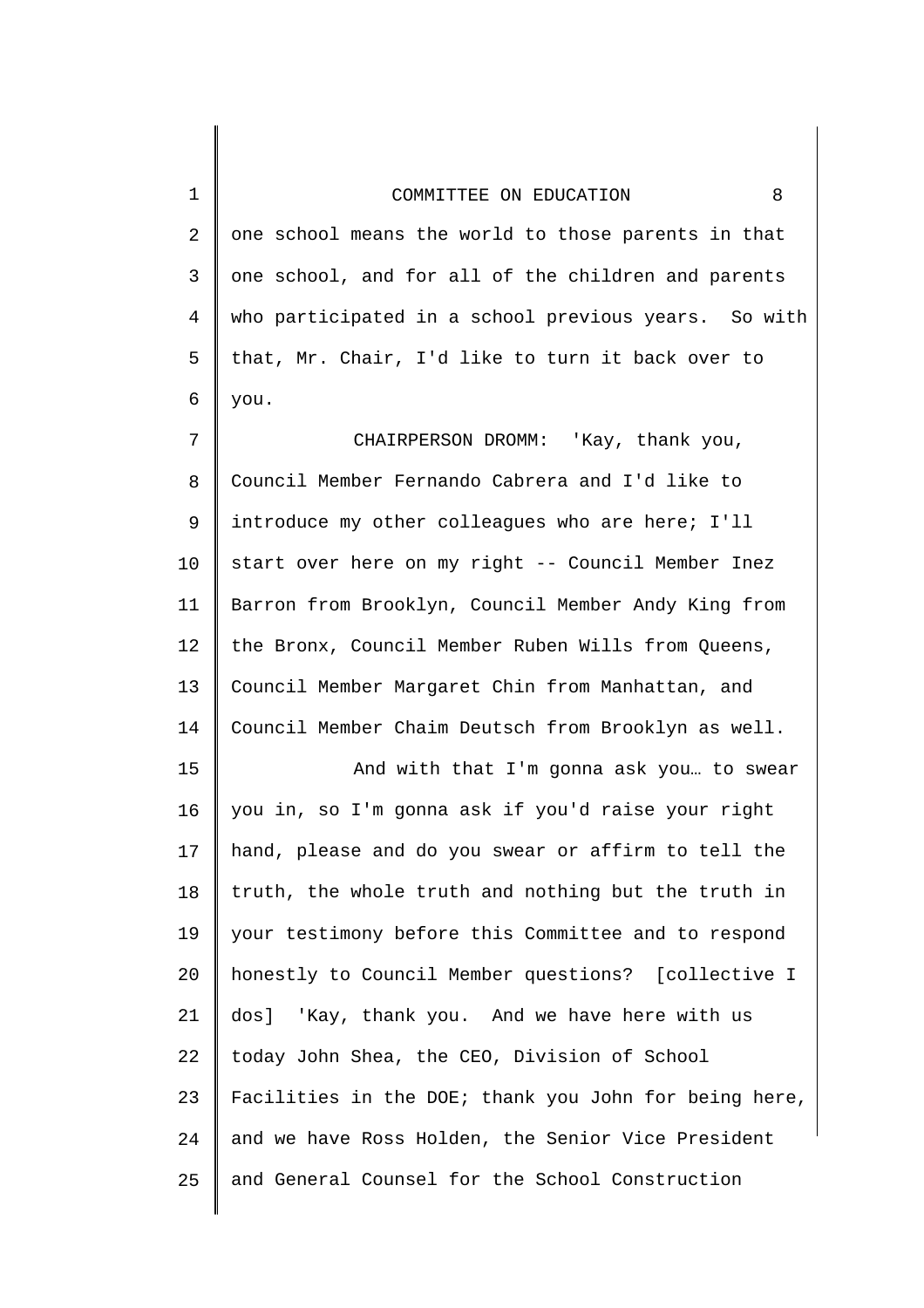one school means the world to those parents in that one school, and for all of the children and parents who participated in a school previous years. So with that, Mr. Chair, I'd like to turn it back over to you.

CHAIRPERSON DROMM: 'Kay, thank you, Council Member Fernando Cabrera and I'd like to introduce my other colleagues who are here; I'll start over here on my right -- Council Member Inez Barron from Brooklyn, Council Member Andy King from the Bronx, Council Member Ruben Wills from Queens, Council Member Margaret Chin from Manhattan, and Council Member Chaim Deutsch from Brooklyn as well.

And with that I'm gonna ask you… to swear you in, so I'm gonna ask if you'd raise your right hand, please and do you swear or affirm to tell the truth, the whole truth and nothing but the truth in your testimony before this Committee and to respond honestly to Council Member questions? [collective I dos] 'Kay, thank you. And we have here with us today John Shea, the CEO, Division of School Facilities in the DOE; thank you John for being here, and we have Ross Holden, the Senior Vice President and General Counsel for the School Construction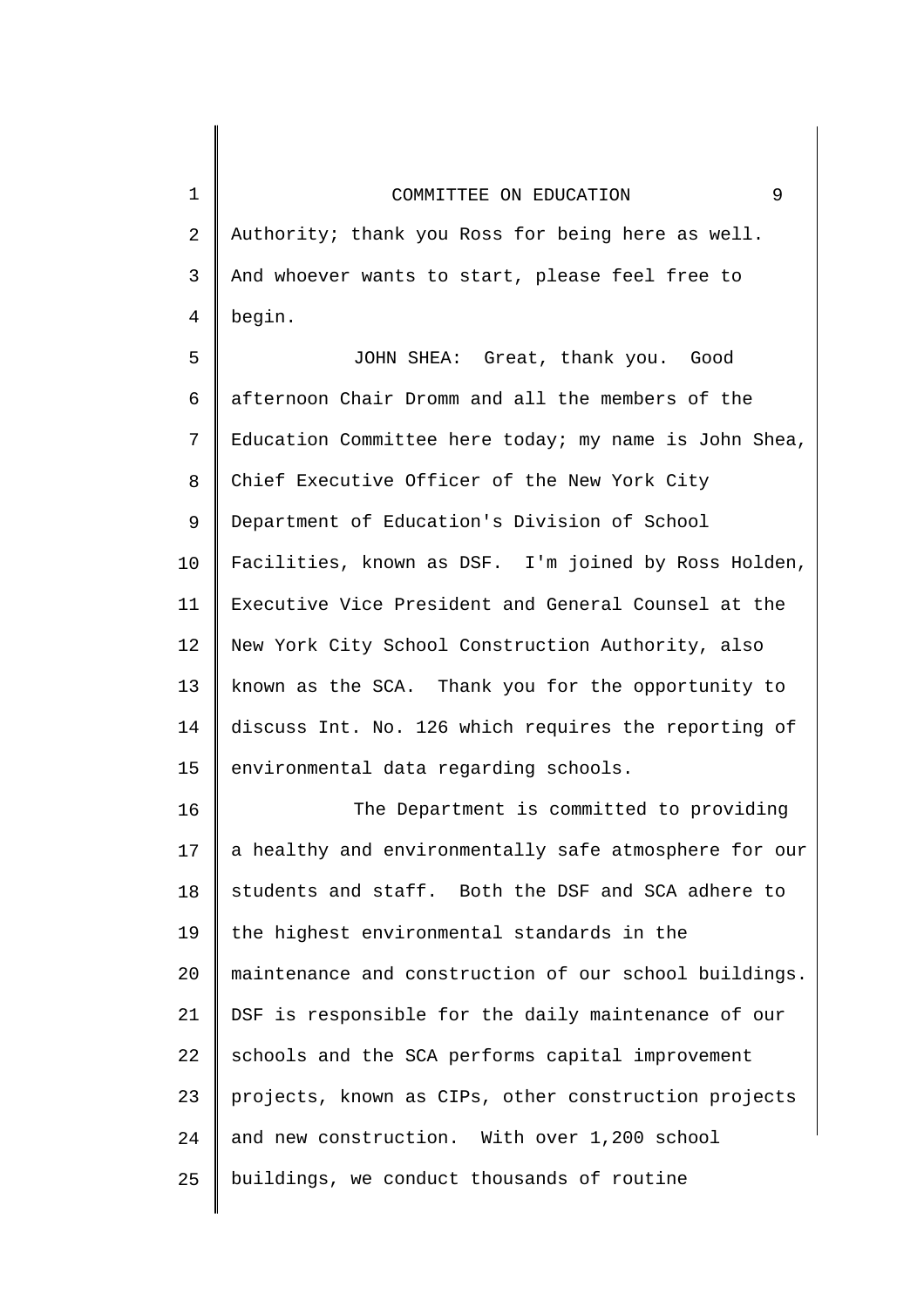Authority; thank you Ross for being here as well. And whoever wants to start, please feel free to begin.

JOHN SHEA: Great, thank you. Good afternoon Chair Dromm and all the members of the Education Committee here today; my name is John Shea, Chief Executive Officer of the New York City Department of Education's Division of School Facilities, known as DSF. I'm joined by Ross Holden, Executive Vice President and General Counsel at the New York City School Construction Authority, also known as the SCA. Thank you for the opportunity to discuss Int. No. 126 which requires the reporting of environmental data regarding schools.

The Department is committed to providing a healthy and environmentally safe atmosphere for our students and staff. Both the DSF and SCA adhere to the highest environmental standards in the maintenance and construction of our school buildings. DSF is responsible for the daily maintenance of our schools and the SCA performs capital improvement projects, known as CIPs, other construction projects and new construction. With over 1,200 school buildings, we conduct thousands of routine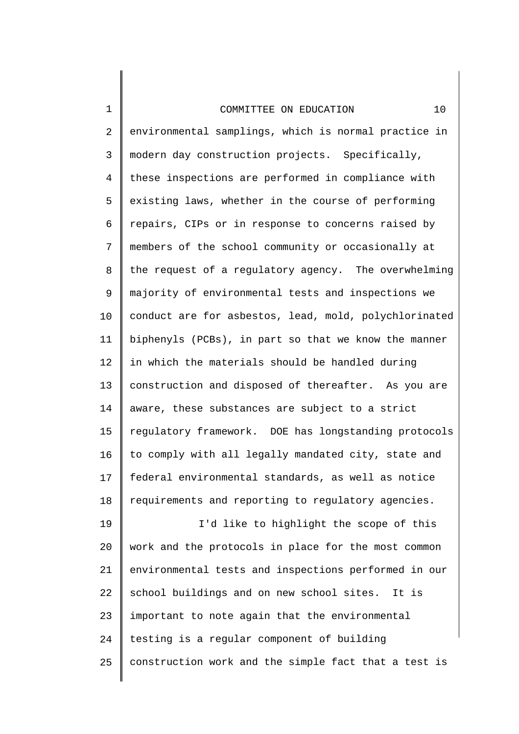environmental samplings, which is normal practice in modern day construction projects. Specifically, these inspections are performed in compliance with existing laws, whether in the course of performing repairs, CIPs or in response to concerns raised by members of the school community or occasionally at the request of a regulatory agency. The overwhelming majority of environmental tests and inspections we conduct are for asbestos, lead, mold, polychlorinated biphenyls (PCBs), in part so that we know the manner in which the materials should be handled during construction and disposed of thereafter. As you are aware, these substances are subject to a strict regulatory framework. DOE has longstanding protocols to comply with all legally mandated city, state and federal environmental standards, as well as notice requirements and reporting to regulatory agencies.

I'd like to highlight the scope of this work and the protocols in place for the most common environmental tests and inspections performed in our school buildings and on new school sites. It is important to note again that the environmental testing is a regular component of building construction work and the simple fact that a test is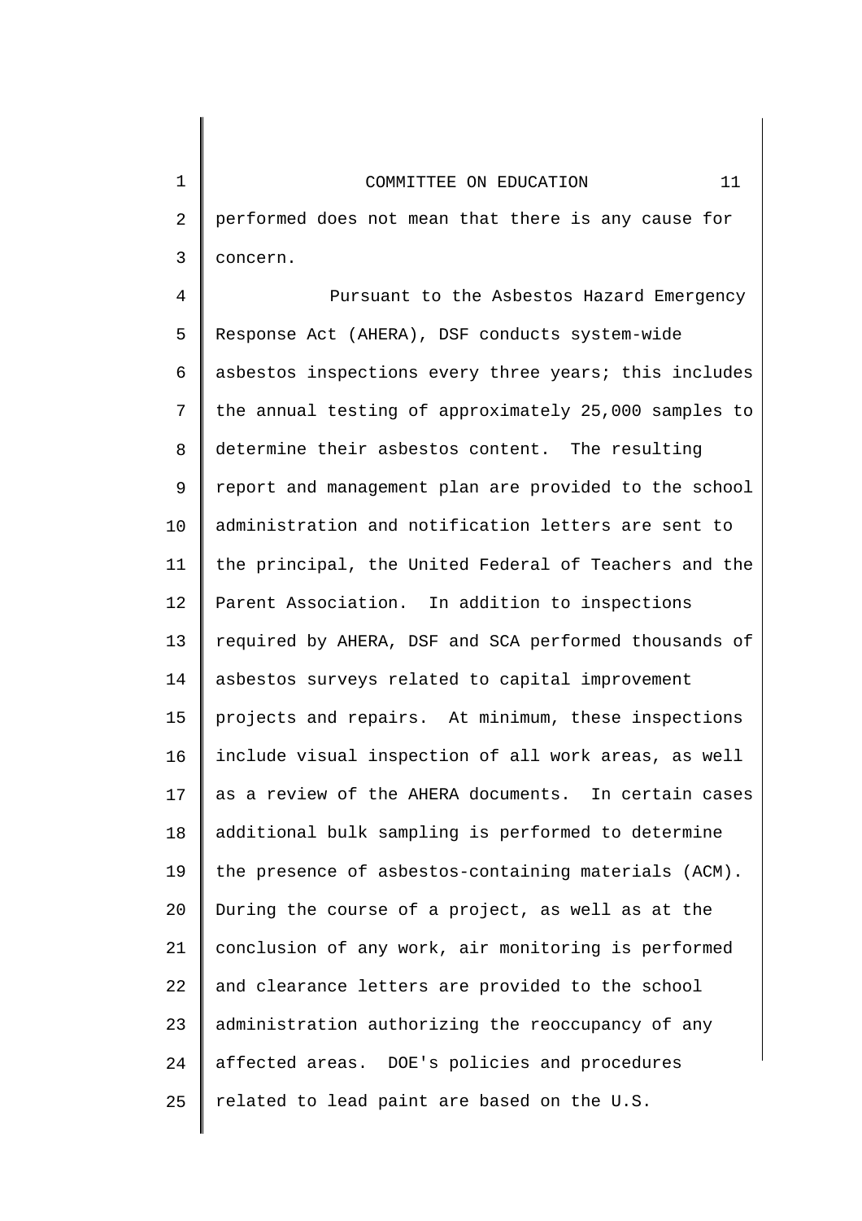performed does not mean that there is any cause for concern.

Pursuant to the Asbestos Hazard Emergency Response Act (AHERA), DSF conducts system-wide asbestos inspections every three years; this includes the annual testing of approximately 25,000 samples to determine their asbestos content. The resulting report and management plan are provided to the school administration and notification letters are sent to the principal, the United Federal of Teachers and the Parent Association. In addition to inspections required by AHERA, DSF and SCA performed thousands of asbestos surveys related to capital improvement projects and repairs. At minimum, these inspections include visual inspection of all work areas, as well as a review of the AHERA documents. In certain cases additional bulk sampling is performed to determine the presence of asbestos-containing materials (ACM). During the course of a project, as well as at the conclusion of any work, air monitoring is performed and clearance letters are provided to the school administration authorizing the reoccupancy of any affected areas. DOE's policies and procedures related to lead paint are based on the U.S.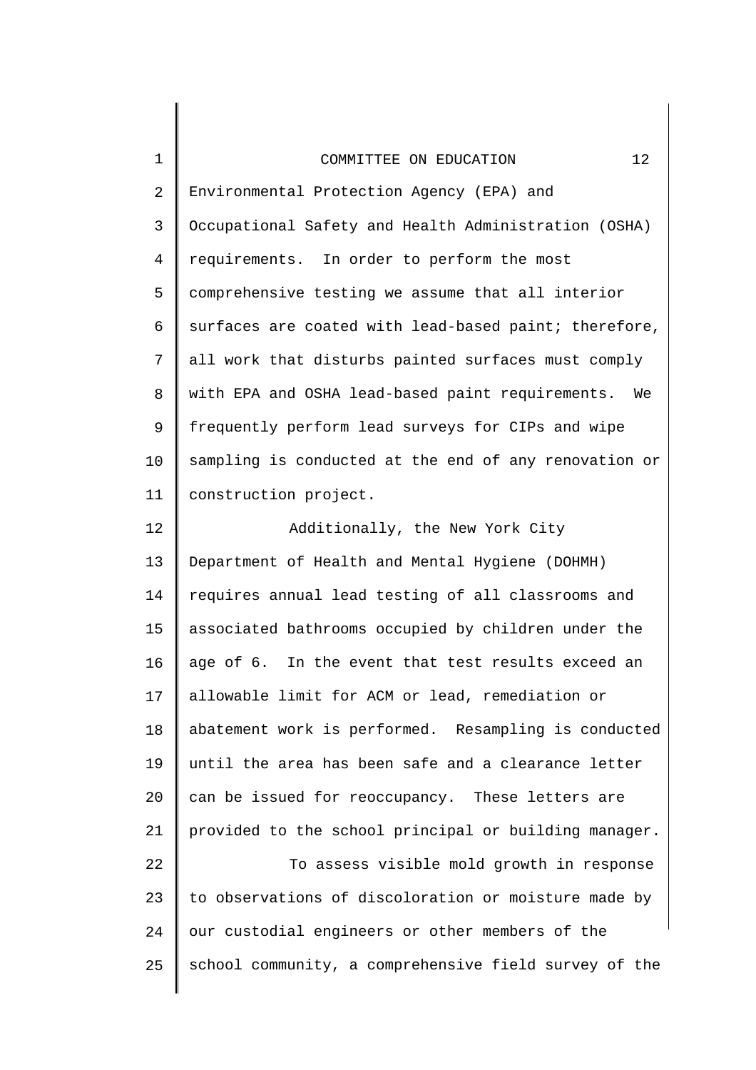Environmental Protection Agency (EPA) and Occupational Safety and Health Administration (OSHA) requirements. In order to perform the most comprehensive testing we assume that all interior surfaces are coated with lead-based paint; therefore, all work that disturbs painted surfaces must comply with EPA and OSHA lead-based paint requirements. We frequently perform lead surveys for CIPs and wipe sampling is conducted at the end of any renovation or construction project.

Additionally, the New York City Department of Health and Mental Hygiene (DOHMH) requires annual lead testing of all classrooms and associated bathrooms occupied by children under the age of 6. In the event that test results exceed an allowable limit for ACM or lead, remediation or abatement work is performed. Resampling is conducted until the area has been safe and a clearance letter can be issued for reoccupancy. These letters are provided to the school principal or building manager.

To assess visible mold growth in response to observations of discoloration or moisture made by our custodial engineers or other members of the school community, a comprehensive field survey of the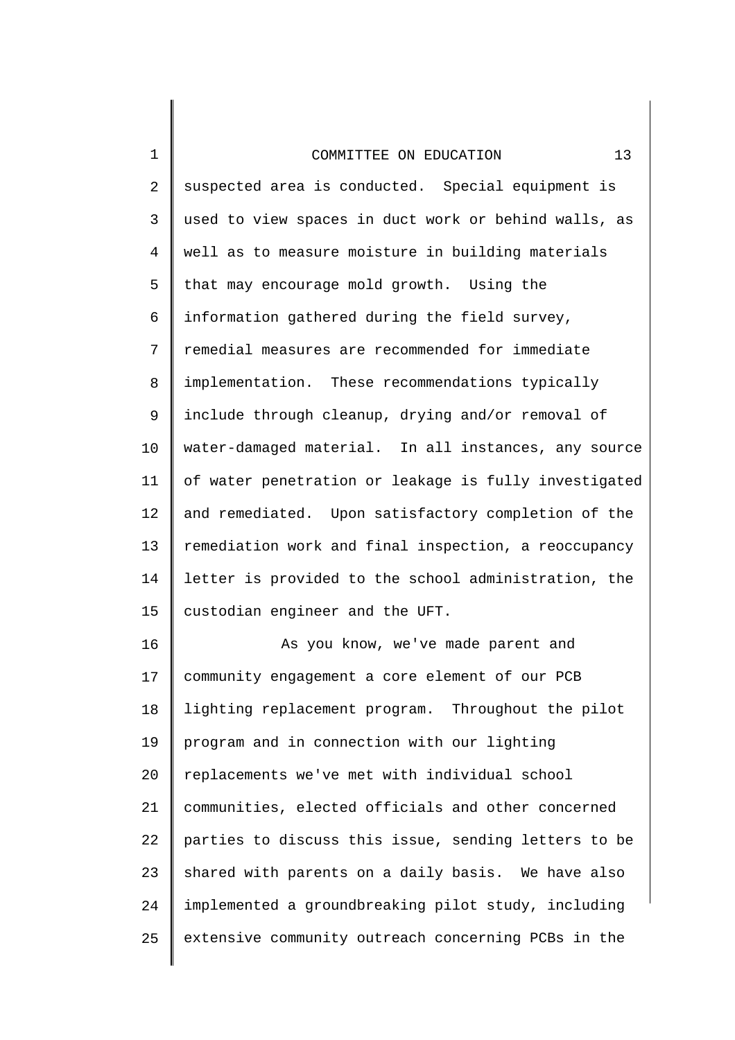suspected area is conducted. Special equipment is used to view spaces in duct work or behind walls, as well as to measure moisture in building materials that may encourage mold growth. Using the information gathered during the field survey, remedial measures are recommended for immediate implementation. These recommendations typically include through cleanup, drying and/or removal of water-damaged material. In all instances, any source of water penetration or leakage is fully investigated and remediated. Upon satisfactory completion of the remediation work and final inspection, a reoccupancy letter is provided to the school administration, the custodian engineer and the UFT.

As you know, we've made parent and community engagement a core element of our PCB lighting replacement program. Throughout the pilot program and in connection with our lighting replacements we've met with individual school communities, elected officials and other concerned parties to discuss this issue, sending letters to be shared with parents on a daily basis. We have also implemented a groundbreaking pilot study, including extensive community outreach concerning PCBs in the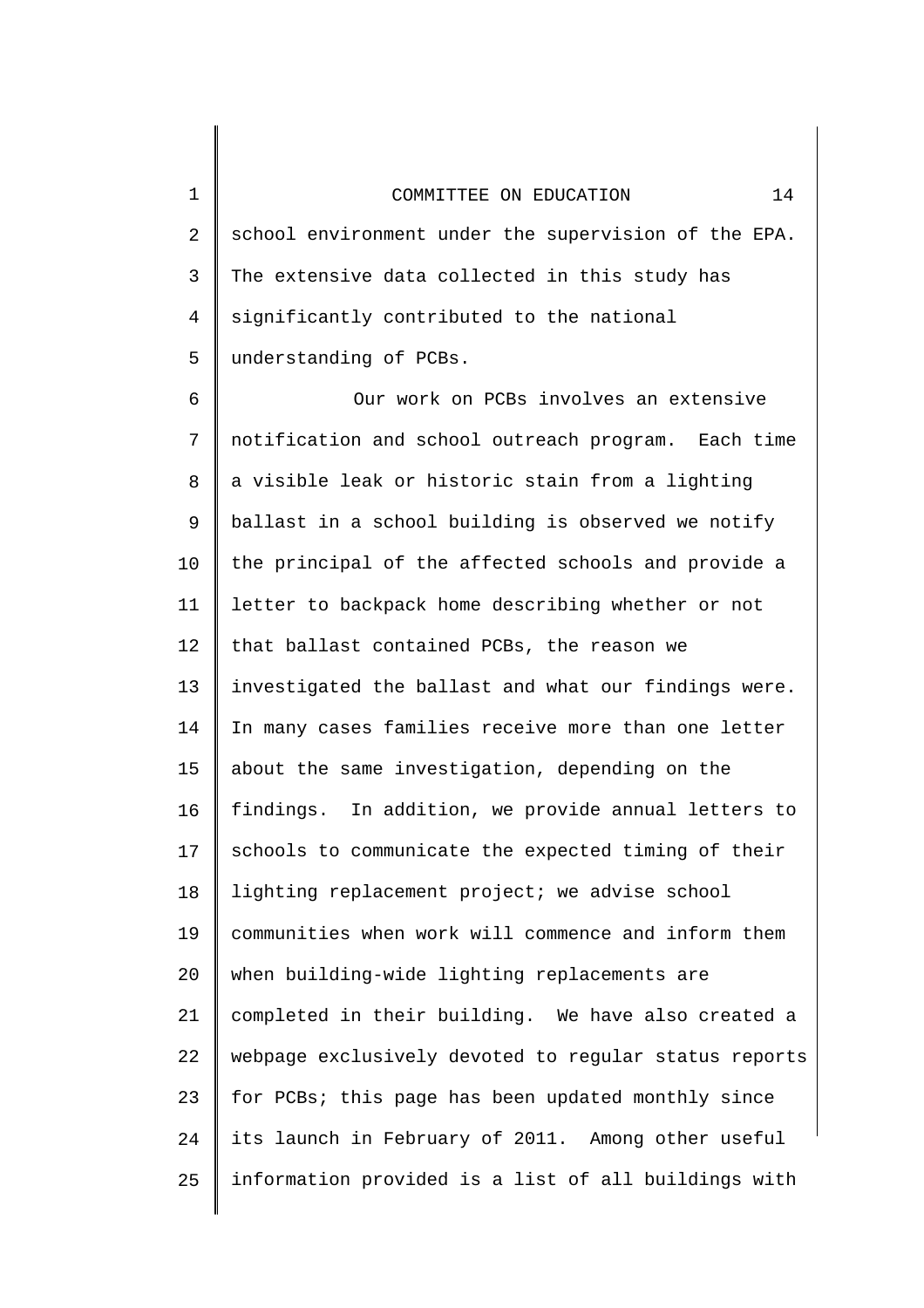school environment under the supervision of the EPA. The extensive data collected in this study has significantly contributed to the national understanding of PCBs.

Our work on PCBs involves an extensive notification and school outreach program. Each time a visible leak or historic stain from a lighting ballast in a school building is observed we notify the principal of the affected schools and provide a letter to backpack home describing whether or not that ballast contained PCBs, the reason we investigated the ballast and what our findings were. In many cases families receive more than one letter about the same investigation, depending on the findings. In addition, we provide annual letters to schools to communicate the expected timing of their lighting replacement project; we advise school communities when work will commence and inform them when building-wide lighting replacements are completed in their building. We have also created a webpage exclusively devoted to regular status reports for PCBs; this page has been updated monthly since its launch in February of 2011. Among other useful information provided is a list of all buildings with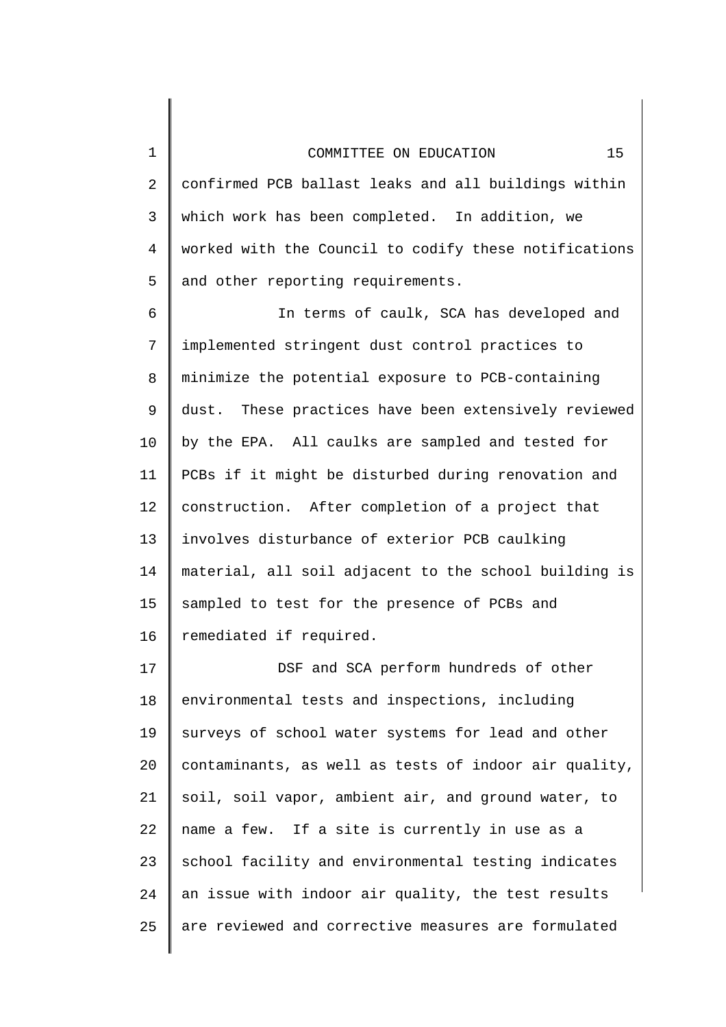confirmed PCB ballast leaks and all buildings within which work has been completed. In addition, we worked with the Council to codify these notifications and other reporting requirements.

In terms of caulk, SCA has developed and implemented stringent dust control practices to minimize the potential exposure to PCB-containing dust. These practices have been extensively reviewed by the EPA. All caulks are sampled and tested for PCBs if it might be disturbed during renovation and construction. After completion of a project that involves disturbance of exterior PCB caulking material, all soil adjacent to the school building is sampled to test for the presence of PCBs and remediated if required.

DSF and SCA perform hundreds of other environmental tests and inspections, including surveys of school water systems for lead and other contaminants, as well as tests of indoor air quality, soil, soil vapor, ambient air, and ground water, to name a few. If a site is currently in use as a school facility and environmental testing indicates an issue with indoor air quality, the test results are reviewed and corrective measures are formulated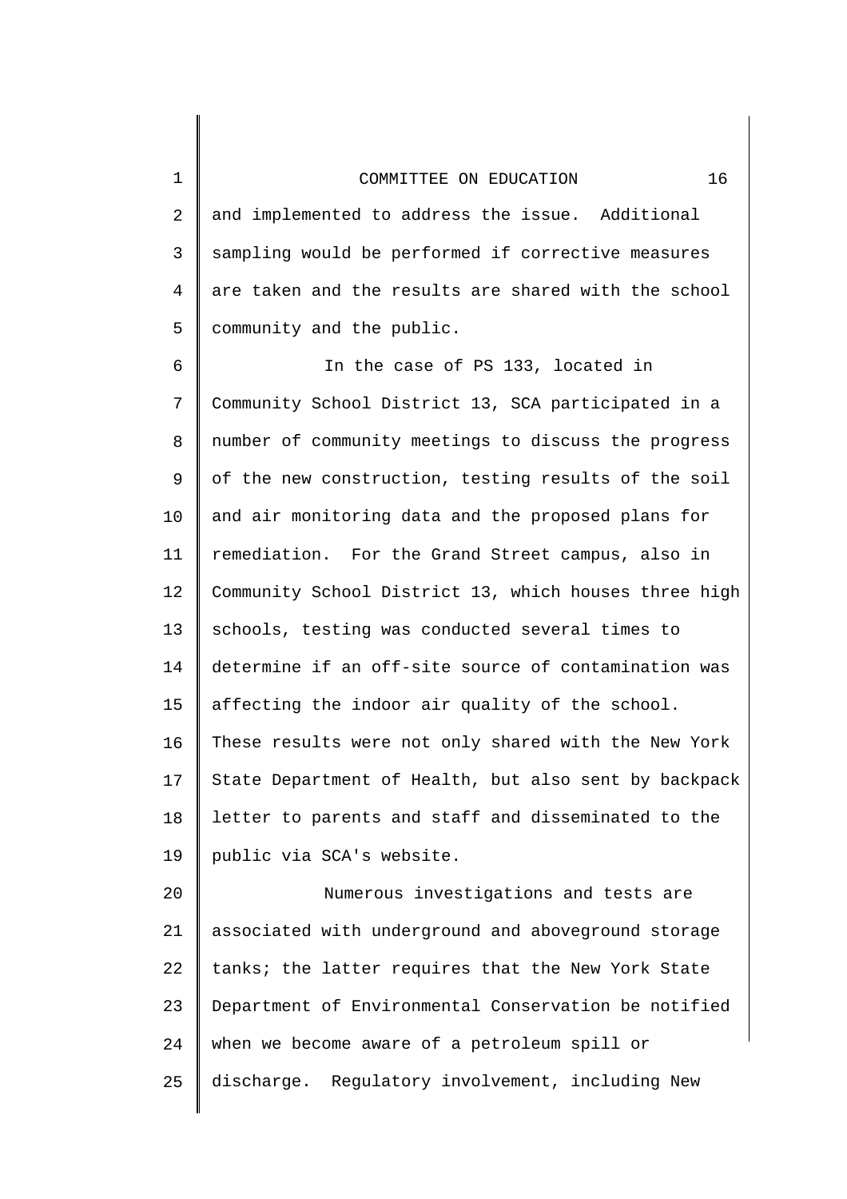and implemented to address the issue. Additional sampling would be performed if corrective measures are taken and the results are shared with the school community and the public.

In the case of PS 133, located in Community School District 13, SCA participated in a number of community meetings to discuss the progress of the new construction, testing results of the soil and air monitoring data and the proposed plans for remediation. For the Grand Street campus, also in Community School District 13, which houses three high schools, testing was conducted several times to determine if an off-site source of contamination was affecting the indoor air quality of the school. These results were not only shared with the New York State Department of Health, but also sent by backpack letter to parents and staff and disseminated to the public via SCA's website.

Numerous investigations and tests are associated with underground and aboveground storage tanks; the latter requires that the New York State Department of Environmental Conservation be notified when we become aware of a petroleum spill or discharge. Regulatory involvement, including New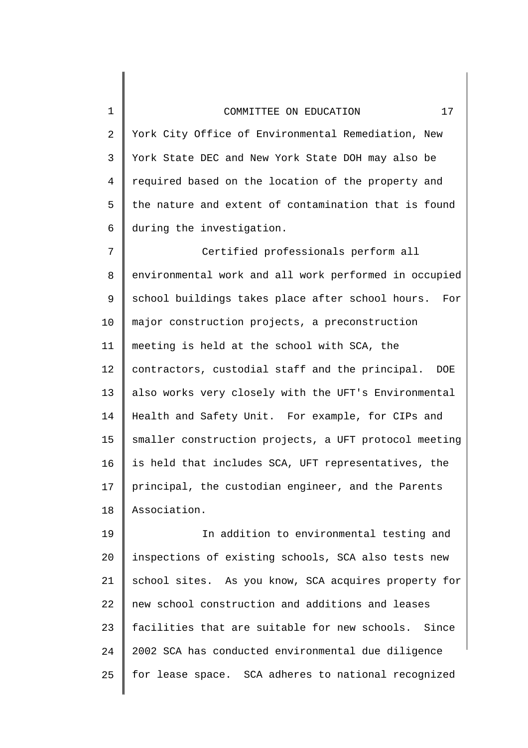York City Office of Environmental Remediation, New York State DEC and New York State DOH may also be required based on the location of the property and the nature and extent of contamination that is found during the investigation.

Certified professionals perform all environmental work and all work performed in occupied school buildings takes place after school hours. For major construction projects, a preconstruction meeting is held at the school with SCA, the contractors, custodial staff and the principal. DOE also works very closely with the UFT's Environmental Health and Safety Unit. For example, for CIPs and smaller construction projects, a UFT protocol meeting is held that includes SCA, UFT representatives, the principal, the custodian engineer, and the Parents Association.

In addition to environmental testing and inspections of existing schools, SCA also tests new school sites. As you know, SCA acquires property for new school construction and additions and leases facilities that are suitable for new schools. Since 2002 SCA has conducted environmental due diligence for lease space. SCA adheres to national recognized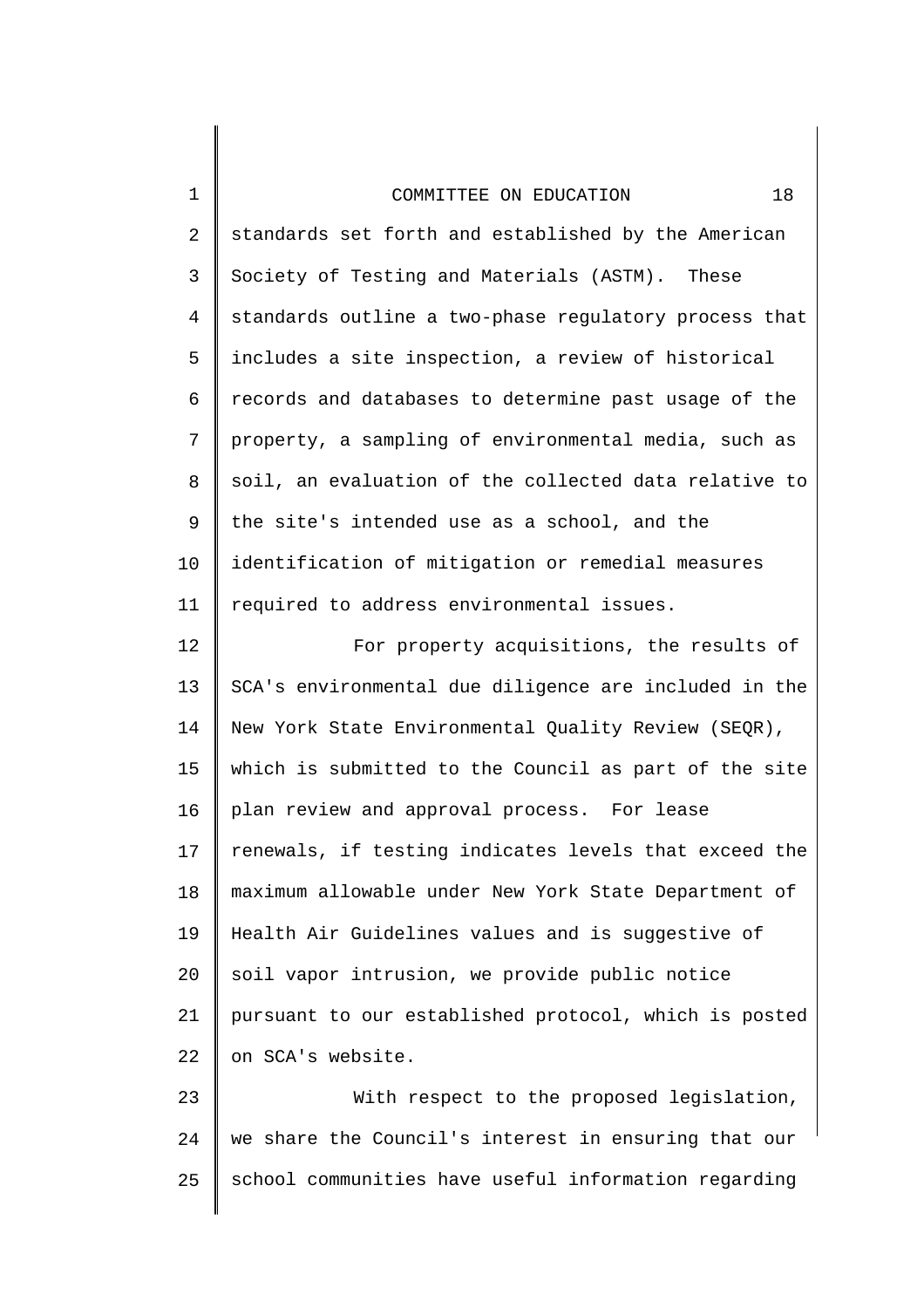standards set forth and established by the American Society of Testing and Materials (ASTM). These standards outline a two-phase regulatory process that includes a site inspection, a review of historical records and databases to determine past usage of the property, a sampling of environmental media, such as soil, an evaluation of the collected data relative to the site's intended use as a school, and the identification of mitigation or remedial measures required to address environmental issues.

For property acquisitions, the results of SCA's environmental due diligence are included in the New York State Environmental Quality Review (SEQR), which is submitted to the Council as part of the site plan review and approval process. For lease renewals, if testing indicates levels that exceed the maximum allowable under New York State Department of Health Air Guidelines values and is suggestive of soil vapor intrusion, we provide public notice pursuant to our established protocol, which is posted on SCA's website.

With respect to the proposed legislation, we share the Council's interest in ensuring that our school communities have useful information regarding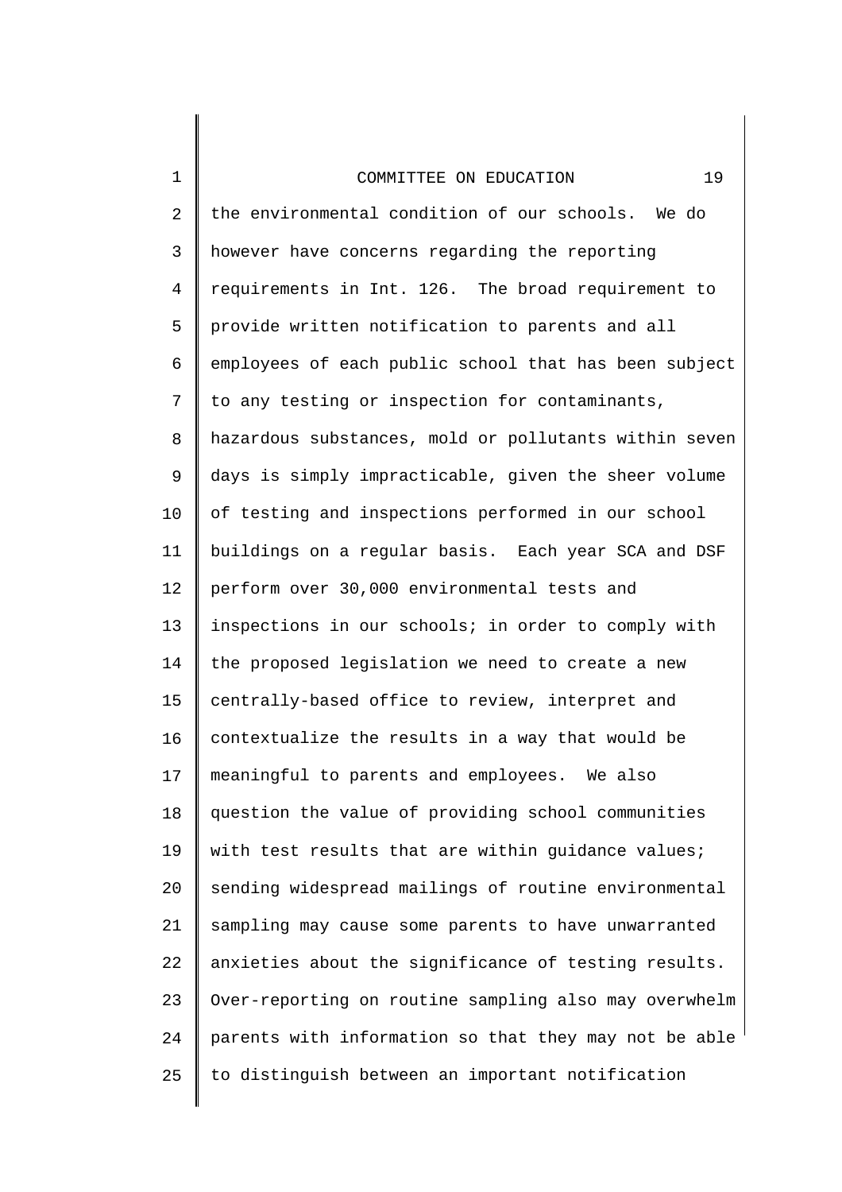the environmental condition of our schools. We do however have concerns regarding the reporting requirements in Int. 126. The broad requirement to provide written notification to parents and all employees of each public school that has been subject to any testing or inspection for contaminants, hazardous substances, mold or pollutants within seven days is simply impracticable, given the sheer volume of testing and inspections performed in our school buildings on a regular basis. Each year SCA and DSF perform over 30,000 environmental tests and inspections in our schools; in order to comply with the proposed legislation we need to create a new centrally-based office to review, interpret and contextualize the results in a way that would be meaningful to parents and employees. We also question the value of providing school communities with test results that are within guidance values; sending widespread mailings of routine environmental sampling may cause some parents to have unwarranted anxieties about the significance of testing results. Over-reporting on routine sampling also may overwhelm parents with information so that they may not be able to distinguish between an important notification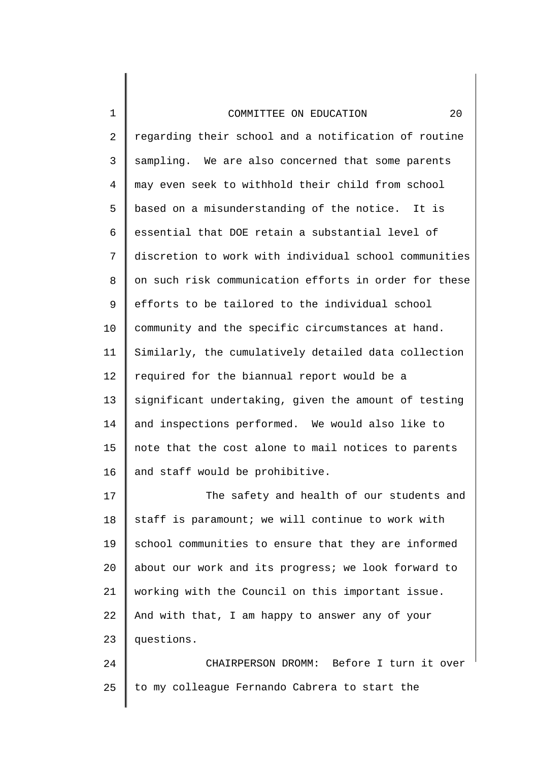regarding their school and a notification of routine sampling. We are also concerned that some parents may even seek to withhold their child from school based on a misunderstanding of the notice. It is essential that DOE retain a substantial level of discretion to work with individual school communities on such risk communication efforts in order for these efforts to be tailored to the individual school community and the specific circumstances at hand. Similarly, the cumulatively detailed data collection required for the biannual report would be a significant undertaking, given the amount of testing and inspections performed. We would also like to note that the cost alone to mail notices to parents and staff would be prohibitive.

The safety and health of our students and staff is paramount; we will continue to work with school communities to ensure that they are informed about our work and its progress; we look forward to working with the Council on this important issue. And with that, I am happy to answer any of your questions.

CHAIRPERSON DROMM: Before I turn it over to my colleague Fernando Cabrera to start the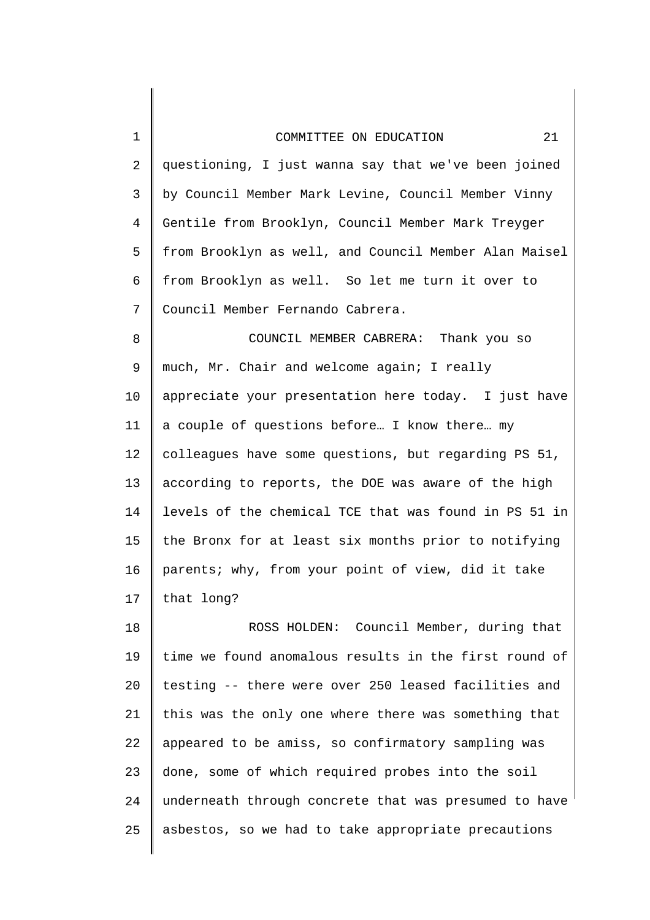questioning, I just wanna say that we've been joined by Council Member Mark Levine, Council Member Vinny Gentile from Brooklyn, Council Member Mark Treyger from Brooklyn as well, and Council Member Alan Maisel from Brooklyn as well. So let me turn it over to Council Member Fernando Cabrera.

COUNCIL MEMBER CABRERA: Thank you so much, Mr. Chair and welcome again; I really appreciate your presentation here today. I just have a couple of questions before… I know there… my colleagues have some questions, but regarding PS 51, according to reports, the DOE was aware of the high levels of the chemical TCE that was found in PS 51 in the Bronx for at least six months prior to notifying parents; why, from your point of view, did it take that long?

ROSS HOLDEN: Council Member, during that time we found anomalous results in the first round of testing -- there were over 250 leased facilities and this was the only one where there was something that appeared to be amiss, so confirmatory sampling was done, some of which required probes into the soil underneath through concrete that was presumed to have asbestos, so we had to take appropriate precautions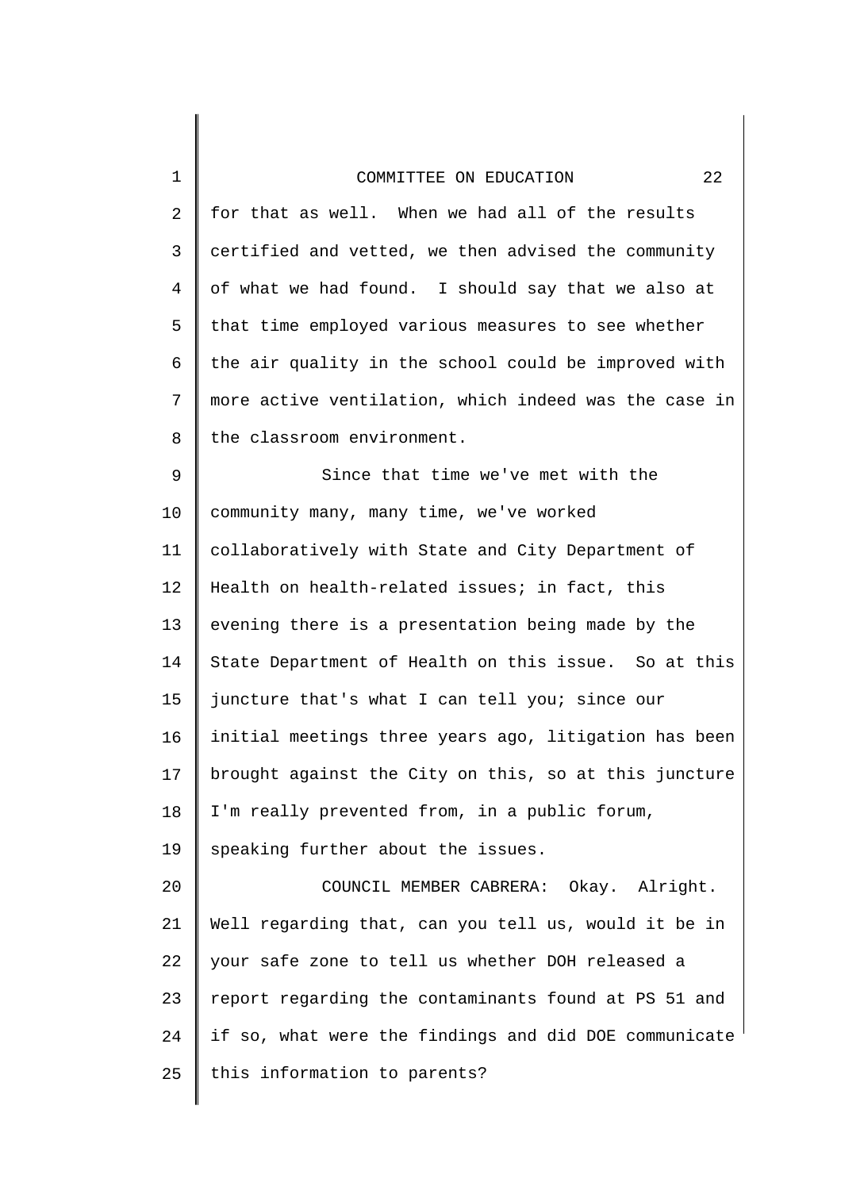for that as well. When we had all of the results certified and vetted, we then advised the community of what we had found. I should say that we also at that time employed various measures to see whether the air quality in the school could be improved with more active ventilation, which indeed was the case in the classroom environment.

Since that time we've met with the community many, many time, we've worked collaboratively with State and City Department of Health on health-related issues; in fact, this evening there is a presentation being made by the State Department of Health on this issue. So at this juncture that's what I can tell you; since our initial meetings three years ago, litigation has been brought against the City on this, so at this juncture I'm really prevented from, in a public forum, speaking further about the issues.

COUNCIL MEMBER CABRERA: Okay. Alright. Well regarding that, can you tell us, would it be in your safe zone to tell us whether DOH released a report regarding the contaminants found at PS 51 and if so, what were the findings and did DOE communicate this information to parents?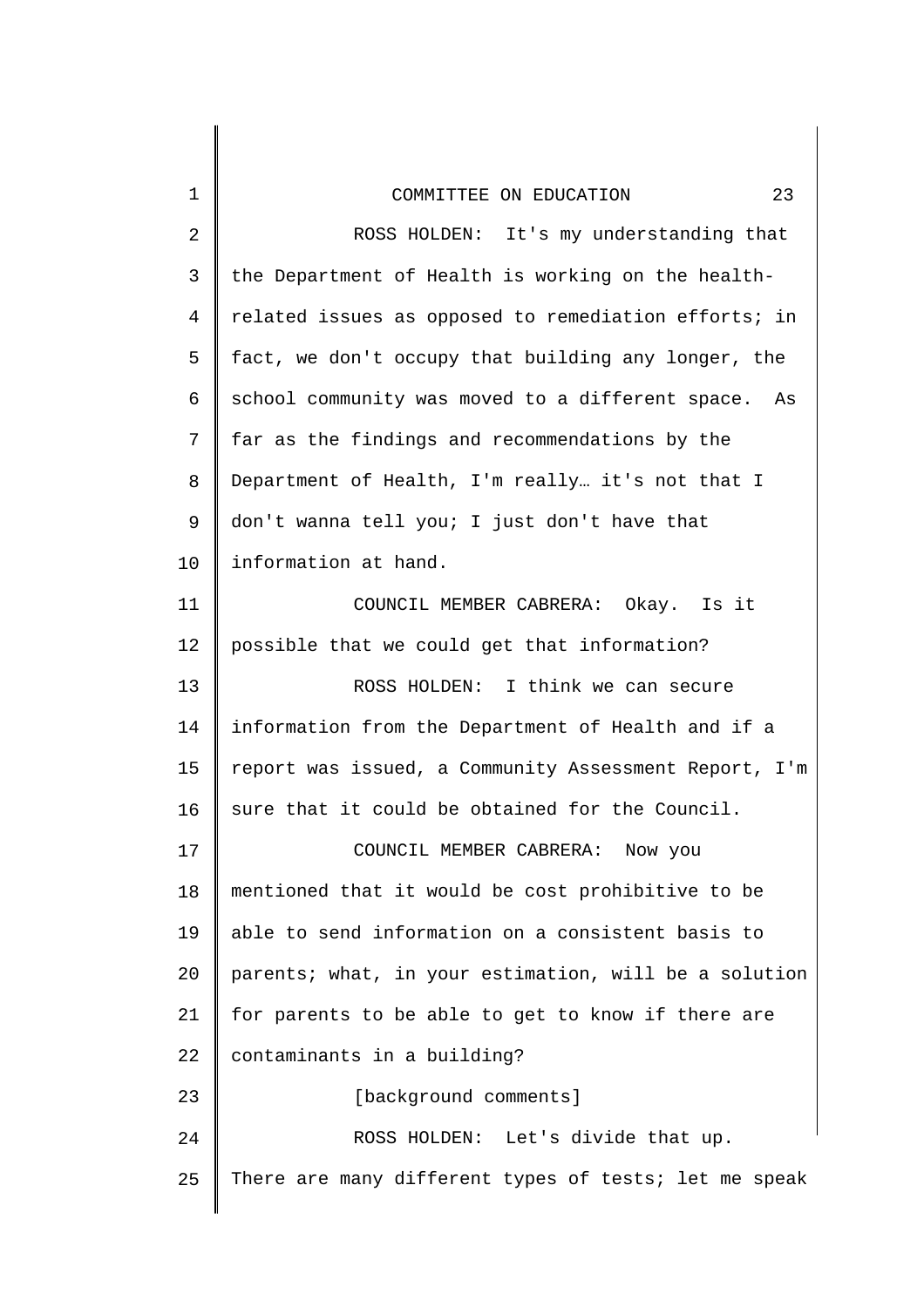ROSS HOLDEN: It's my understanding that the Department of Health is working on the health-related issues as opposed to remediation efforts; in fact, we don't occupy that building any longer, the school community was moved to a different space. As far as the findings and recommendations by the Department of Health, I'm really… it's not that I don't wanna tell you; I just don't have that information at hand.

COUNCIL MEMBER CABRERA: Okay. Is it possible that we could get that information?

ROSS HOLDEN: I think we can secure information from the Department of Health and if a report was issued, a Community Assessment Report, I'm sure that it could be obtained for the Council.

COUNCIL MEMBER CABRERA: Now you mentioned that it would be cost prohibitive to be able to send information on a consistent basis to parents; what, in your estimation, will be a solution for parents to be able to get to know if there are contaminants in a building?

[background comments]

ROSS HOLDEN: Let's divide that up. There are many different types of tests; let me speak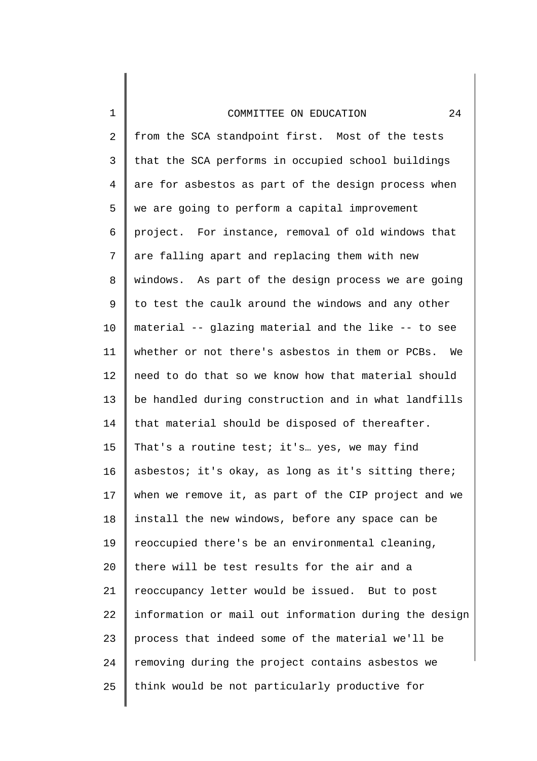from the SCA standpoint first. Most of the tests that the SCA performs in occupied school buildings are for asbestos as part of the design process when we are going to perform a capital improvement project. For instance, removal of old windows that are falling apart and replacing them with new windows. As part of the design process we are going to test the caulk around the windows and any other material -- glazing material and the like -- to see whether or not there's asbestos in them or PCBs. We need to do that so we know how that material should be handled during construction and in what landfills that material should be disposed of thereafter. That's a routine test; it's… yes, we may find asbestos; it's okay, as long as it's sitting there; when we remove it, as part of the CIP project and we install the new windows, before any space can be reoccupied there's be an environmental cleaning, there will be test results for the air and a reoccupancy letter would be issued. But to post information or mail out information during the design process that indeed some of the material we'll be removing during the project contains asbestos we think would be not particularly productive for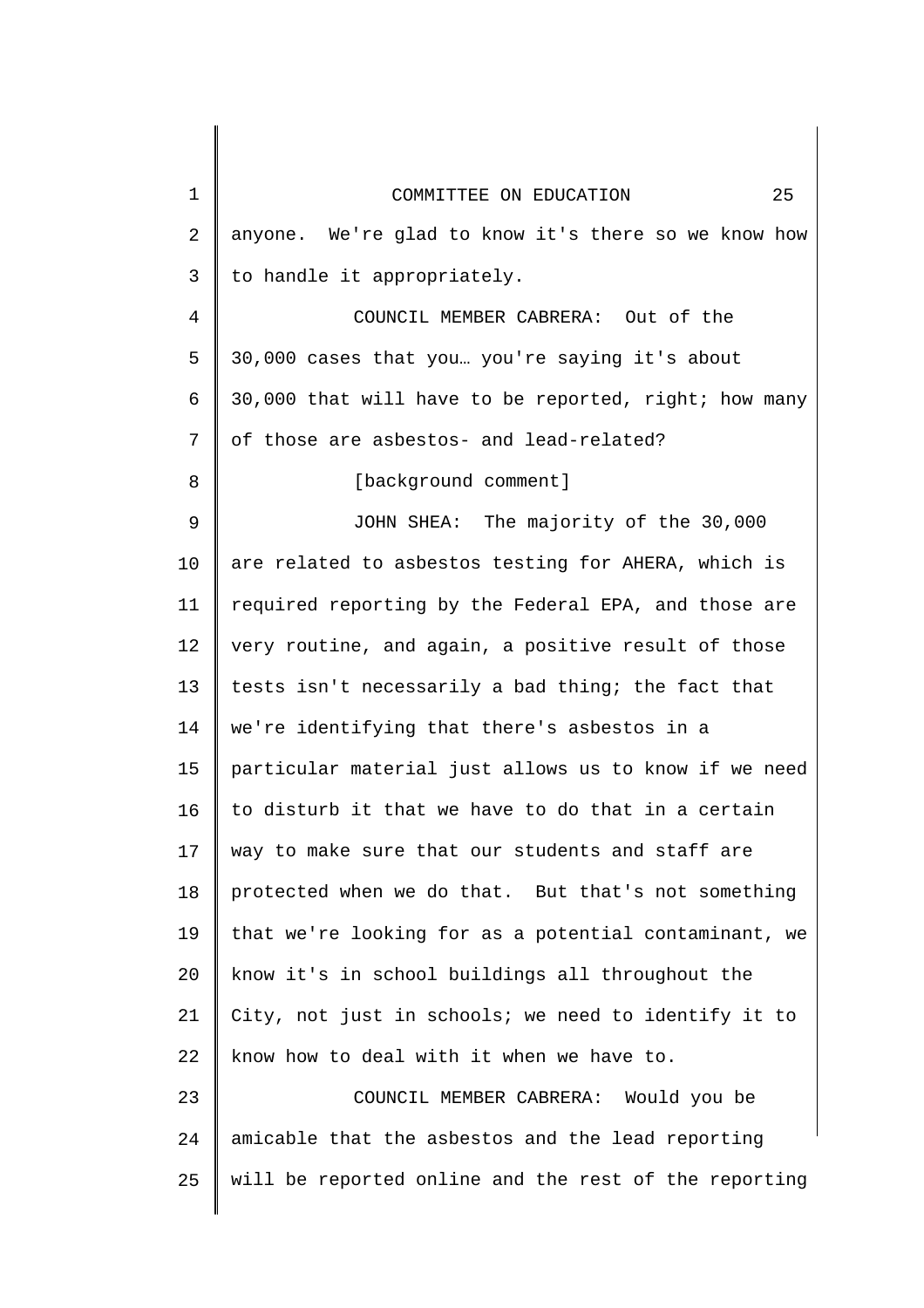anyone. We're glad to know it's there so we know how to handle it appropriately.

COUNCIL MEMBER CABRERA: Out of the 30,000 cases that you… you're saying it's about 30,000 that will have to be reported, right; how many of those are asbestos- and lead-related?

[background comment]

JOHN SHEA: The majority of the 30,000 are related to asbestos testing for AHERA, which is required reporting by the Federal EPA, and those are very routine, and again, a positive result of those tests isn't necessarily a bad thing; the fact that we're identifying that there's asbestos in a particular material just allows us to know if we need to disturb it that we have to do that in a certain way to make sure that our students and staff are protected when we do that. But that's not something that we're looking for as a potential contaminant, we know it's in school buildings all throughout the City, not just in schools; we need to identify it to know how to deal with it when we have to.

COUNCIL MEMBER CABRERA: Would you be amicable that the asbestos and the lead reporting will be reported online and the rest of the reporting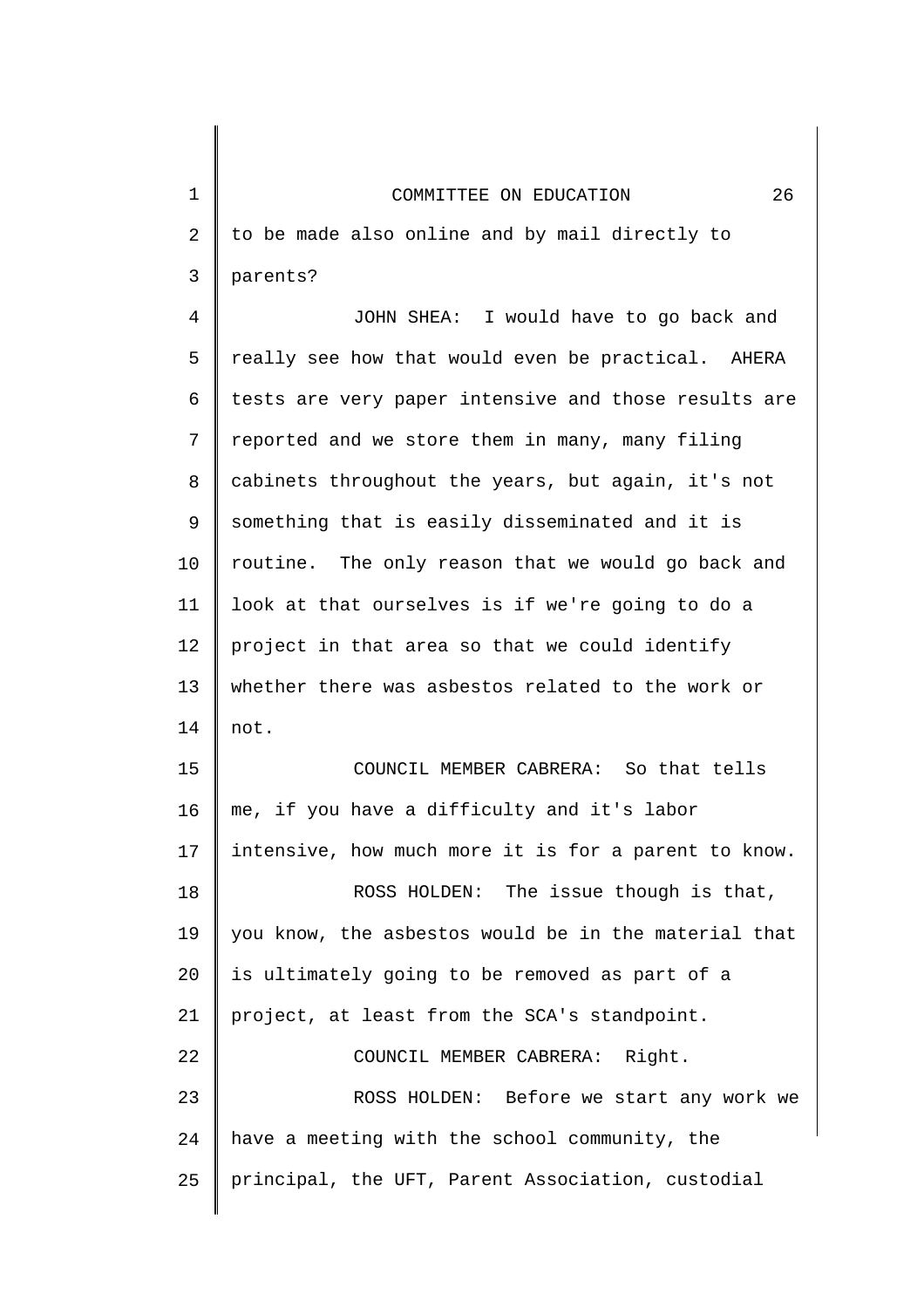to be made also online and by mail directly to parents?

JOHN SHEA: I would have to go back and really see how that would even be practical. AHERA tests are very paper intensive and those results are reported and we store them in many, many filing cabinets throughout the years, but again, it's not something that is easily disseminated and it is routine. The only reason that we would go back and look at that ourselves is if we're going to do a project in that area so that we could identify whether there was asbestos related to the work or not.

COUNCIL MEMBER CABRERA: So that tells me, if you have a difficulty and it's labor intensive, how much more it is for a parent to know.

ROSS HOLDEN: The issue though is that, you know, the asbestos would be in the material that is ultimately going to be removed as part of a project, at least from the SCA's standpoint.

COUNCIL MEMBER CABRERA: Right.

ROSS HOLDEN: Before we start any work we have a meeting with the school community, the principal, the UFT, Parent Association, custodial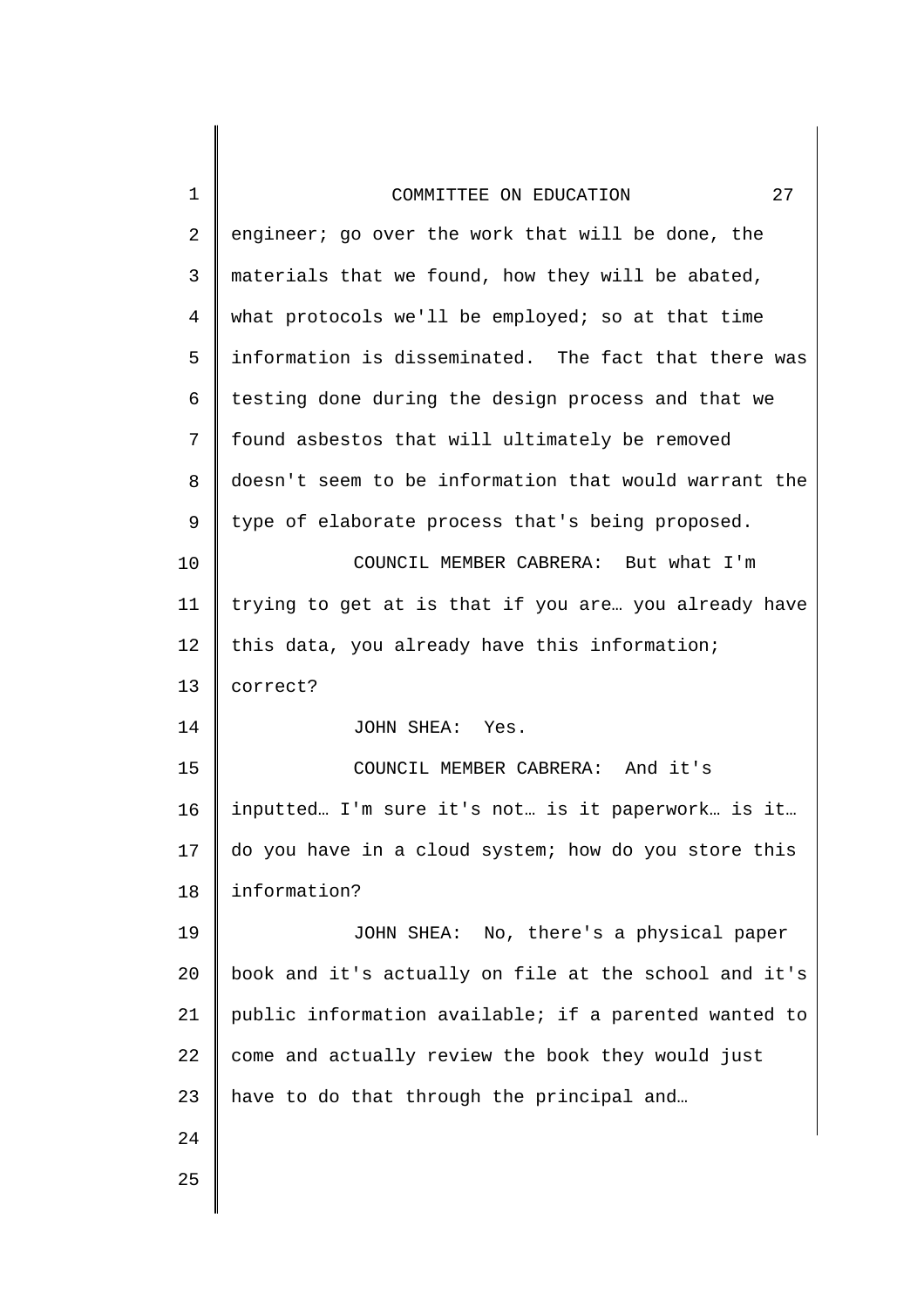engineer; go over the work that will be done, the materials that we found, how they will be abated, what protocols we'll be employed; so at that time information is disseminated. The fact that there was testing done during the design process and that we found asbestos that will ultimately be removed doesn't seem to be information that would warrant the type of elaborate process that's being proposed.

COUNCIL MEMBER CABRERA: But what I'm trying to get at is that if you are… you already have this data, you already have this information; correct?

JOHN SHEA: Yes.

COUNCIL MEMBER CABRERA: And it's inputted… I'm sure it's not… is it paperwork… is it… do you have in a cloud system; how do you store this information?

JOHN SHEA: No, there's a physical paper book and it's actually on file at the school and it's public information available; if a parented wanted to come and actually review the book they would just have to do that through the principal and…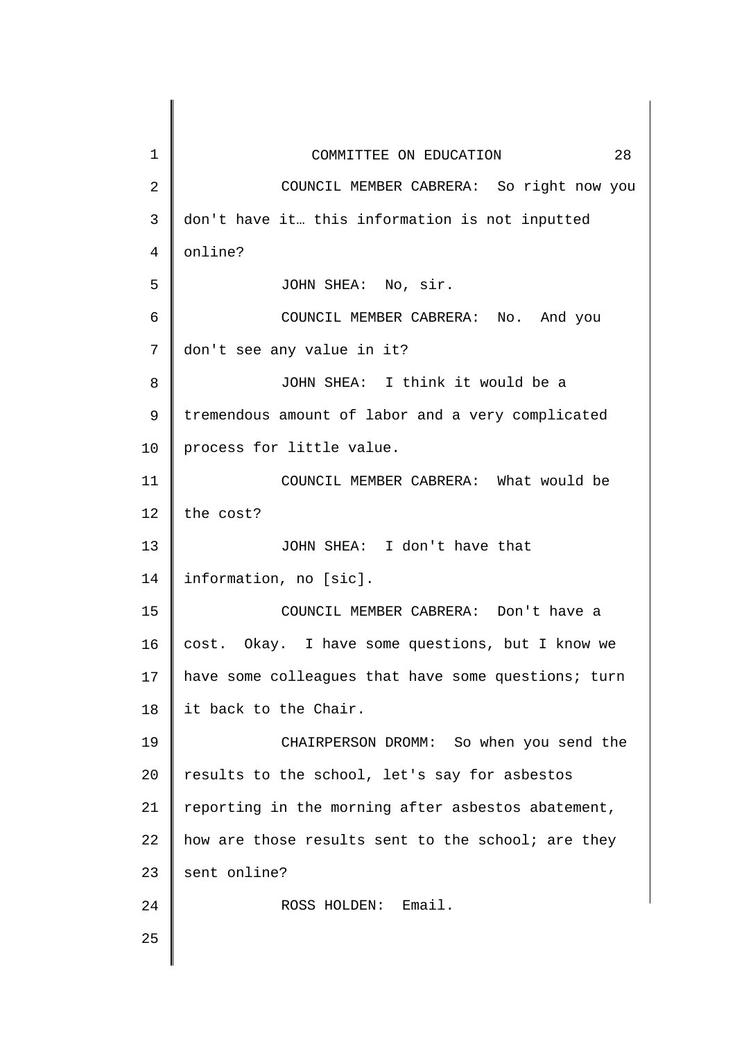COUNCIL MEMBER CABRERA: So right now you don't have it… this information is not inputted online?

JOHN SHEA: No, sir.

COUNCIL MEMBER CABRERA: No. And you don't see any value in it?

JOHN SHEA: I think it would be a tremendous amount of labor and a very complicated process for little value.

COUNCIL MEMBER CABRERA: What would be the cost?

JOHN SHEA: I don't have that information, no [sic].

COUNCIL MEMBER CABRERA: Don't have a cost. Okay. I have some questions, but I know we have some colleagues that have some questions; turn it back to the Chair.

CHAIRPERSON DROMM: So when you send the results to the school, let's say for asbestos reporting in the morning after asbestos abatement, how are those results sent to the school; are they sent online?

ROSS HOLDEN: Email.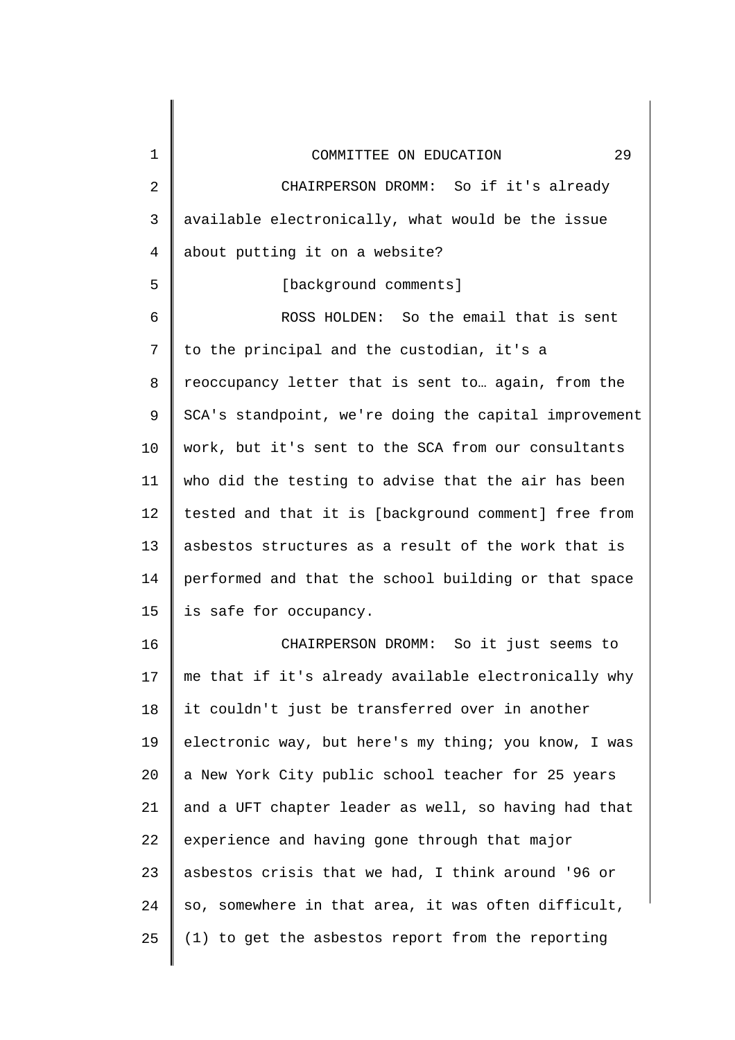CHAIRPERSON DROMM: So if it's already available electronically, what would be the issue about putting it on a website?

[background comments]

ROSS HOLDEN: So the email that is sent to the principal and the custodian, it's a reoccupancy letter that is sent to… again, from the SCA's standpoint, we're doing the capital improvement work, but it's sent to the SCA from our consultants who did the testing to advise that the air has been tested and that it is [background comment] free from asbestos structures as a result of the work that is performed and that the school building or that space is safe for occupancy.

CHAIRPERSON DROMM: So it just seems to me that if it's already available electronically why it couldn't just be transferred over in another electronic way, but here's my thing; you know, I was a New York City public school teacher for 25 years and a UFT chapter leader as well, so having had that experience and having gone through that major asbestos crisis that we had, I think around '96 or so, somewhere in that area, it was often difficult, (1) to get the asbestos report from the reporting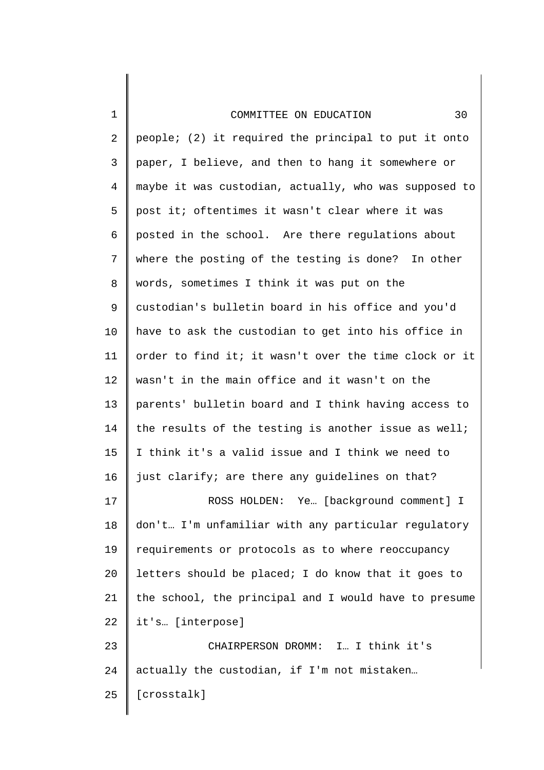people; (2) it required the principal to put it onto paper, I believe, and then to hang it somewhere or maybe it was custodian, actually, who was supposed to post it; oftentimes it wasn't clear where it was posted in the school. Are there regulations about where the posting of the testing is done? In other words, sometimes I think it was put on the custodian's bulletin board in his office and you'd have to ask the custodian to get into his office in order to find it; it wasn't over the time clock or it wasn't in the main office and it wasn't on the parents' bulletin board and I think having access to the results of the testing is another issue as well; I think it's a valid issue and I think we need to just clarify; are there any guidelines on that?

ROSS HOLDEN: Ye… [background comment] I don't… I'm unfamiliar with any particular regulatory requirements or protocols as to where reoccupancy letters should be placed; I do know that it goes to the school, the principal and I would have to presume it's… [interpose]

CHAIRPERSON DROMM: I… I think it's actually the custodian, if I'm not mistaken… [crosstalk]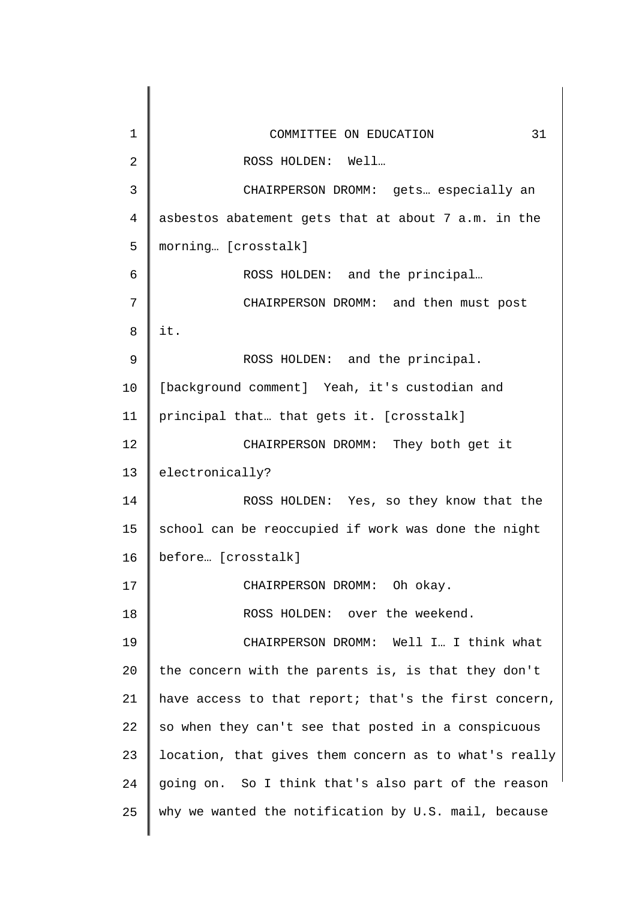ROSS HOLDEN: Well…

CHAIRPERSON DROMM: gets… especially an asbestos abatement gets that at about 7 a.m. in the morning… [crosstalk]

ROSS HOLDEN: and the principal…

CHAIRPERSON DROMM: and then must post it.

ROSS HOLDEN: and the principal. [background comment] Yeah, it's custodian and principal that… that gets it. [crosstalk]

CHAIRPERSON DROMM: They both get it electronically?

ROSS HOLDEN: Yes, so they know that the school can be reoccupied if work was done the night before… [crosstalk]

CHAIRPERSON DROMM: Oh okay.

ROSS HOLDEN: over the weekend.

CHAIRPERSON DROMM: Well I… I think what the concern with the parents is, is that they don't have access to that report; that's the first concern, so when they can't see that posted in a conspicuous location, that gives them concern as to what's really going on. So I think that's also part of the reason why we wanted the notification by U.S. mail, because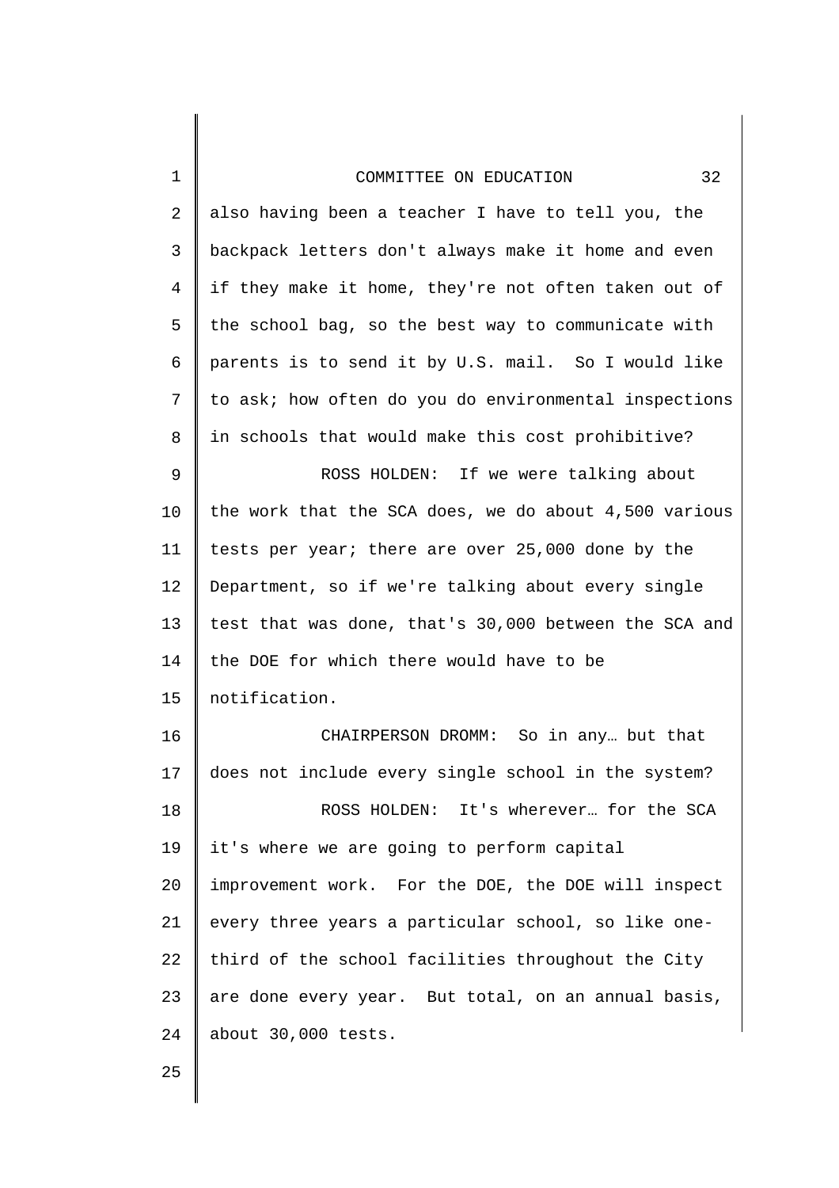also having been a teacher I have to tell you, the backpack letters don't always make it home and even if they make it home, they're not often taken out of the school bag, so the best way to communicate with parents is to send it by U.S. mail. So I would like to ask; how often do you do environmental inspections in schools that would make this cost prohibitive?

ROSS HOLDEN: If we were talking about the work that the SCA does, we do about 4,500 various tests per year; there are over 25,000 done by the Department, so if we're talking about every single test that was done, that's 30,000 between the SCA and the DOE for which there would have to be notification.

CHAIRPERSON DROMM: So in any… but that does not include every single school in the system?

ROSS HOLDEN: It's wherever… for the SCA it's where we are going to perform capital improvement work. For the DOE, the DOE will inspect every three years a particular school, so like one-third of the school facilities throughout the City are done every year. But total, on an annual basis, about 30,000 tests.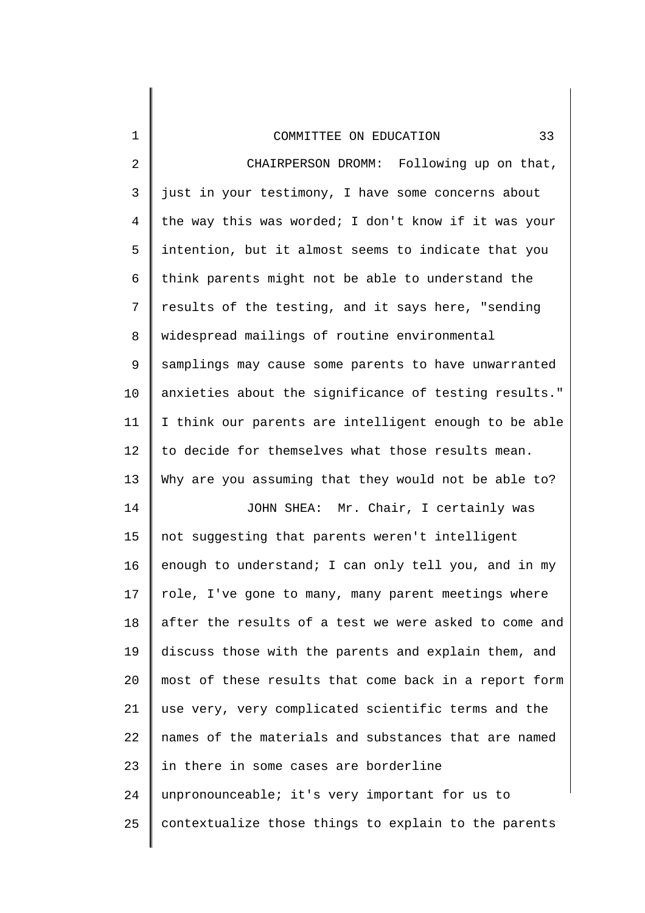CHAIRPERSON DROMM: Following up on that, just in your testimony, I have some concerns about the way this was worded; I don't know if it was your intention, but it almost seems to indicate that you think parents might not be able to understand the results of the testing, and it says here, "sending widespread mailings of routine environmental samplings may cause some parents to have unwarranted anxieties about the significance of testing results." I think our parents are intelligent enough to be able to decide for themselves what those results mean. Why are you assuming that they would not be able to?

JOHN SHEA: Mr. Chair, I certainly was not suggesting that parents weren't intelligent enough to understand; I can only tell you, and in my role, I've gone to many, many parent meetings where after the results of a test we were asked to come and discuss those with the parents and explain them, and most of these results that come back in a report form use very, very complicated scientific terms and the names of the materials and substances that are named in there in some cases are borderline unpronounceable; it's very important for us to contextualize those things to explain to the parents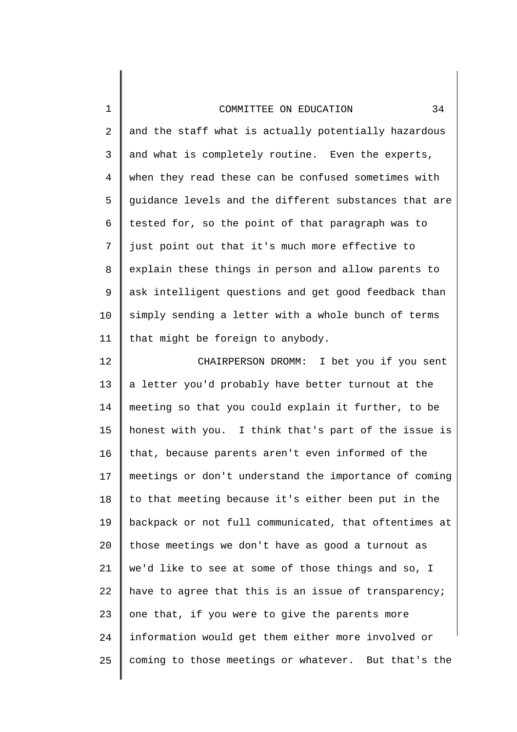and the staff what is actually potentially hazardous and what is completely routine. Even the experts, when they read these can be confused sometimes with guidance levels and the different substances that are tested for, so the point of that paragraph was to just point out that it's much more effective to explain these things in person and allow parents to ask intelligent questions and get good feedback than simply sending a letter with a whole bunch of terms that might be foreign to anybody.

CHAIRPERSON DROMM: I bet you if you sent a letter you'd probably have better turnout at the meeting so that you could explain it further, to be honest with you. I think that's part of the issue is that, because parents aren't even informed of the meetings or don't understand the importance of coming to that meeting because it's either been put in the backpack or not full communicated, that oftentimes at those meetings we don't have as good a turnout as we'd like to see at some of those things and so, I have to agree that this is an issue of transparency; one that, if you were to give the parents more information would get them either more involved or coming to those meetings or whatever. But that's the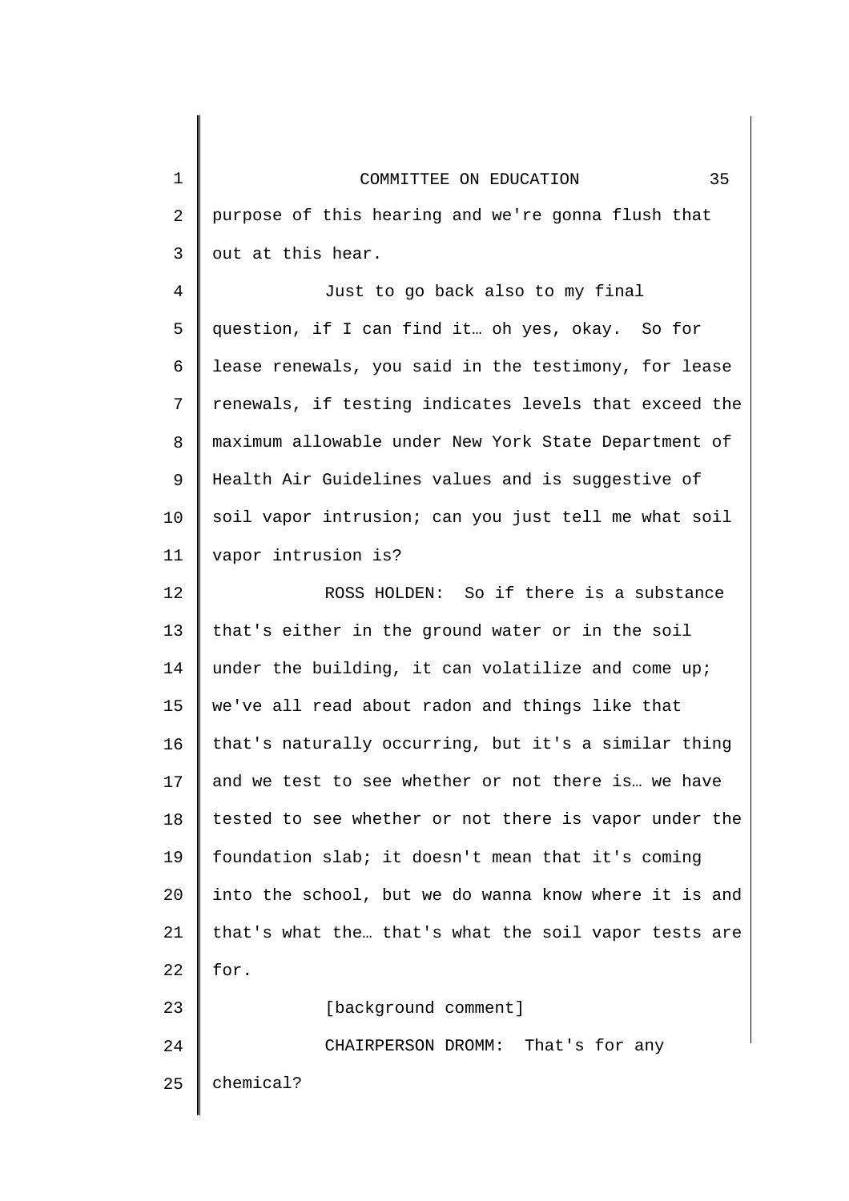purpose of this hearing and we're gonna flush that out at this hear.

Just to go back also to my final question, if I can find it… oh yes, okay. So for lease renewals, you said in the testimony, for lease renewals, if testing indicates levels that exceed the maximum allowable under New York State Department of Health Air Guidelines values and is suggestive of soil vapor intrusion; can you just tell me what soil vapor intrusion is?

ROSS HOLDEN: So if there is a substance that's either in the ground water or in the soil under the building, it can volatilize and come up; we've all read about radon and things like that that's naturally occurring, but it's a similar thing and we test to see whether or not there is… we have tested to see whether or not there is vapor under the foundation slab; it doesn't mean that it's coming into the school, but we do wanna know where it is and that's what the… that's what the soil vapor tests are for.

[background comment]

CHAIRPERSON DROMM: That's for any chemical?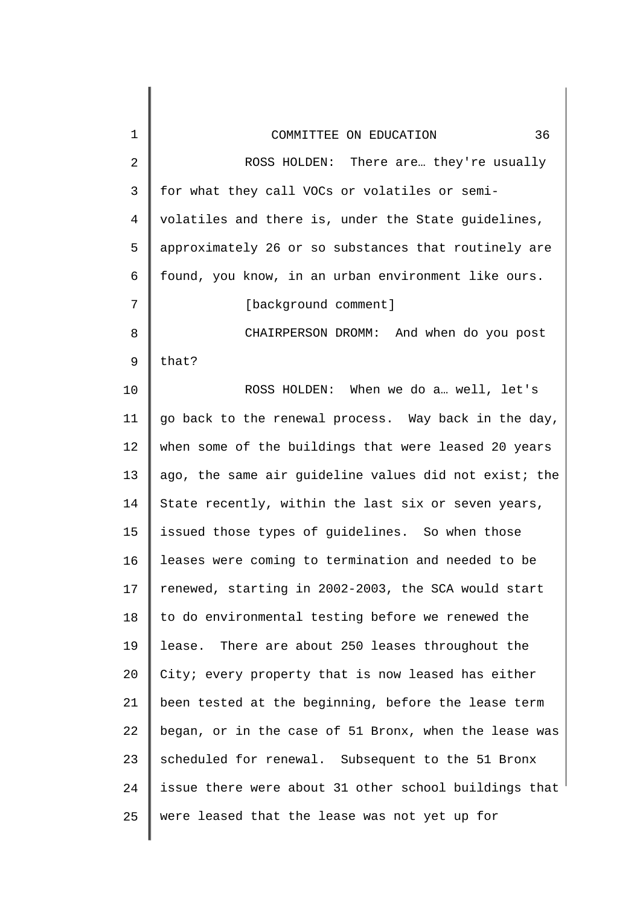ROSS HOLDEN: There are… they're usually for what they call VOCs or volatiles or semi-volatiles and there is, under the State guidelines, approximately 26 or so substances that routinely are found, you know, in an urban environment like ours.

[background comment]

CHAIRPERSON DROMM: And when do you post that?

ROSS HOLDEN: When we do a… well, let's go back to the renewal process. Way back in the day, when some of the buildings that were leased 20 years ago, the same air guideline values did not exist; the State recently, within the last six or seven years, issued those types of guidelines. So when those leases were coming to termination and needed to be renewed, starting in 2002-2003, the SCA would start to do environmental testing before we renewed the lease. There are about 250 leases throughout the City; every property that is now leased has either been tested at the beginning, before the lease term began, or in the case of 51 Bronx, when the lease was scheduled for renewal. Subsequent to the 51 Bronx issue there were about 31 other school buildings that were leased that the lease was not yet up for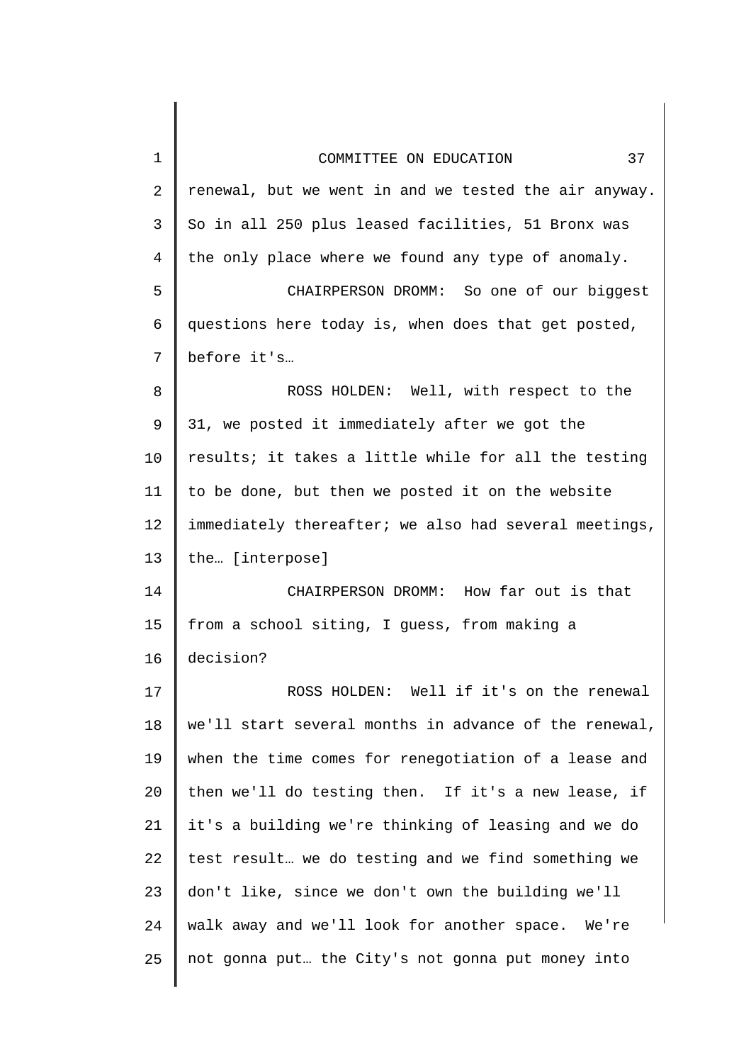renewal, but we went in and we tested the air anyway. So in all 250 plus leased facilities, 51 Bronx was the only place where we found any type of anomaly.

CHAIRPERSON DROMM: So one of our biggest questions here today is, when does that get posted, before it's…

ROSS HOLDEN: Well, with respect to the 31, we posted it immediately after we got the results; it takes a little while for all the testing to be done, but then we posted it on the website immediately thereafter; we also had several meetings, the… [interpose]

CHAIRPERSON DROMM: How far out is that from a school siting, I guess, from making a decision?

ROSS HOLDEN: Well if it's on the renewal we'll start several months in advance of the renewal, when the time comes for renegotiation of a lease and then we'll do testing then. If it's a new lease, if it's a building we're thinking of leasing and we do test result… we do testing and we find something we don't like, since we don't own the building we'll walk away and we'll look for another space. We're not gonna put… the City's not gonna put money into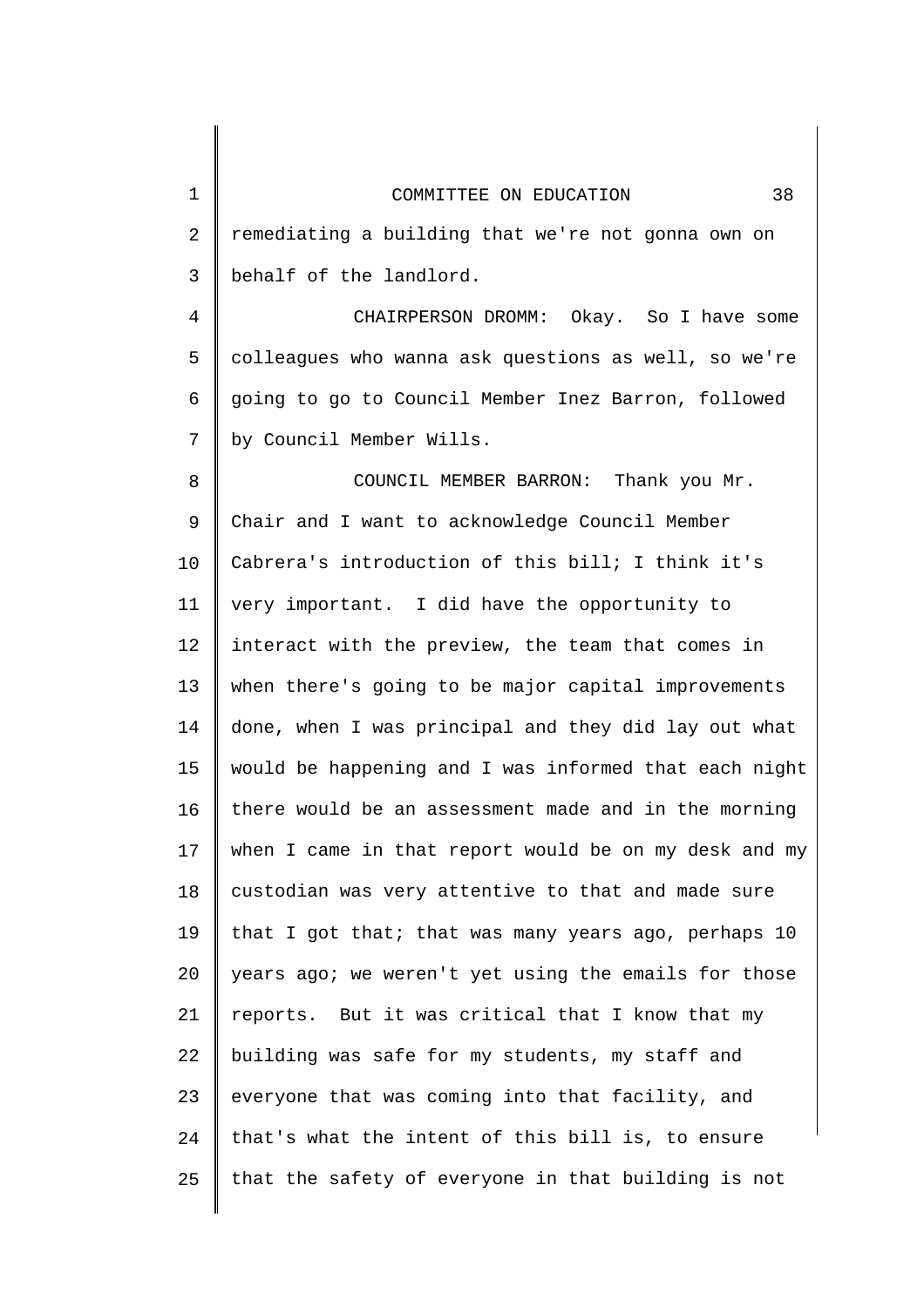remediating a building that we're not gonna own on behalf of the landlord.

CHAIRPERSON DROMM: Okay. So I have some colleagues who wanna ask questions as well, so we're going to go to Council Member Inez Barron, followed by Council Member Wills.

COUNCIL MEMBER BARRON: Thank you Mr. Chair and I want to acknowledge Council Member Cabrera's introduction of this bill; I think it's very important. I did have the opportunity to interact with the preview, the team that comes in when there's going to be major capital improvements done, when I was principal and they did lay out what would be happening and I was informed that each night there would be an assessment made and in the morning when I came in that report would be on my desk and my custodian was very attentive to that and made sure that I got that; that was many years ago, perhaps 10 years ago; we weren't yet using the emails for those reports. But it was critical that I know that my building was safe for my students, my staff and everyone that was coming into that facility, and that's what the intent of this bill is, to ensure that the safety of everyone in that building is not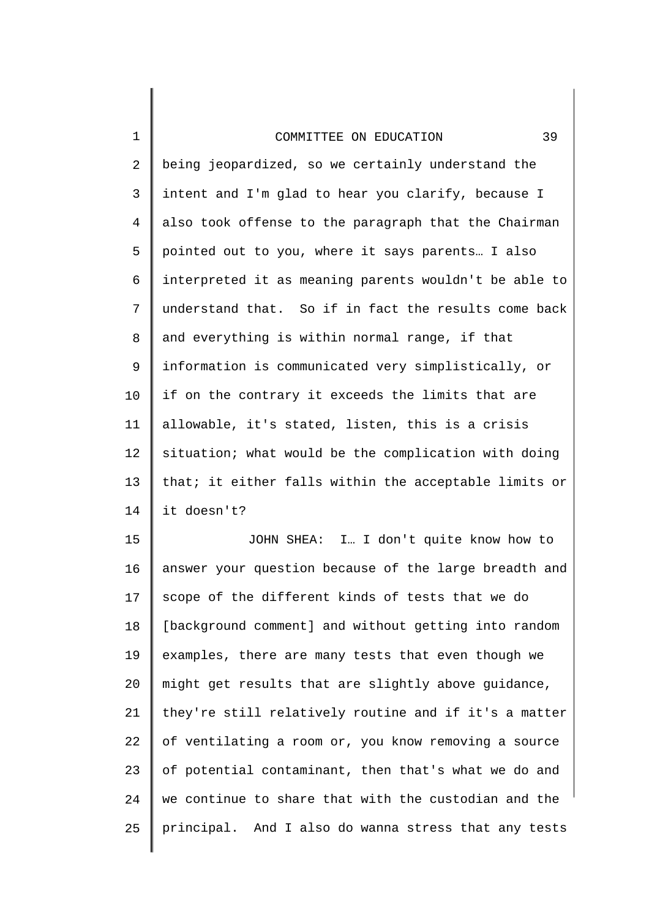being jeopardized, so we certainly understand the intent and I'm glad to hear you clarify, because I also took offense to the paragraph that the Chairman pointed out to you, where it says parents… I also interpreted it as meaning parents wouldn't be able to understand that. So if in fact the results come back and everything is within normal range, if that information is communicated very simplistically, or if on the contrary it exceeds the limits that are allowable, it's stated, listen, this is a crisis situation; what would be the complication with doing that; it either falls within the acceptable limits or it doesn't?

JOHN SHEA: I… I don't quite know how to answer your question because of the large breadth and scope of the different kinds of tests that we do [background comment] and without getting into random examples, there are many tests that even though we might get results that are slightly above guidance, they're still relatively routine and if it's a matter of ventilating a room or, you know removing a source of potential contaminant, then that's what we do and we continue to share that with the custodian and the principal. And I also do wanna stress that any tests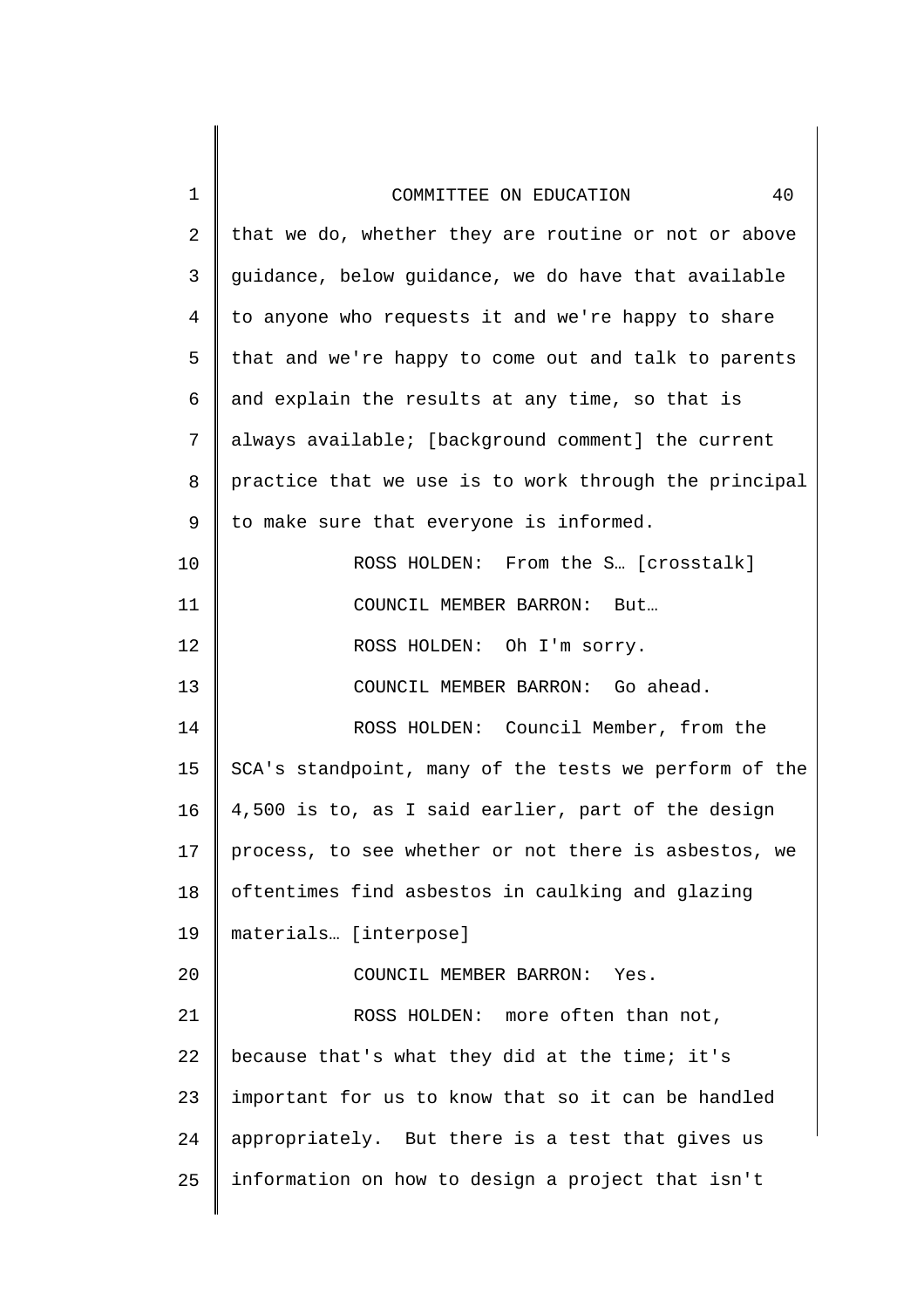that we do, whether they are routine or not or above guidance, below guidance, we do have that available to anyone who requests it and we're happy to share that and we're happy to come out and talk to parents and explain the results at any time, so that is always available; [background comment] the current practice that we use is to work through the principal to make sure that everyone is informed.

ROSS HOLDEN: From the S… [crosstalk]

COUNCIL MEMBER BARRON: But…

ROSS HOLDEN: Oh I'm sorry.

COUNCIL MEMBER BARRON: Go ahead.

ROSS HOLDEN: Council Member, from the SCA's standpoint, many of the tests we perform of the 4,500 is to, as I said earlier, part of the design process, to see whether or not there is asbestos, we oftentimes find asbestos in caulking and glazing materials… [interpose]

COUNCIL MEMBER BARRON: Yes.

ROSS HOLDEN: more often than not, because that's what they did at the time; it's important for us to know that so it can be handled appropriately. But there is a test that gives us information on how to design a project that isn't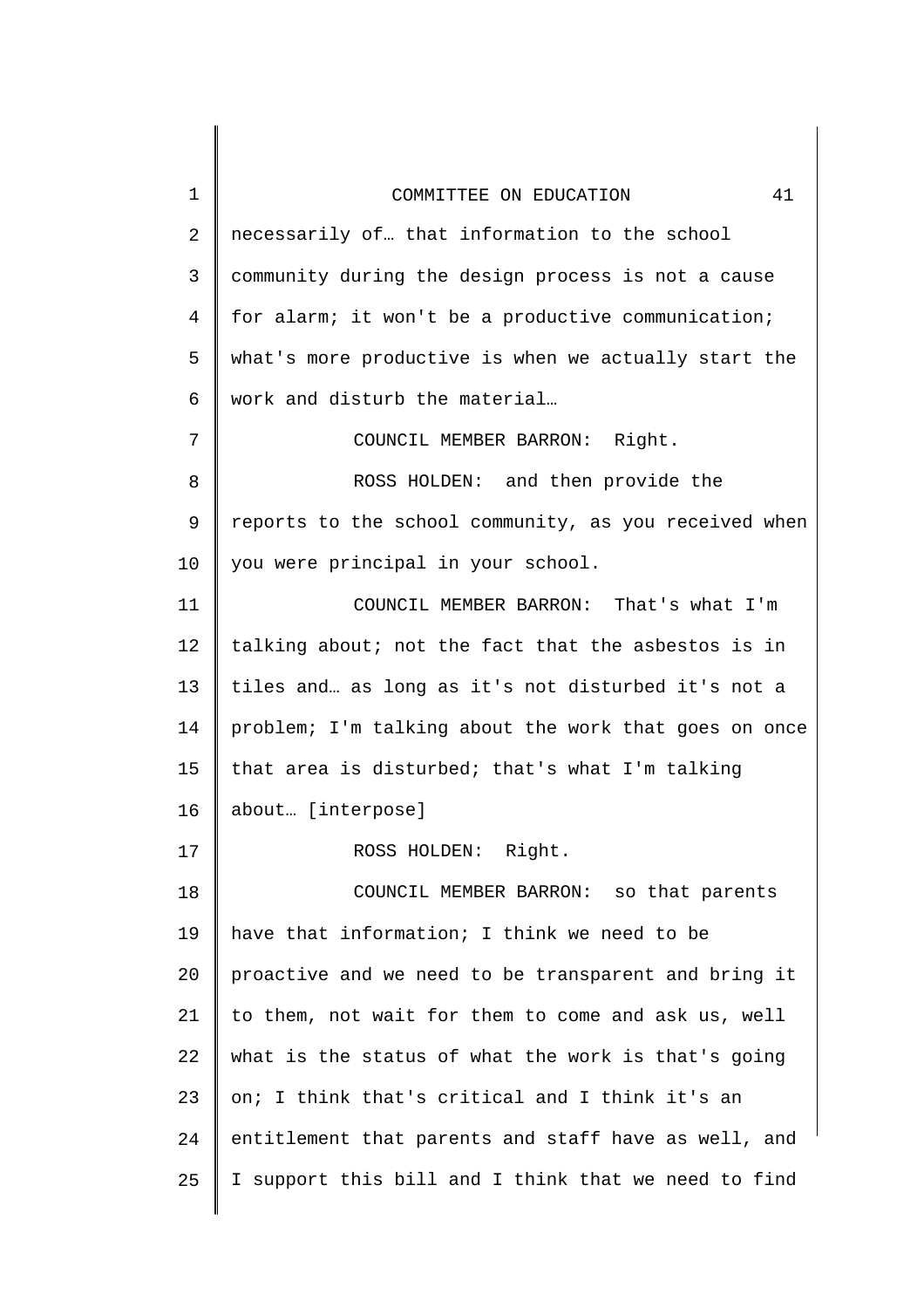necessarily of… that information to the school community during the design process is not a cause for alarm; it won't be a productive communication; what's more productive is when we actually start the work and disturb the material…

COUNCIL MEMBER BARRON: Right.

ROSS HOLDEN: and then provide the reports to the school community, as you received when you were principal in your school.

COUNCIL MEMBER BARRON: That's what I'm talking about; not the fact that the asbestos is in tiles and… as long as it's not disturbed it's not a problem; I'm talking about the work that goes on once that area is disturbed; that's what I'm talking about… [interpose]

ROSS HOLDEN: Right.

COUNCIL MEMBER BARRON: so that parents have that information; I think we need to be proactive and we need to be transparent and bring it to them, not wait for them to come and ask us, well what is the status of what the work is that's going on; I think that's critical and I think it's an entitlement that parents and staff have as well, and I support this bill and I think that we need to find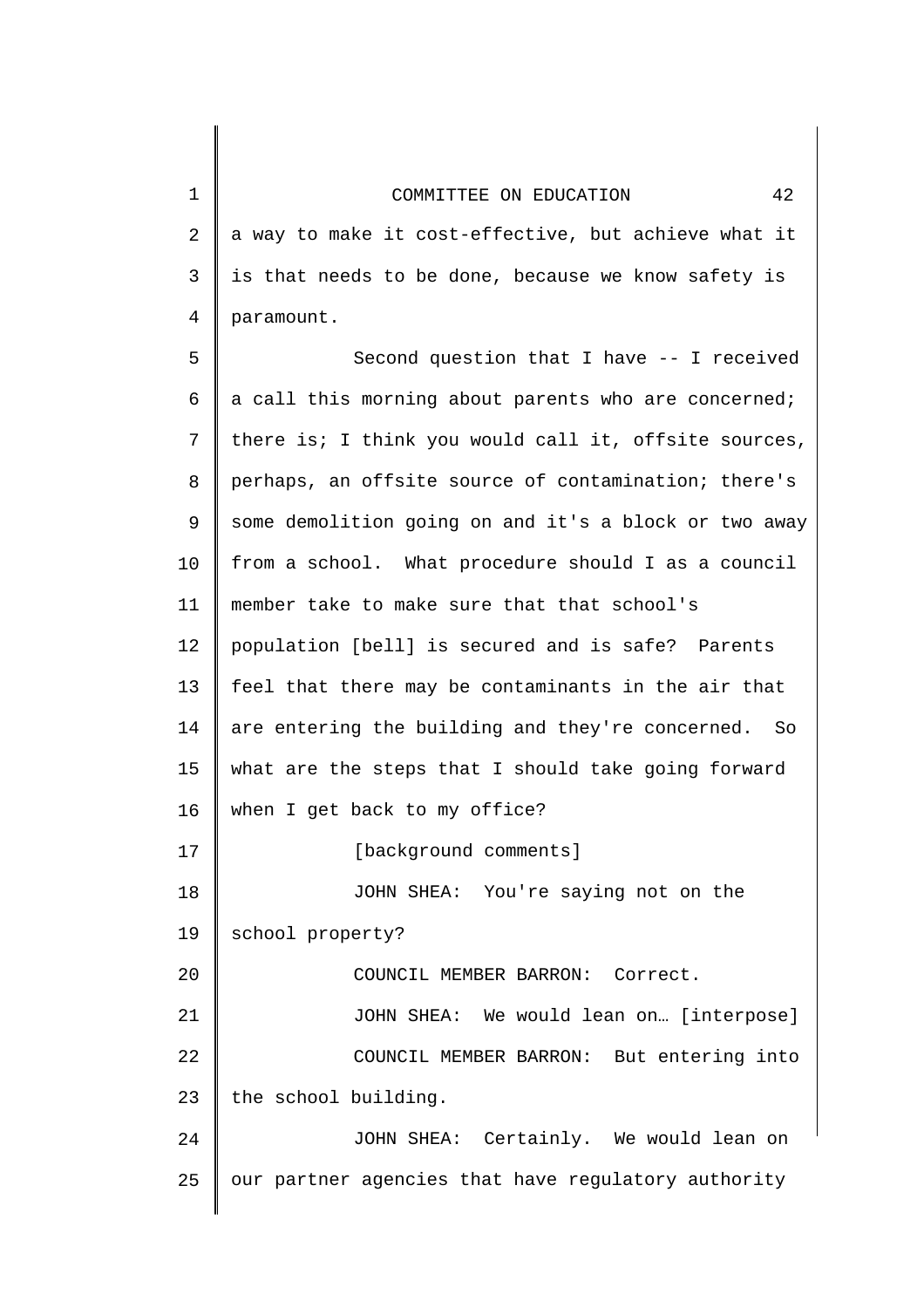a way to make it cost-effective, but achieve what it is that needs to be done, because we know safety is paramount.

Second question that I have -- I received a call this morning about parents who are concerned; there is; I think you would call it, offsite sources, perhaps, an offsite source of contamination; there's some demolition going on and it's a block or two away from a school. What procedure should I as a council member take to make sure that that school's population [bell] is secured and is safe? Parents feel that there may be contaminants in the air that are entering the building and they're concerned. So what are the steps that I should take going forward when I get back to my office?

[background comments]

JOHN SHEA: You're saying not on the school property?

COUNCIL MEMBER BARRON: Correct.

JOHN SHEA: We would lean on… [interpose]

COUNCIL MEMBER BARRON: But entering into the school building.

JOHN SHEA: Certainly. We would lean on our partner agencies that have regulatory authority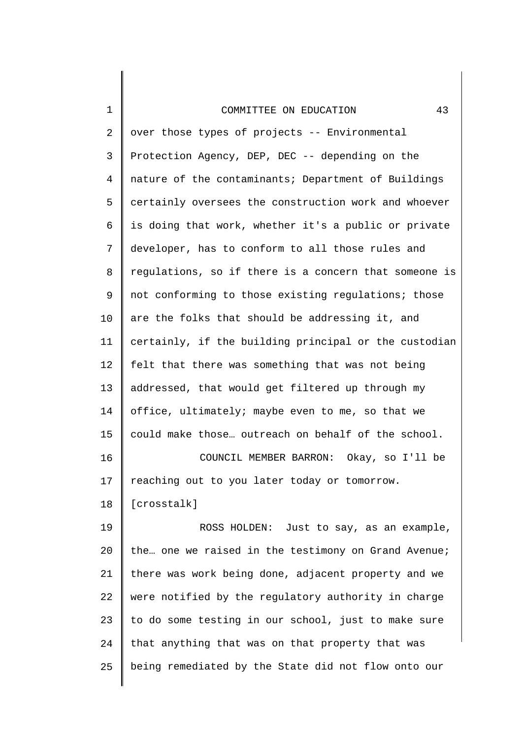over those types of projects -- Environmental Protection Agency, DEP, DEC -- depending on the nature of the contaminants; Department of Buildings certainly oversees the construction work and whoever is doing that work, whether it's a public or private developer, has to conform to all those rules and regulations, so if there is a concern that someone is not conforming to those existing regulations; those are the folks that should be addressing it, and certainly, if the building principal or the custodian felt that there was something that was not being addressed, that would get filtered up through my office, ultimately; maybe even to me, so that we could make those… outreach on behalf of the school.

COUNCIL MEMBER BARRON: Okay, so I'll be reaching out to you later today or tomorrow.

[crosstalk]

ROSS HOLDEN: Just to say, as an example, the… one we raised in the testimony on Grand Avenue; there was work being done, adjacent property and we were notified by the regulatory authority in charge to do some testing in our school, just to make sure that anything that was on that property that was being remediated by the State did not flow onto our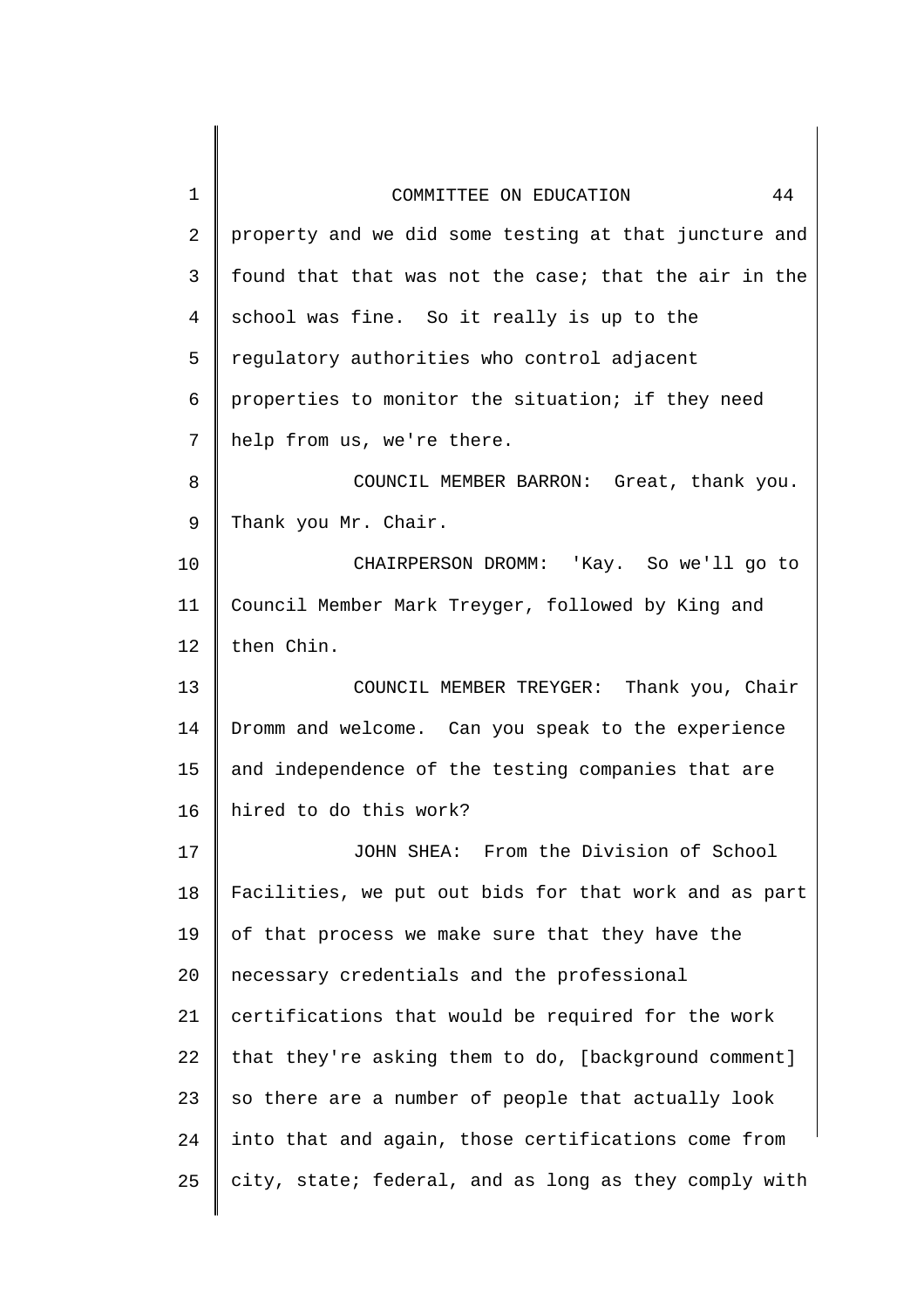property and we did some testing at that juncture and found that that was not the case; that the air in the school was fine. So it really is up to the regulatory authorities who control adjacent properties to monitor the situation; if they need help from us, we're there.

COUNCIL MEMBER BARRON: Great, thank you. Thank you Mr. Chair.

CHAIRPERSON DROMM: 'Kay. So we'll go to Council Member Mark Treyger, followed by King and then Chin.

COUNCIL MEMBER TREYGER: Thank you, Chair Dromm and welcome. Can you speak to the experience and independence of the testing companies that are hired to do this work?

JOHN SHEA: From the Division of School Facilities, we put out bids for that work and as part of that process we make sure that they have the necessary credentials and the professional certifications that would be required for the work that they're asking them to do, [background comment] so there are a number of people that actually look into that and again, those certifications come from city, state; federal, and as long as they comply with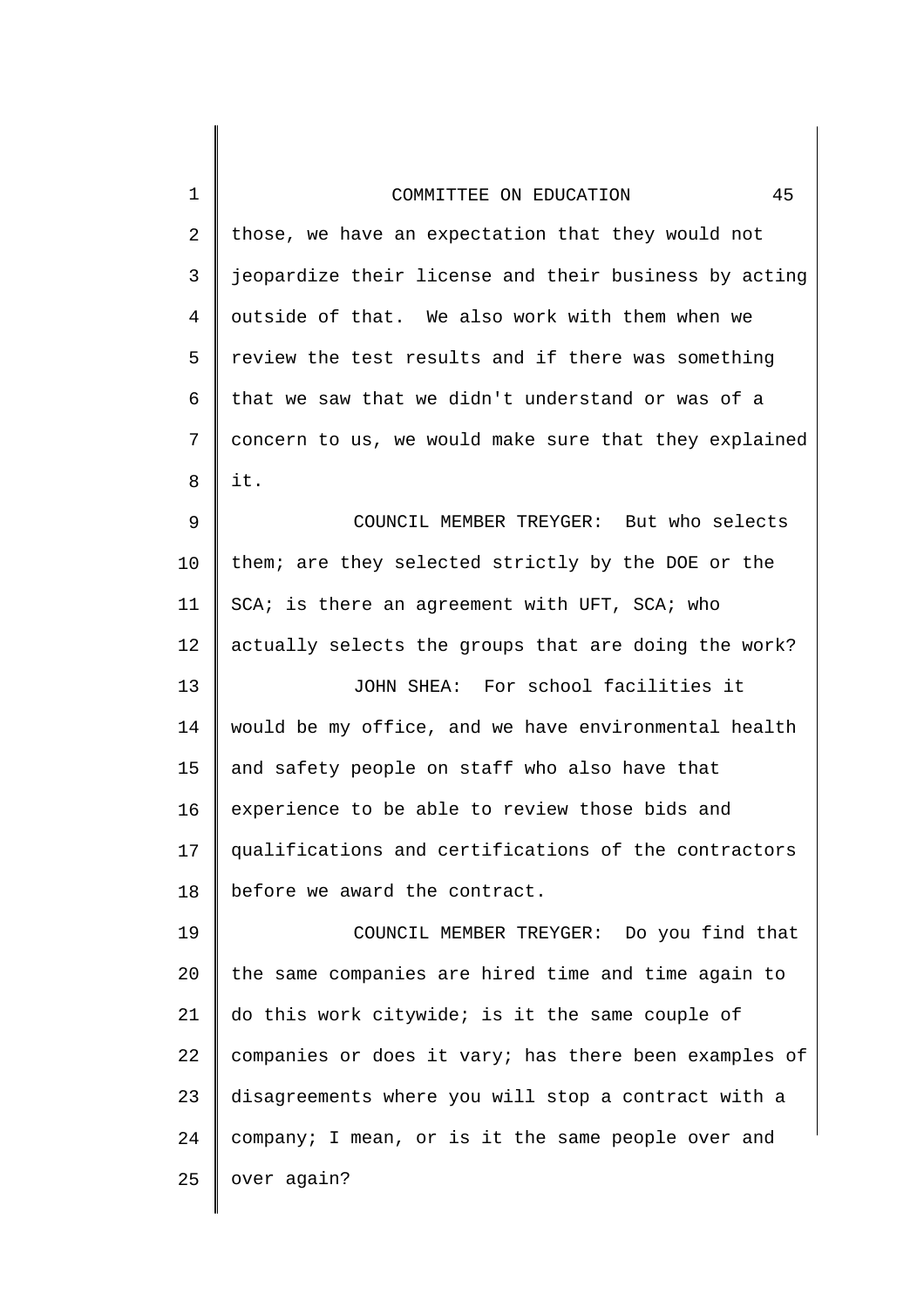those, we have an expectation that they would not jeopardize their license and their business by acting outside of that. We also work with them when we review the test results and if there was something that we saw that we didn't understand or was of a concern to us, we would make sure that they explained it.

COUNCIL MEMBER TREYGER: But who selects them; are they selected strictly by the DOE or the SCA; is there an agreement with UFT, SCA; who actually selects the groups that are doing the work?

JOHN SHEA: For school facilities it would be my office, and we have environmental health and safety people on staff who also have that experience to be able to review those bids and qualifications and certifications of the contractors before we award the contract.

COUNCIL MEMBER TREYGER: Do you find that the same companies are hired time and time again to do this work citywide; is it the same couple of companies or does it vary; has there been examples of disagreements where you will stop a contract with a company; I mean, or is it the same people over and over again?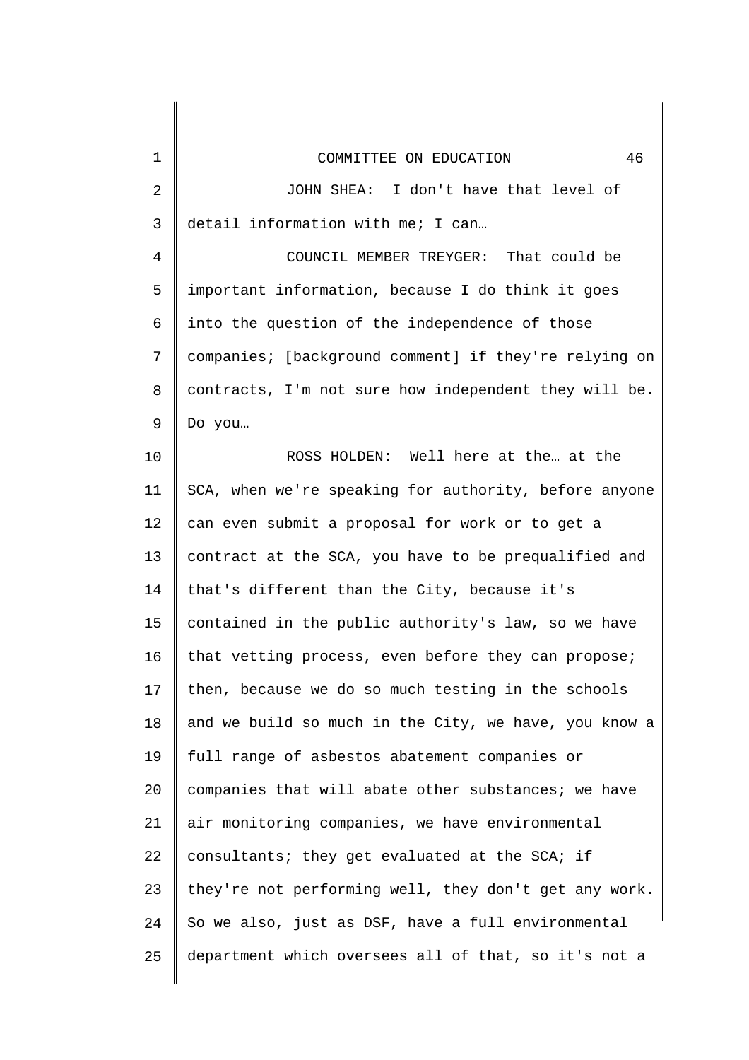JOHN SHEA: I don't have that level of detail information with me; I can…

COUNCIL MEMBER TREYGER: That could be important information, because I do think it goes into the question of the independence of those companies; [background comment] if they're relying on contracts, I'm not sure how independent they will be. Do you…

ROSS HOLDEN: Well here at the… at the SCA, when we're speaking for authority, before anyone can even submit a proposal for work or to get a contract at the SCA, you have to be prequalified and that's different than the City, because it's contained in the public authority's law, so we have that vetting process, even before they can propose; then, because we do so much testing in the schools and we build so much in the City, we have, you know a full range of asbestos abatement companies or companies that will abate other substances; we have air monitoring companies, we have environmental consultants; they get evaluated at the SCA; if they're not performing well, they don't get any work. So we also, just as DSF, have a full environmental department which oversees all of that, so it's not a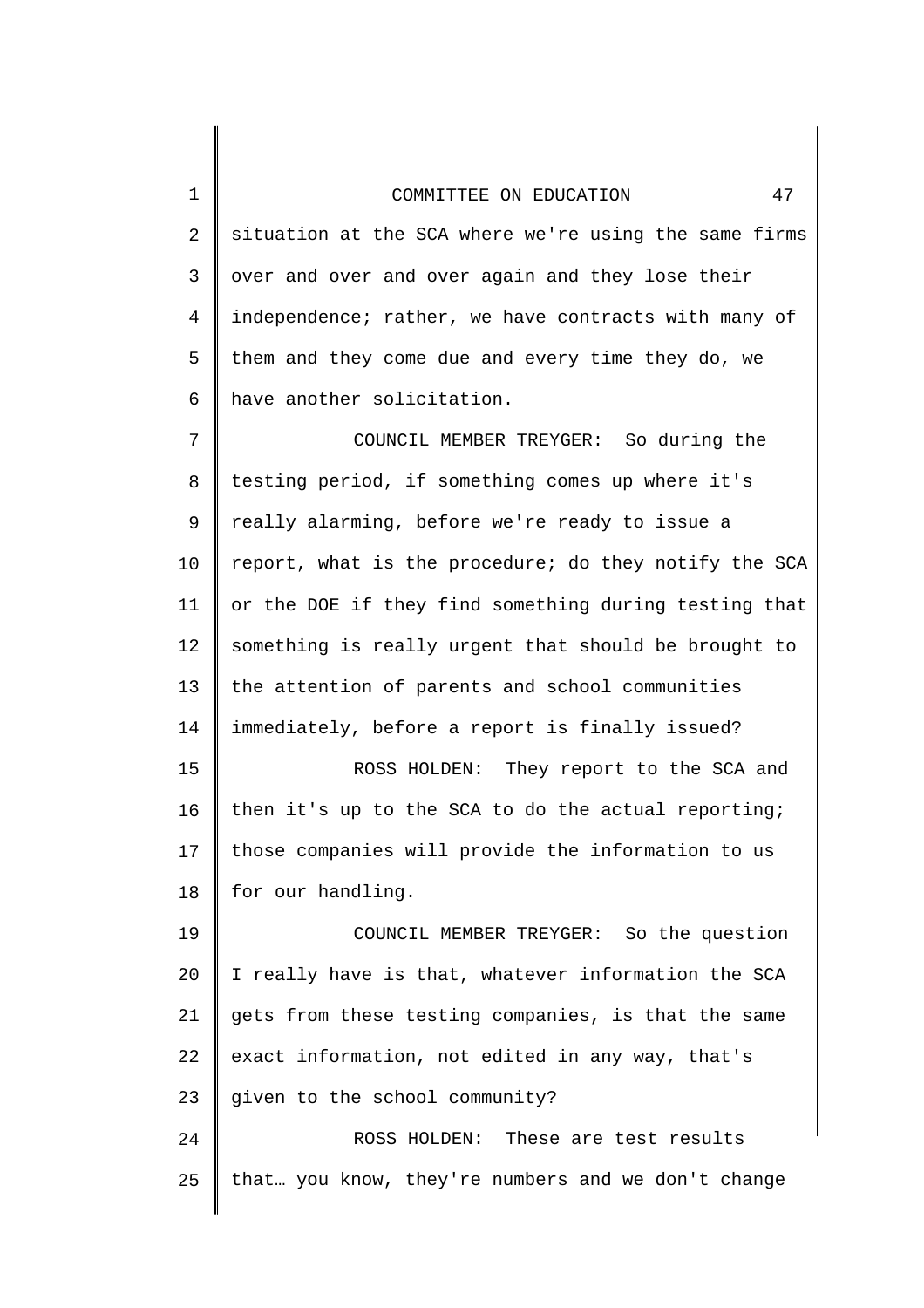situation at the SCA where we're using the same firms over and over and over again and they lose their independence; rather, we have contracts with many of them and they come due and every time they do, we have another solicitation.

COUNCIL MEMBER TREYGER: So during the testing period, if something comes up where it's really alarming, before we're ready to issue a report, what is the procedure; do they notify the SCA or the DOE if they find something during testing that something is really urgent that should be brought to the attention of parents and school communities immediately, before a report is finally issued?

ROSS HOLDEN: They report to the SCA and then it's up to the SCA to do the actual reporting; those companies will provide the information to us for our handling.

COUNCIL MEMBER TREYGER: So the question I really have is that, whatever information the SCA gets from these testing companies, is that the same exact information, not edited in any way, that's given to the school community?

ROSS HOLDEN: These are test results that… you know, they're numbers and we don't change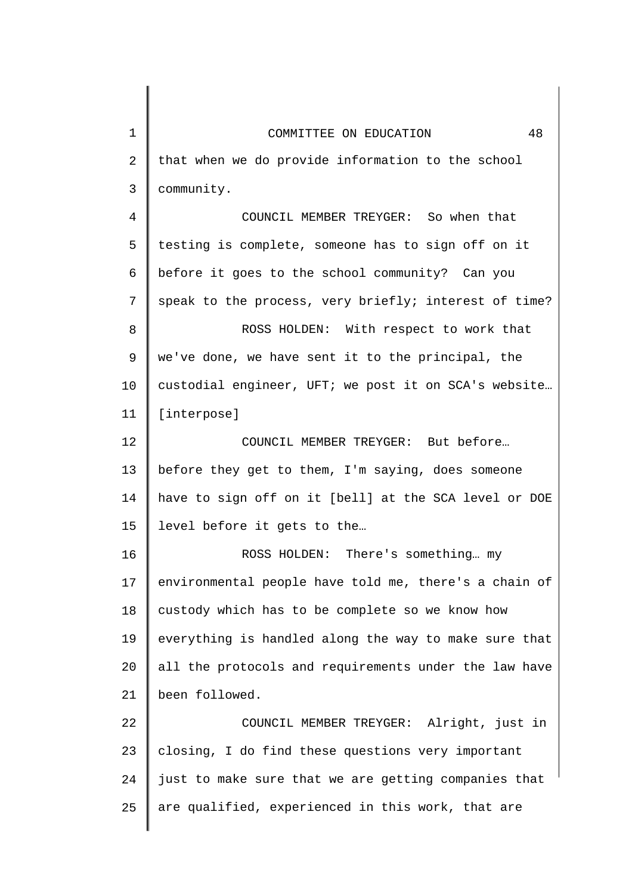that when we do provide information to the school community.

COUNCIL MEMBER TREYGER: So when that testing is complete, someone has to sign off on it before it goes to the school community? Can you speak to the process, very briefly; interest of time?

ROSS HOLDEN: With respect to work that we've done, we have sent it to the principal, the custodial engineer, UFT; we post it on SCA's website… [interpose]

COUNCIL MEMBER TREYGER: But before… before they get to them, I'm saying, does someone have to sign off on it [bell] at the SCA level or DOE level before it gets to the…

ROSS HOLDEN: There's something… my environmental people have told me, there's a chain of custody which has to be complete so we know how everything is handled along the way to make sure that all the protocols and requirements under the law have been followed.

COUNCIL MEMBER TREYGER: Alright, just in closing, I do find these questions very important just to make sure that we are getting companies that are qualified, experienced in this work, that are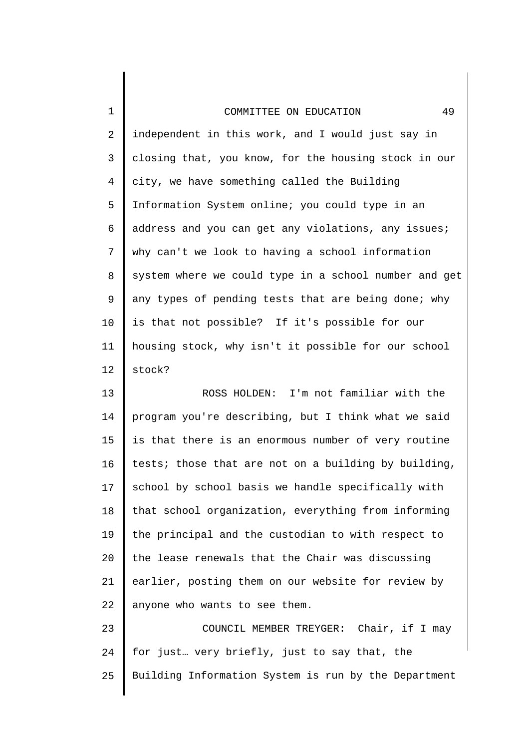independent in this work, and I would just say in closing that, you know, for the housing stock in our city, we have something called the Building Information System online; you could type in an address and you can get any violations, any issues; why can't we look to having a school information system where we could type in a school number and get any types of pending tests that are being done; why is that not possible? If it's possible for our housing stock, why isn't it possible for our school stock?

ROSS HOLDEN: I'm not familiar with the program you're describing, but I think what we said is that there is an enormous number of very routine tests; those that are not on a building by building, school by school basis we handle specifically with that school organization, everything from informing the principal and the custodian to with respect to the lease renewals that the Chair was discussing earlier, posting them on our website for review by anyone who wants to see them.

COUNCIL MEMBER TREYGER: Chair, if I may for just… very briefly, just to say that, the Building Information System is run by the Department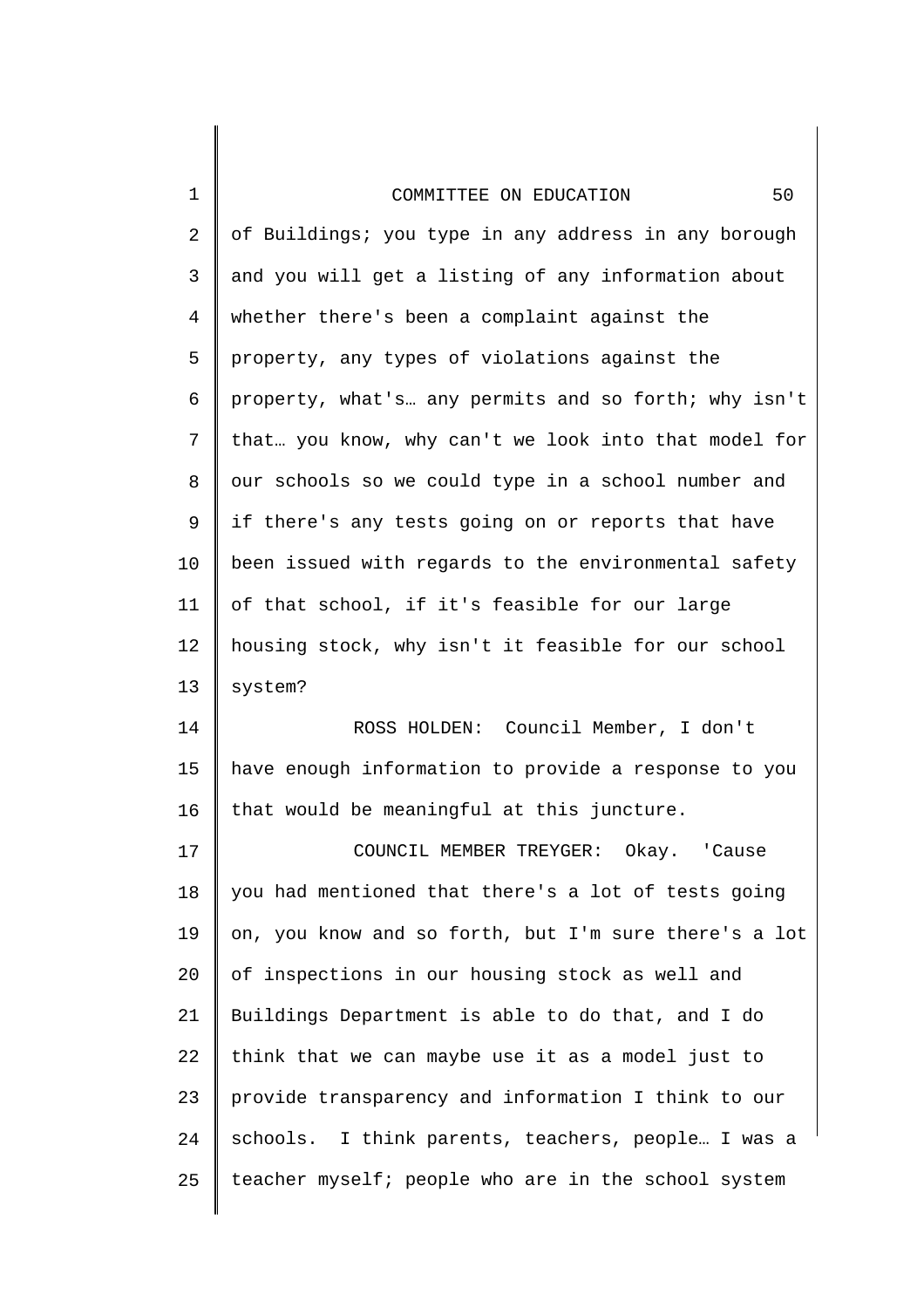of Buildings; you type in any address in any borough and you will get a listing of any information about whether there's been a complaint against the property, any types of violations against the property, what's… any permits and so forth; why isn't that… you know, why can't we look into that model for our schools so we could type in a school number and if there's any tests going on or reports that have been issued with regards to the environmental safety of that school, if it's feasible for our large housing stock, why isn't it feasible for our school system?

ROSS HOLDEN: Council Member, I don't have enough information to provide a response to you that would be meaningful at this juncture.

COUNCIL MEMBER TREYGER: Okay. 'Cause you had mentioned that there's a lot of tests going on, you know and so forth, but I'm sure there's a lot of inspections in our housing stock as well and Buildings Department is able to do that, and I do think that we can maybe use it as a model just to provide transparency and information I think to our schools. I think parents, teachers, people… I was a teacher myself; people who are in the school system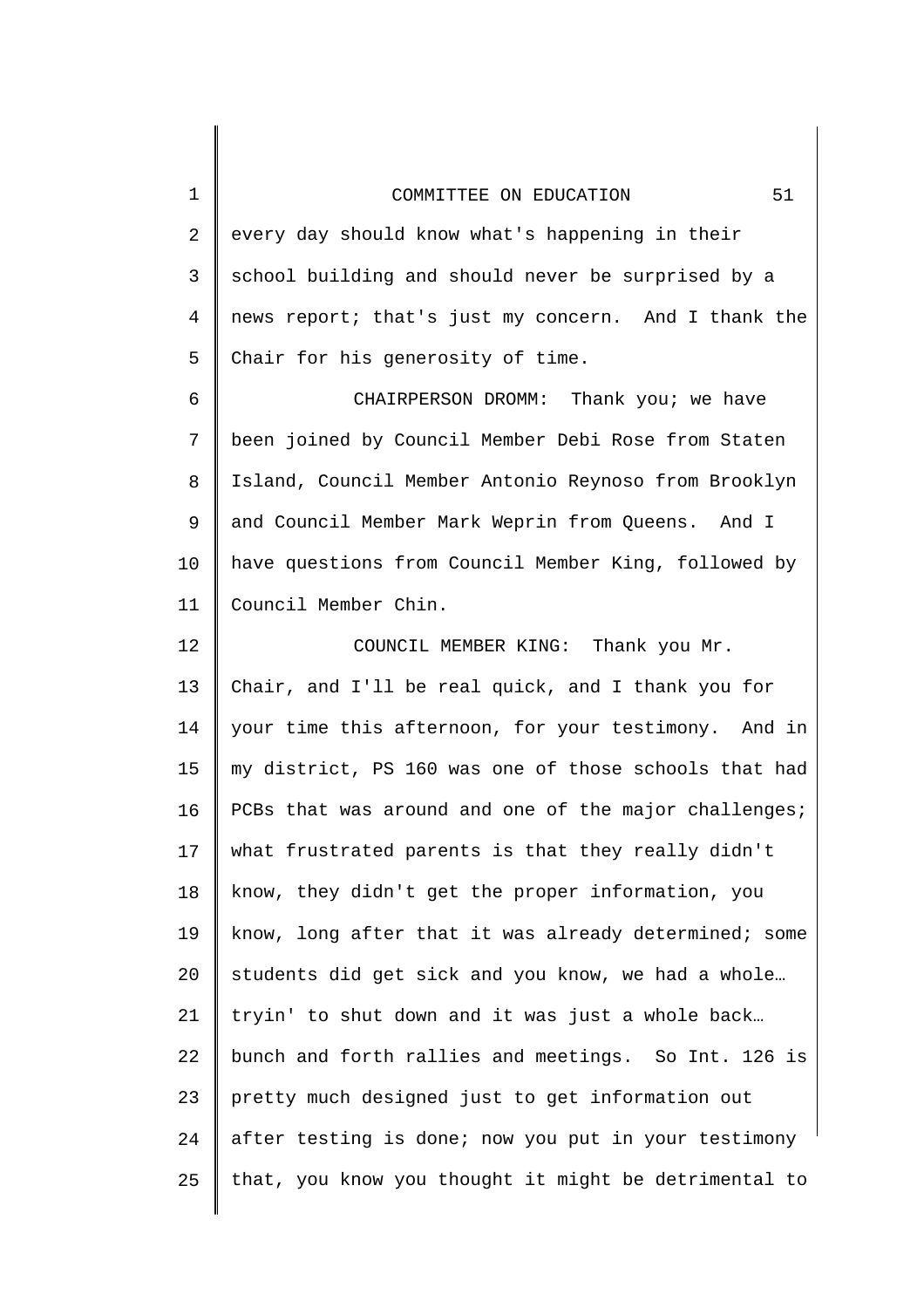every day should know what's happening in their school building and should never be surprised by a news report; that's just my concern. And I thank the Chair for his generosity of time.

CHAIRPERSON DROMM: Thank you; we have been joined by Council Member Debi Rose from Staten Island, Council Member Antonio Reynoso from Brooklyn and Council Member Mark Weprin from Queens. And I have questions from Council Member King, followed by Council Member Chin.

COUNCIL MEMBER KING: Thank you Mr. Chair, and I'll be real quick, and I thank you for your time this afternoon, for your testimony. And in my district, PS 160 was one of those schools that had PCBs that was around and one of the major challenges; what frustrated parents is that they really didn't know, they didn't get the proper information, you know, long after that it was already determined; some students did get sick and you know, we had a whole… tryin' to shut down and it was just a whole back… bunch and forth rallies and meetings. So Int. 126 is pretty much designed just to get information out after testing is done; now you put in your testimony that, you know you thought it might be detrimental to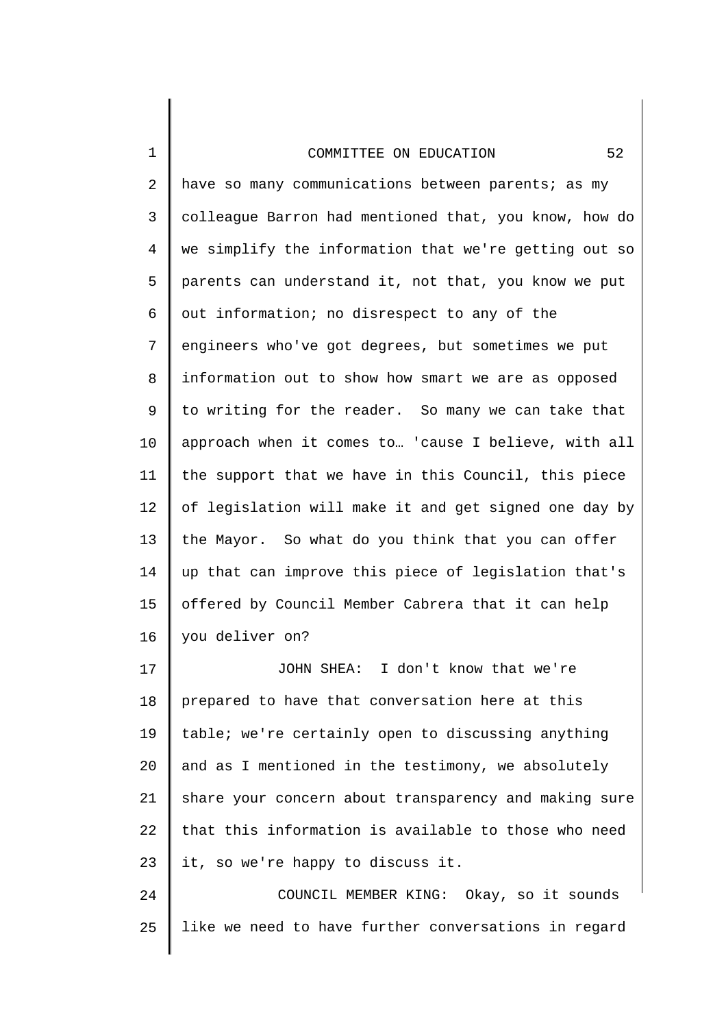have so many communications between parents; as my colleague Barron had mentioned that, you know, how do we simplify the information that we're getting out so parents can understand it, not that, you know we put out information; no disrespect to any of the engineers who've got degrees, but sometimes we put information out to show how smart we are as opposed to writing for the reader. So many we can take that approach when it comes to… 'cause I believe, with all the support that we have in this Council, this piece of legislation will make it and get signed one day by the Mayor. So what do you think that you can offer up that can improve this piece of legislation that's offered by Council Member Cabrera that it can help you deliver on?

JOHN SHEA: I don't know that we're prepared to have that conversation here at this table; we're certainly open to discussing anything and as I mentioned in the testimony, we absolutely share your concern about transparency and making sure that this information is available to those who need it, so we're happy to discuss it.

COUNCIL MEMBER KING: Okay, so it sounds like we need to have further conversations in regard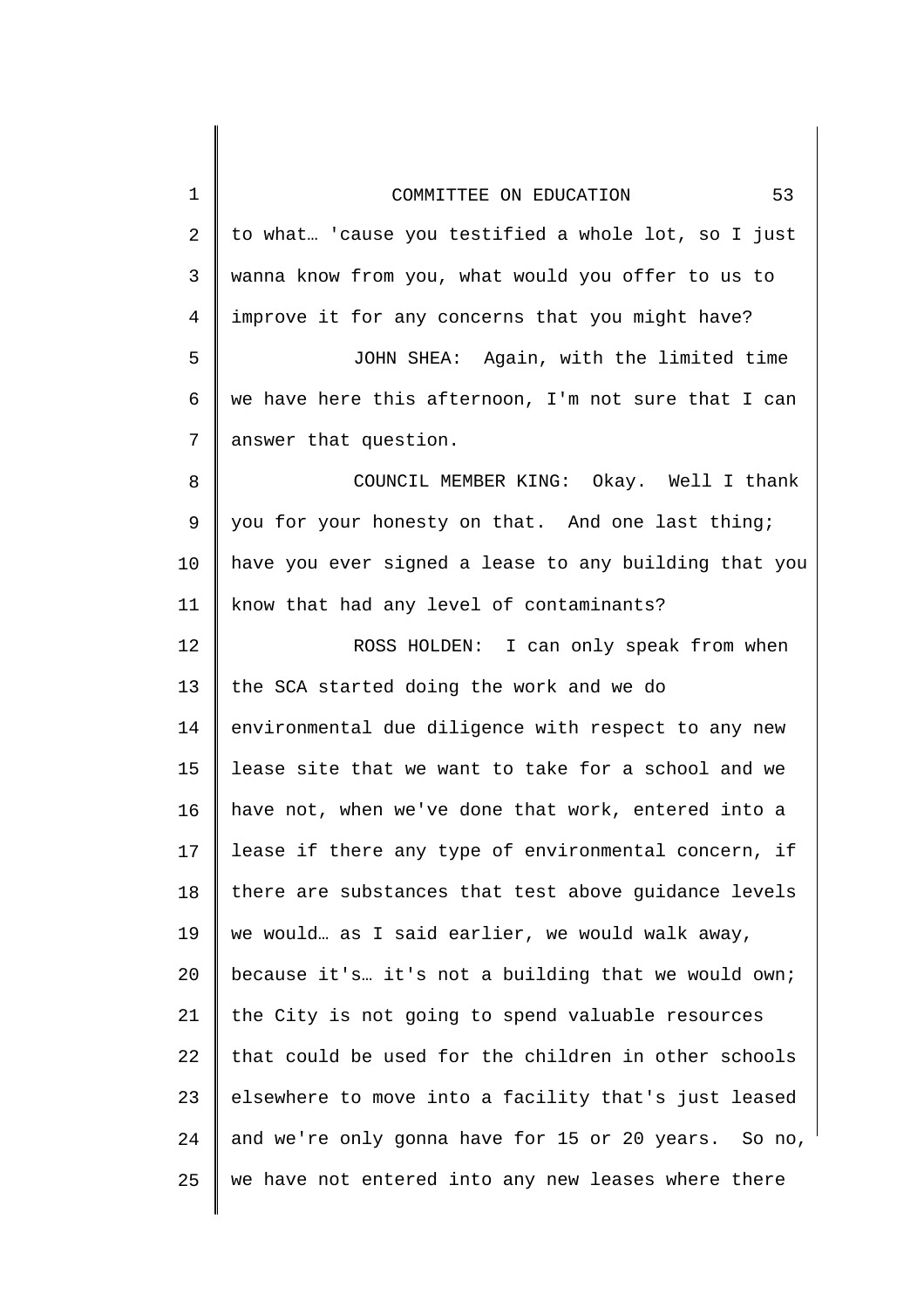to what… 'cause you testified a whole lot, so I just wanna know from you, what would you offer to us to improve it for any concerns that you might have?

JOHN SHEA: Again, with the limited time we have here this afternoon, I'm not sure that I can answer that question.

COUNCIL MEMBER KING: Okay. Well I thank you for your honesty on that. And one last thing; have you ever signed a lease to any building that you know that had any level of contaminants?

ROSS HOLDEN: I can only speak from when the SCA started doing the work and we do environmental due diligence with respect to any new lease site that we want to take for a school and we have not, when we've done that work, entered into a lease if there any type of environmental concern, if there are substances that test above guidance levels we would… as I said earlier, we would walk away, because it's… it's not a building that we would own; the City is not going to spend valuable resources that could be used for the children in other schools elsewhere to move into a facility that's just leased and we're only gonna have for 15 or 20 years. So no, we have not entered into any new leases where there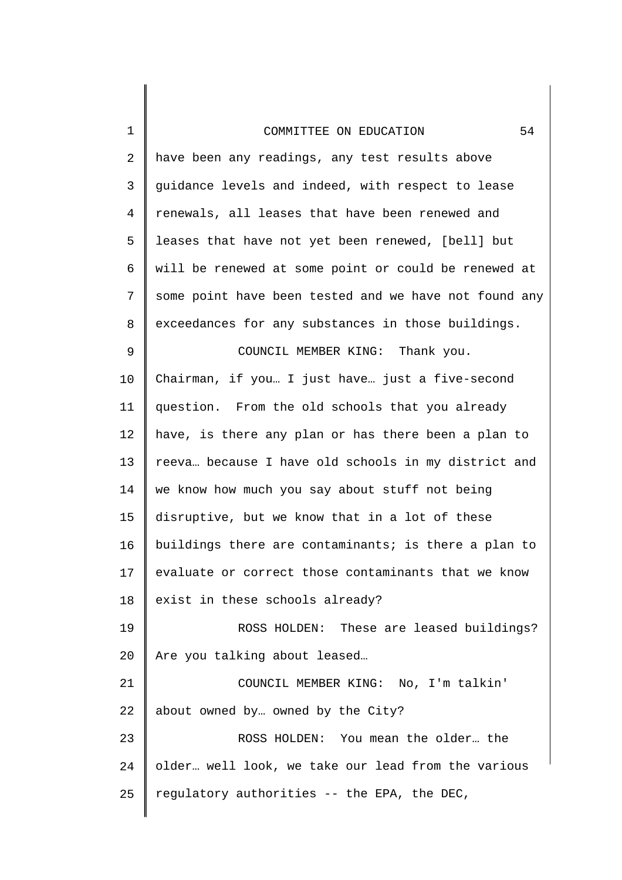have been any readings, any test results above guidance levels and indeed, with respect to lease renewals, all leases that have been renewed and leases that have not yet been renewed, [bell] but will be renewed at some point or could be renewed at some point have been tested and we have not found any exceedances for any substances in those buildings.

COUNCIL MEMBER KING: Thank you. Chairman, if you… I just have… just a five-second question. From the old schools that you already have, is there any plan or has there been a plan to reeva… because I have old schools in my district and we know how much you say about stuff not being disruptive, but we know that in a lot of these buildings there are contaminants; is there a plan to evaluate or correct those contaminants that we know exist in these schools already?

ROSS HOLDEN: These are leased buildings? Are you talking about leased…

COUNCIL MEMBER KING: No, I'm talkin' about owned by… owned by the City?

ROSS HOLDEN: You mean the older… the older… well look, we take our lead from the various regulatory authorities -- the EPA, the DEC,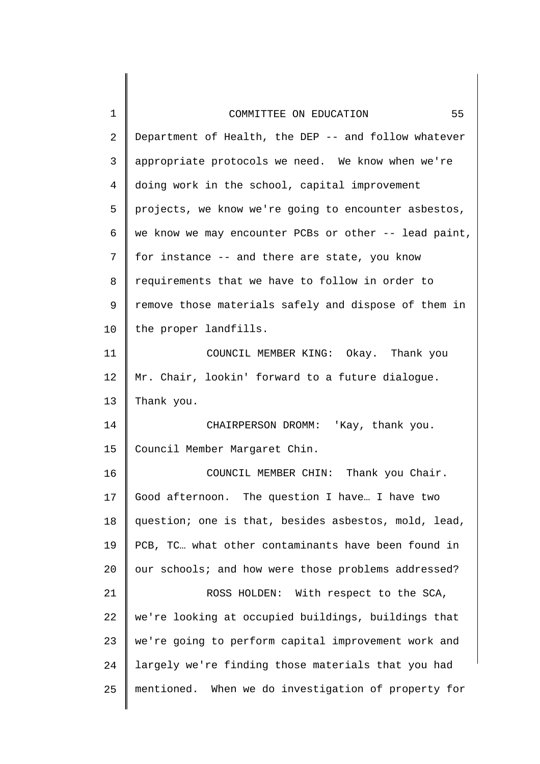Department of Health, the DEP -- and follow whatever appropriate protocols we need. We know when we're doing work in the school, capital improvement projects, we know we're going to encounter asbestos, we know we may encounter PCBs or other -- lead paint, for instance -- and there are state, you know requirements that we have to follow in order to remove those materials safely and dispose of them in the proper landfills.

COUNCIL MEMBER KING: Okay. Thank you Mr. Chair, lookin' forward to a future dialogue. Thank you.

CHAIRPERSON DROMM: 'Kay, thank you. Council Member Margaret Chin.

COUNCIL MEMBER CHIN: Thank you Chair. Good afternoon. The question I have… I have two question; one is that, besides asbestos, mold, lead, PCB, TC… what other contaminants have been found in our schools; and how were those problems addressed?

ROSS HOLDEN: With respect to the SCA, we're looking at occupied buildings, buildings that we're going to perform capital improvement work and largely we're finding those materials that you had mentioned. When we do investigation of property for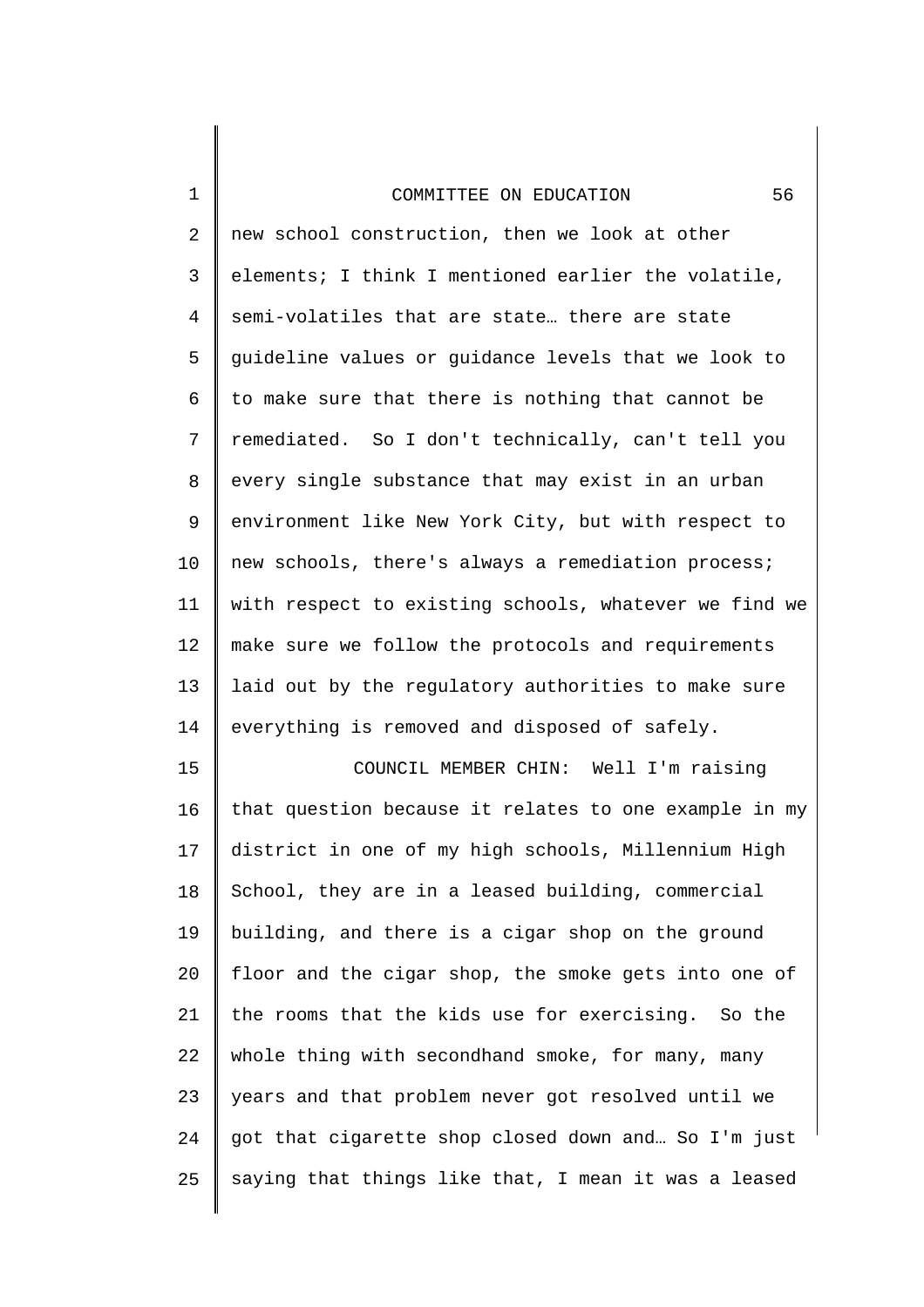new school construction, then we look at other elements; I think I mentioned earlier the volatile, semi-volatiles that are state… there are state guideline values or guidance levels that we look to to make sure that there is nothing that cannot be remediated. So I don't technically, can't tell you every single substance that may exist in an urban environment like New York City, but with respect to new schools, there's always a remediation process; with respect to existing schools, whatever we find we make sure we follow the protocols and requirements laid out by the regulatory authorities to make sure everything is removed and disposed of safely.

COUNCIL MEMBER CHIN: Well I'm raising that question because it relates to one example in my district in one of my high schools, Millennium High School, they are in a leased building, commercial building, and there is a cigar shop on the ground floor and the cigar shop, the smoke gets into one of the rooms that the kids use for exercising. So the whole thing with secondhand smoke, for many, many years and that problem never got resolved until we got that cigarette shop closed down and… So I'm just saying that things like that, I mean it was a leased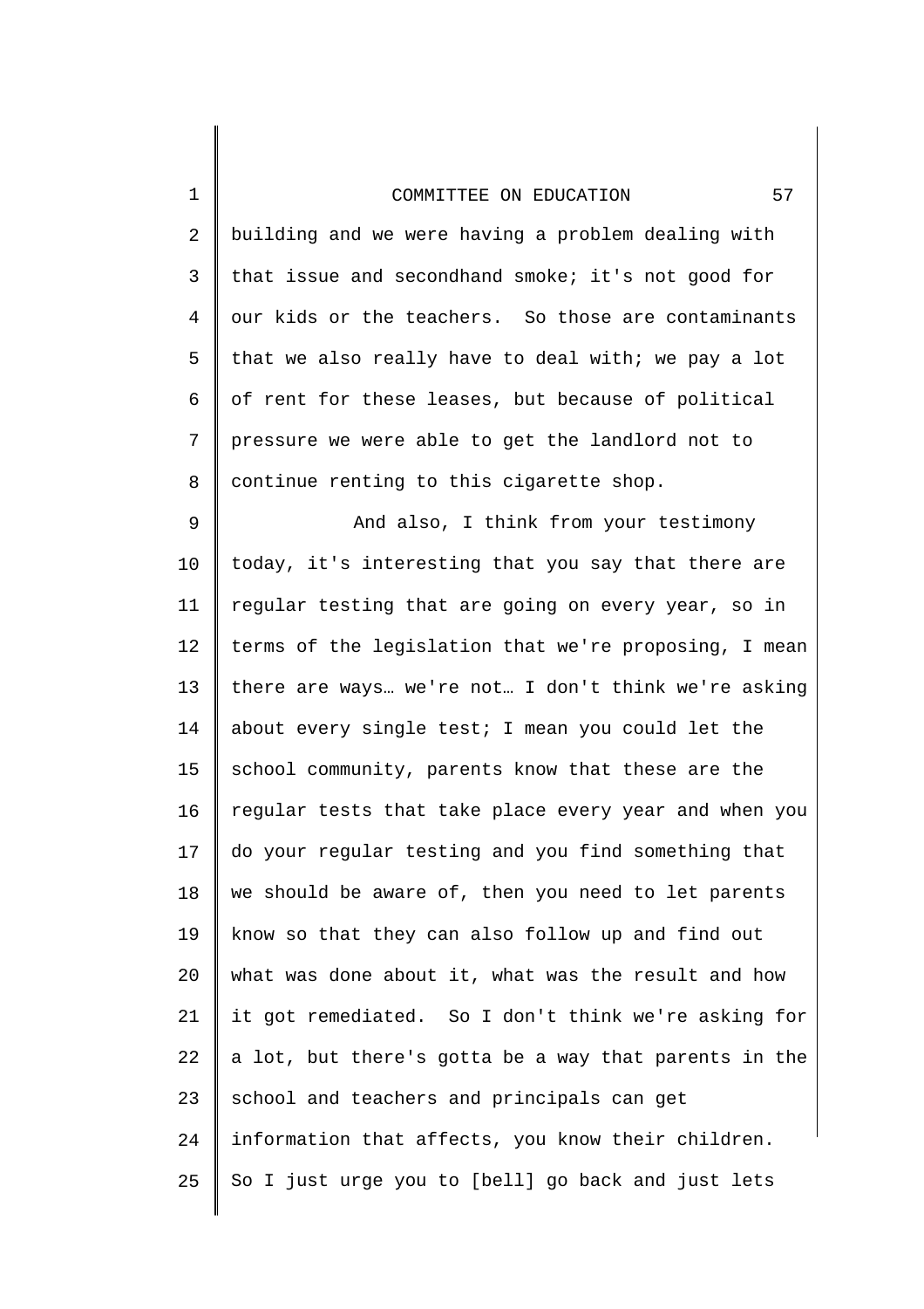building and we were having a problem dealing with that issue and secondhand smoke; it's not good for our kids or the teachers. So those are contaminants that we also really have to deal with; we pay a lot of rent for these leases, but because of political pressure we were able to get the landlord not to continue renting to this cigarette shop.

And also, I think from your testimony today, it's interesting that you say that there are regular testing that are going on every year, so in terms of the legislation that we're proposing, I mean there are ways… we're not… I don't think we're asking about every single test; I mean you could let the school community, parents know that these are the regular tests that take place every year and when you do your regular testing and you find something that we should be aware of, then you need to let parents know so that they can also follow up and find out what was done about it, what was the result and how it got remediated. So I don't think we're asking for a lot, but there's gotta be a way that parents in the school and teachers and principals can get information that affects, you know their children. So I just urge you to [bell] go back and just lets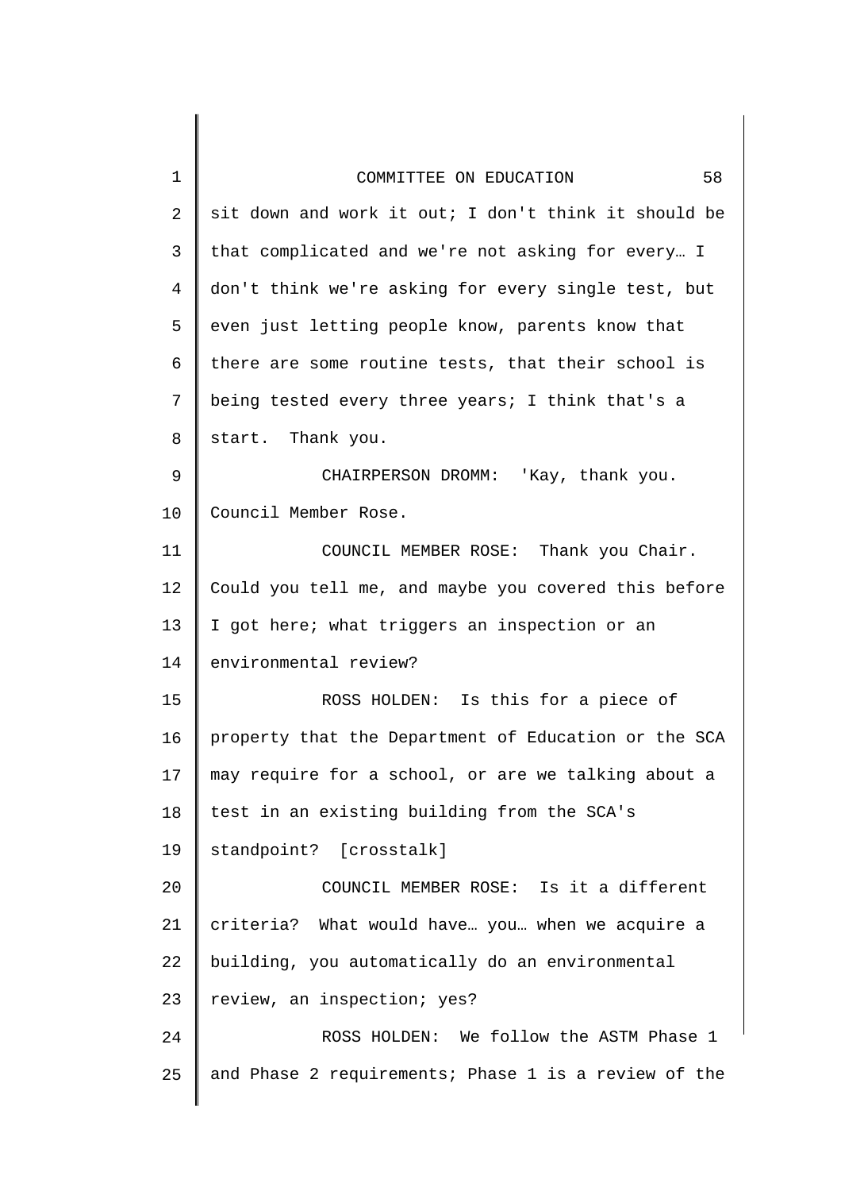sit down and work it out; I don't think it should be that complicated and we're not asking for every… I don't think we're asking for every single test, but even just letting people know, parents know that there are some routine tests, that their school is being tested every three years; I think that's a start. Thank you.

CHAIRPERSON DROMM: 'Kay, thank you. Council Member Rose.

COUNCIL MEMBER ROSE: Thank you Chair. Could you tell me, and maybe you covered this before I got here; what triggers an inspection or an environmental review?

ROSS HOLDEN: Is this for a piece of property that the Department of Education or the SCA may require for a school, or are we talking about a test in an existing building from the SCA's standpoint? [crosstalk]

COUNCIL MEMBER ROSE: Is it a different criteria? What would have… you… when we acquire a building, you automatically do an environmental review, an inspection; yes?

ROSS HOLDEN: We follow the ASTM Phase 1 and Phase 2 requirements; Phase 1 is a review of the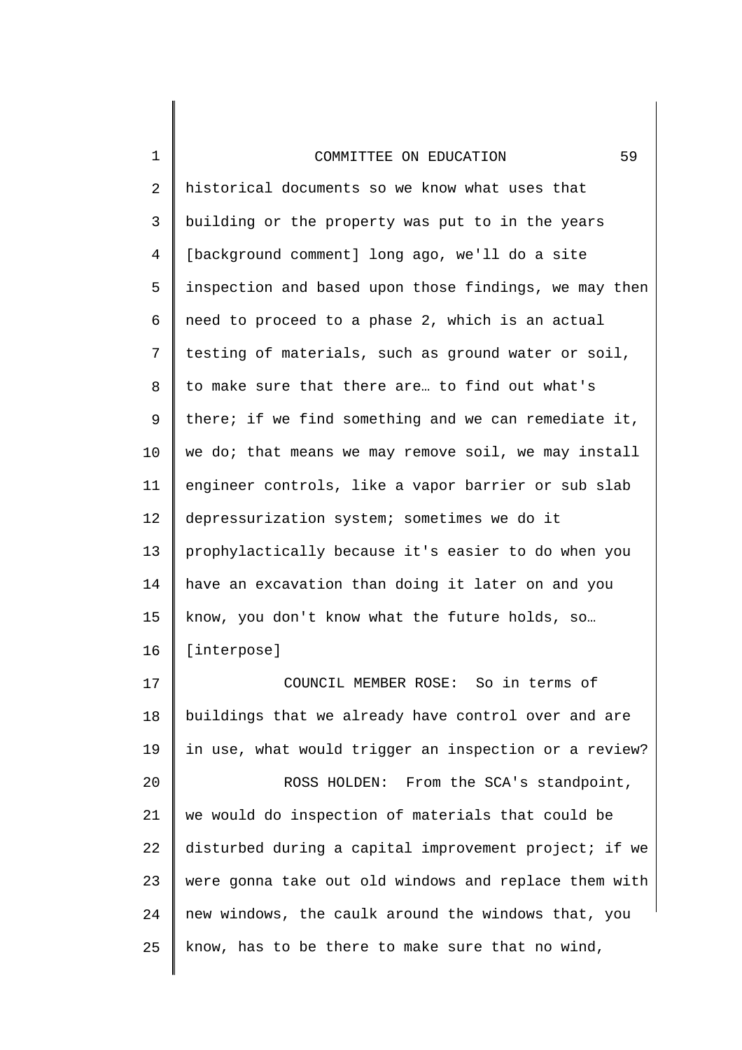historical documents so we know what uses that building or the property was put to in the years [background comment] long ago, we'll do a site inspection and based upon those findings, we may then need to proceed to a phase 2, which is an actual testing of materials, such as ground water or soil, to make sure that there are… to find out what's there; if we find something and we can remediate it, we do; that means we may remove soil, we may install engineer controls, like a vapor barrier or sub slab depressurization system; sometimes we do it prophylactically because it's easier to do when you have an excavation than doing it later on and you know, you don't know what the future holds, so… [interpose]

COUNCIL MEMBER ROSE: So in terms of buildings that we already have control over and are in use, what would trigger an inspection or a review?

ROSS HOLDEN: From the SCA's standpoint, we would do inspection of materials that could be disturbed during a capital improvement project; if we were gonna take out old windows and replace them with new windows, the caulk around the windows that, you know, has to be there to make sure that no wind,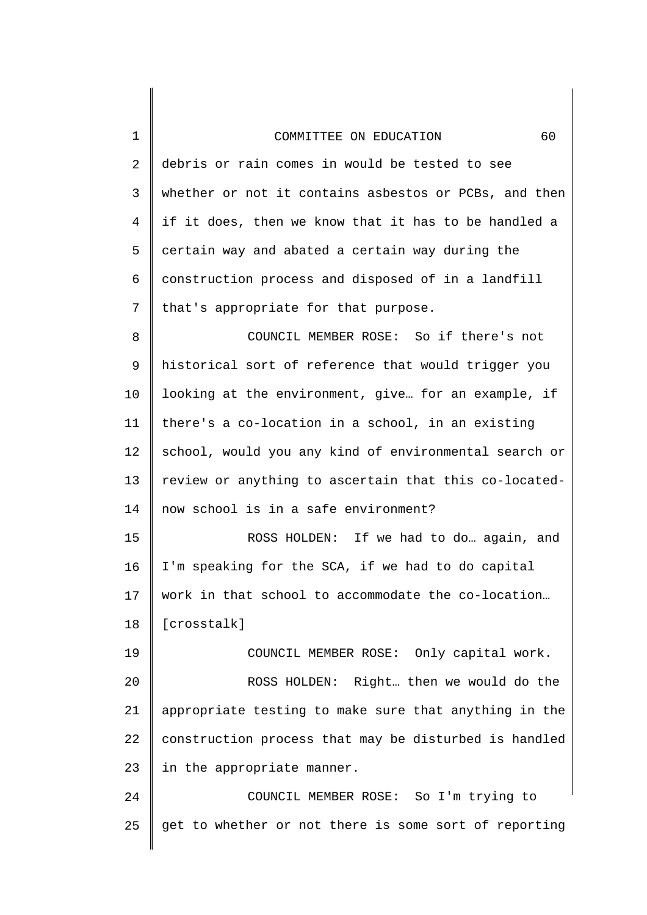debris or rain comes in would be tested to see whether or not it contains asbestos or PCBs, and then if it does, then we know that it has to be handled a certain way and abated a certain way during the construction process and disposed of in a landfill that's appropriate for that purpose.

COUNCIL MEMBER ROSE: So if there's not historical sort of reference that would trigger you looking at the environment, give… for an example, if there's a co-location in a school, in an existing school, would you any kind of environmental search or review or anything to ascertain that this co-located-now school is in a safe environment?

ROSS HOLDEN: If we had to do… again, and I'm speaking for the SCA, if we had to do capital work in that school to accommodate the co-location… [crosstalk]

COUNCIL MEMBER ROSE: Only capital work.

ROSS HOLDEN: Right… then we would do the appropriate testing to make sure that anything in the construction process that may be disturbed is handled in the appropriate manner.

COUNCIL MEMBER ROSE: So I'm trying to get to whether or not there is some sort of reporting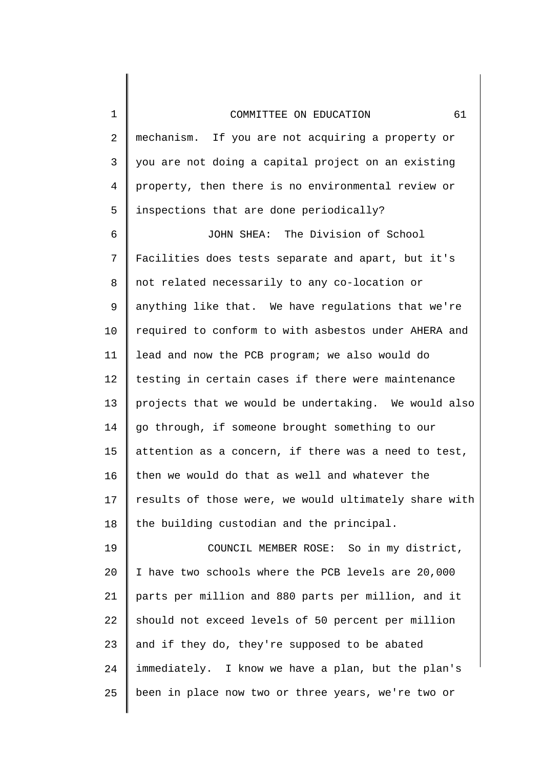mechanism. If you are not acquiring a property or you are not doing a capital project on an existing property, then there is no environmental review or inspections that are done periodically?

JOHN SHEA: The Division of School Facilities does tests separate and apart, but it's not related necessarily to any co-location or anything like that. We have regulations that we're required to conform to with asbestos under AHERA and lead and now the PCB program; we also would do testing in certain cases if there were maintenance projects that we would be undertaking. We would also go through, if someone brought something to our attention as a concern, if there was a need to test, then we would do that as well and whatever the results of those were, we would ultimately share with the building custodian and the principal.

COUNCIL MEMBER ROSE: So in my district, I have two schools where the PCB levels are 20,000 parts per million and 880 parts per million, and it should not exceed levels of 50 percent per million and if they do, they're supposed to be abated immediately. I know we have a plan, but the plan's been in place now two or three years, we're two or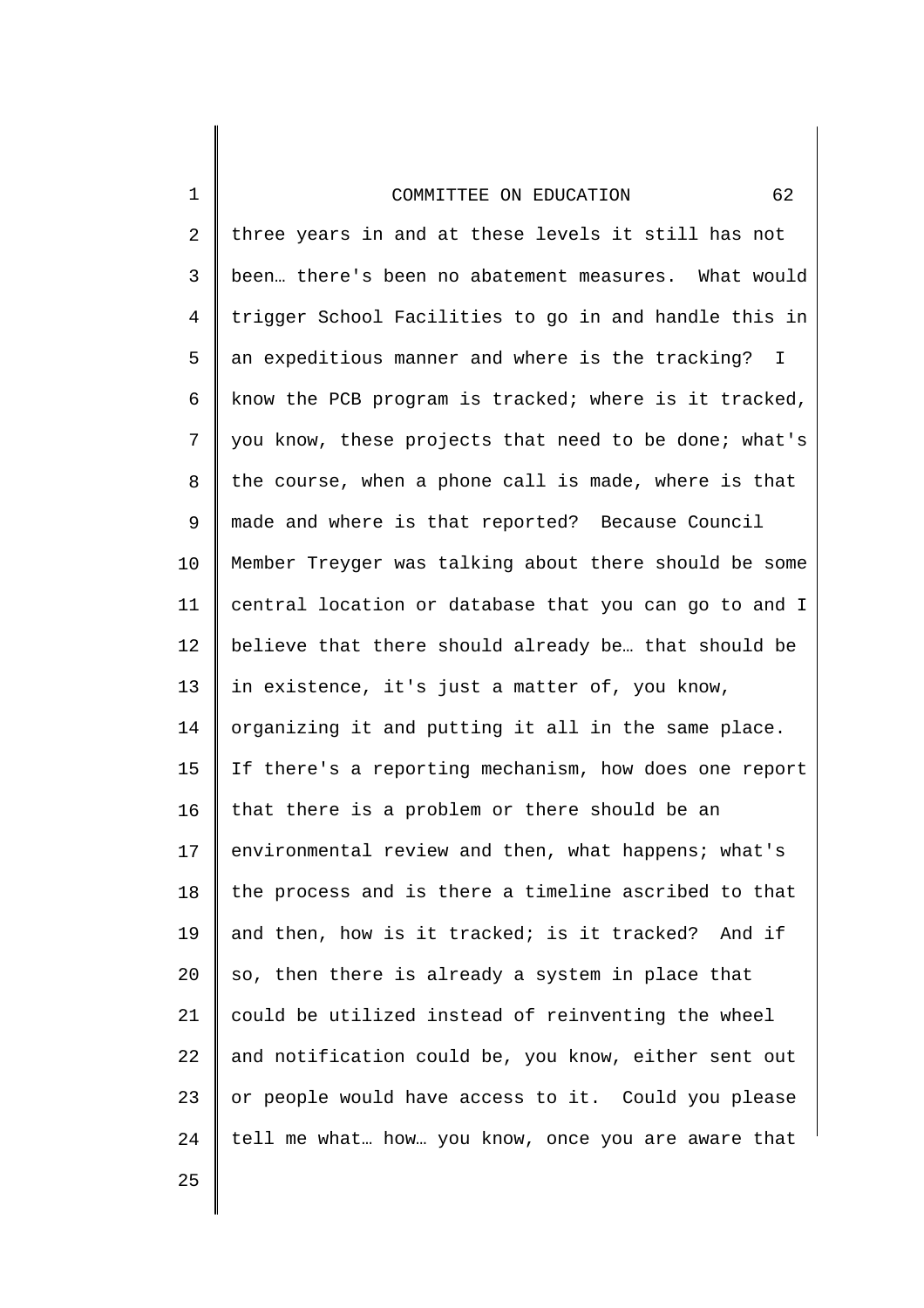three years in and at these levels it still has not been… there's been no abatement measures. What would trigger School Facilities to go in and handle this in an expeditious manner and where is the tracking? I know the PCB program is tracked; where is it tracked, you know, these projects that need to be done; what's the course, when a phone call is made, where is that made and where is that reported? Because Council Member Treyger was talking about there should be some central location or database that you can go to and I believe that there should already be… that should be in existence, it's just a matter of, you know, organizing it and putting it all in the same place. If there's a reporting mechanism, how does one report that there is a problem or there should be an environmental review and then, what happens; what's the process and is there a timeline ascribed to that and then, how is it tracked; is it tracked? And if so, then there is already a system in place that could be utilized instead of reinventing the wheel and notification could be, you know, either sent out or people would have access to it. Could you please tell me what… how… you know, once you are aware that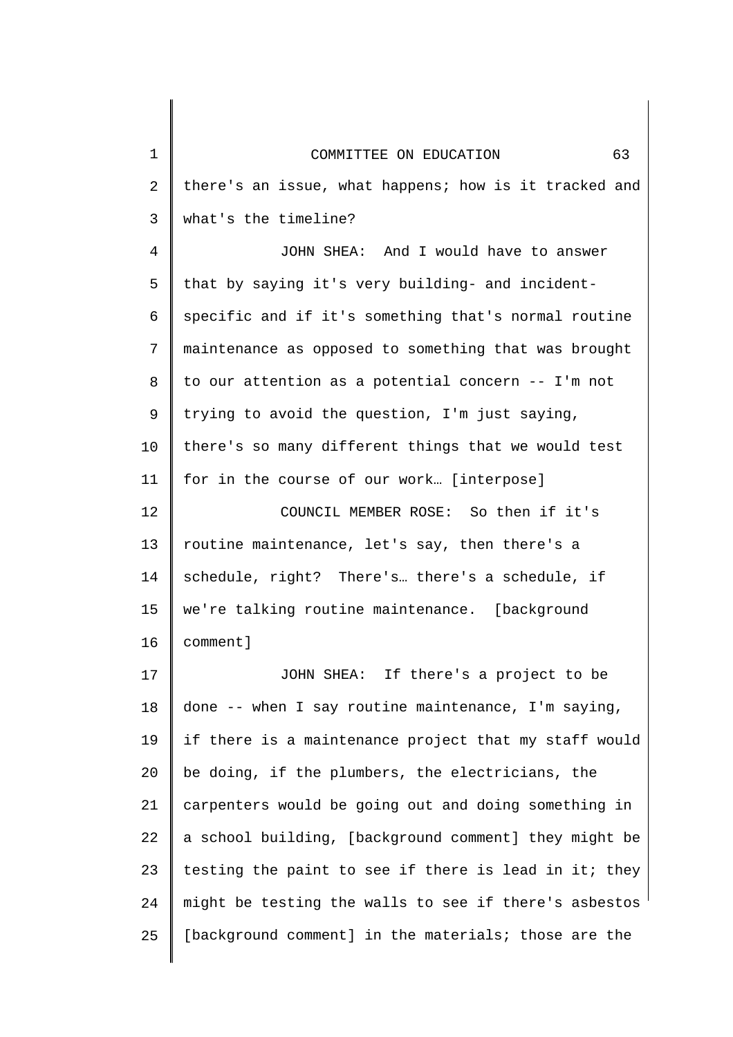there's an issue, what happens; how is it tracked and what's the timeline?

JOHN SHEA: And I would have to answer that by saying it's very building- and incident-specific and if it's something that's normal routine maintenance as opposed to something that was brought to our attention as a potential concern -- I'm not trying to avoid the question, I'm just saying, there's so many different things that we would test for in the course of our work… [interpose]

COUNCIL MEMBER ROSE: So then if it's routine maintenance, let's say, then there's a schedule, right? There's… there's a schedule, if we're talking routine maintenance. [background comment]

JOHN SHEA: If there's a project to be done -- when I say routine maintenance, I'm saying, if there is a maintenance project that my staff would be doing, if the plumbers, the electricians, the carpenters would be going out and doing something in a school building, [background comment] they might be testing the paint to see if there is lead in it; they might be testing the walls to see if there's asbestos [background comment] in the materials; those are the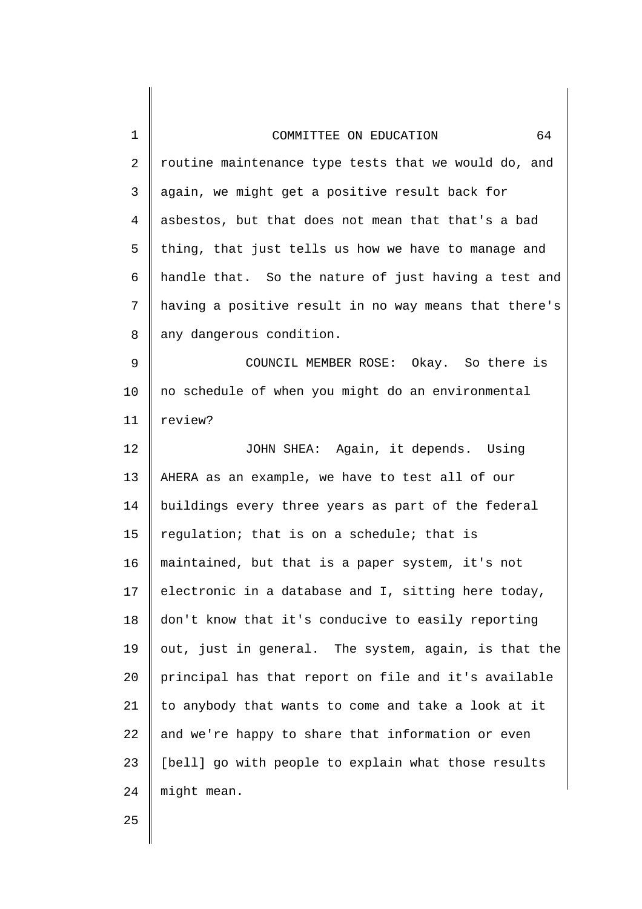routine maintenance type tests that we would do, and again, we might get a positive result back for asbestos, but that does not mean that that's a bad thing, that just tells us how we have to manage and handle that. So the nature of just having a test and having a positive result in no way means that there's any dangerous condition.

COUNCIL MEMBER ROSE: Okay. So there is no schedule of when you might do an environmental review?

JOHN SHEA: Again, it depends. Using AHERA as an example, we have to test all of our buildings every three years as part of the federal regulation; that is on a schedule; that is maintained, but that is a paper system, it's not electronic in a database and I, sitting here today, don't know that it's conducive to easily reporting out, just in general. The system, again, is that the principal has that report on file and it's available to anybody that wants to come and take a look at it and we're happy to share that information or even [bell] go with people to explain what those results might mean.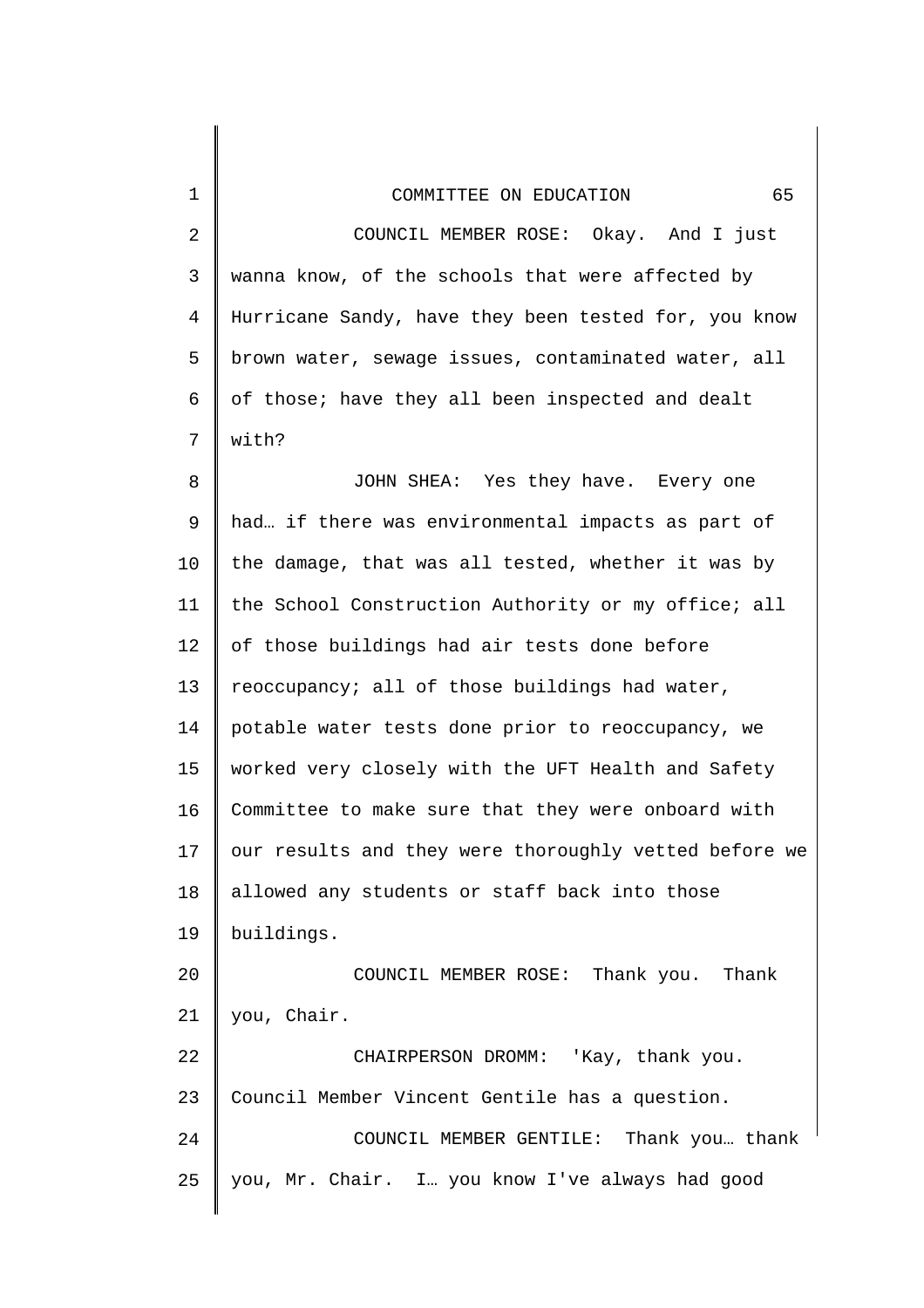COUNCIL MEMBER ROSE: Okay. And I just wanna know, of the schools that were affected by Hurricane Sandy, have they been tested for, you know brown water, sewage issues, contaminated water, all of those; have they all been inspected and dealt with?

JOHN SHEA: Yes they have. Every one had… if there was environmental impacts as part of the damage, that was all tested, whether it was by the School Construction Authority or my office; all of those buildings had air tests done before reoccupancy; all of those buildings had water, potable water tests done prior to reoccupancy, we worked very closely with the UFT Health and Safety Committee to make sure that they were onboard with our results and they were thoroughly vetted before we allowed any students or staff back into those buildings.

COUNCIL MEMBER ROSE: Thank you. Thank you, Chair.

CHAIRPERSON DROMM: 'Kay, thank you. Council Member Vincent Gentile has a question.

COUNCIL MEMBER GENTILE: Thank you… thank you, Mr. Chair. I… you know I've always had good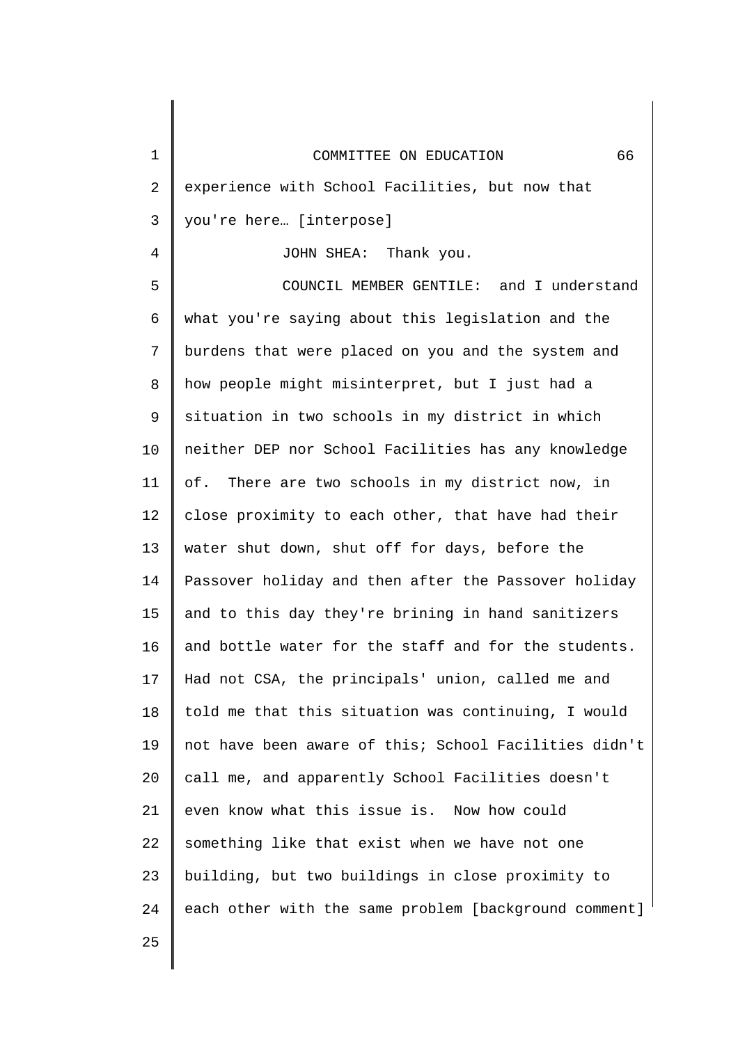experience with School Facilities, but now that you're here… [interpose]

JOHN SHEA: Thank you.

COUNCIL MEMBER GENTILE: and I understand what you're saying about this legislation and the burdens that were placed on you and the system and how people might misinterpret, but I just had a situation in two schools in my district in which neither DEP nor School Facilities has any knowledge of. There are two schools in my district now, in close proximity to each other, that have had their water shut down, shut off for days, before the Passover holiday and then after the Passover holiday and to this day they're brining in hand sanitizers and bottle water for the staff and for the students. Had not CSA, the principals' union, called me and told me that this situation was continuing, I would not have been aware of this; School Facilities didn't call me, and apparently School Facilities doesn't even know what this issue is. Now how could something like that exist when we have not one building, but two buildings in close proximity to each other with the same problem [background comment]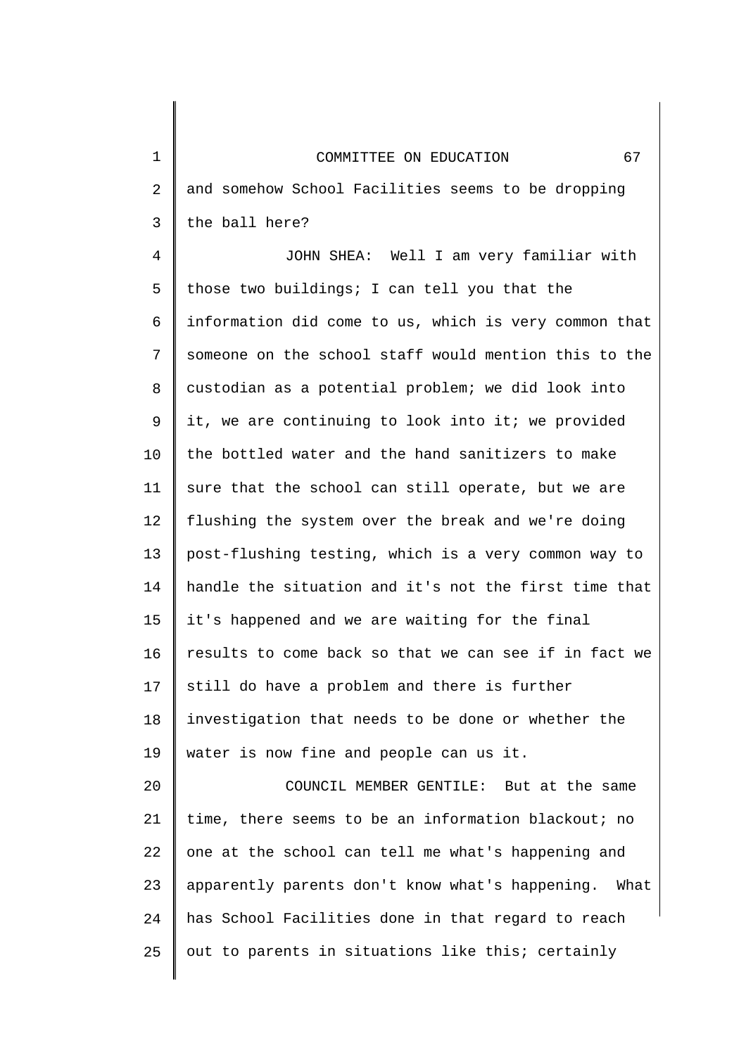and somehow School Facilities seems to be dropping the ball here?

JOHN SHEA: Well I am very familiar with those two buildings; I can tell you that the information did come to us, which is very common that someone on the school staff would mention this to the custodian as a potential problem; we did look into it, we are continuing to look into it; we provided the bottled water and the hand sanitizers to make sure that the school can still operate, but we are flushing the system over the break and we're doing post-flushing testing, which is a very common way to handle the situation and it's not the first time that it's happened and we are waiting for the final results to come back so that we can see if in fact we still do have a problem and there is further investigation that needs to be done or whether the water is now fine and people can us it.

COUNCIL MEMBER GENTILE: But at the same time, there seems to be an information blackout; no one at the school can tell me what's happening and apparently parents don't know what's happening. What has School Facilities done in that regard to reach out to parents in situations like this; certainly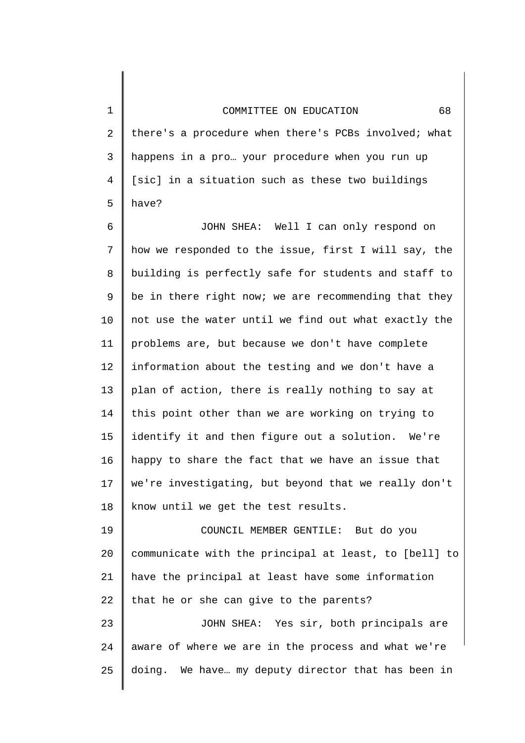there's a procedure when there's PCBs involved; what happens in a pro… your procedure when you run up [sic] in a situation such as these two buildings have?

JOHN SHEA: Well I can only respond on how we responded to the issue, first I will say, the building is perfectly safe for students and staff to be in there right now; we are recommending that they not use the water until we find out what exactly the problems are, but because we don't have complete information about the testing and we don't have a plan of action, there is really nothing to say at this point other than we are working on trying to identify it and then figure out a solution. We're happy to share the fact that we have an issue that we're investigating, but beyond that we really don't know until we get the test results.

COUNCIL MEMBER GENTILE: But do you communicate with the principal at least, to [bell] to have the principal at least have some information that he or she can give to the parents?

JOHN SHEA: Yes sir, both principals are aware of where we are in the process and what we're doing. We have… my deputy director that has been in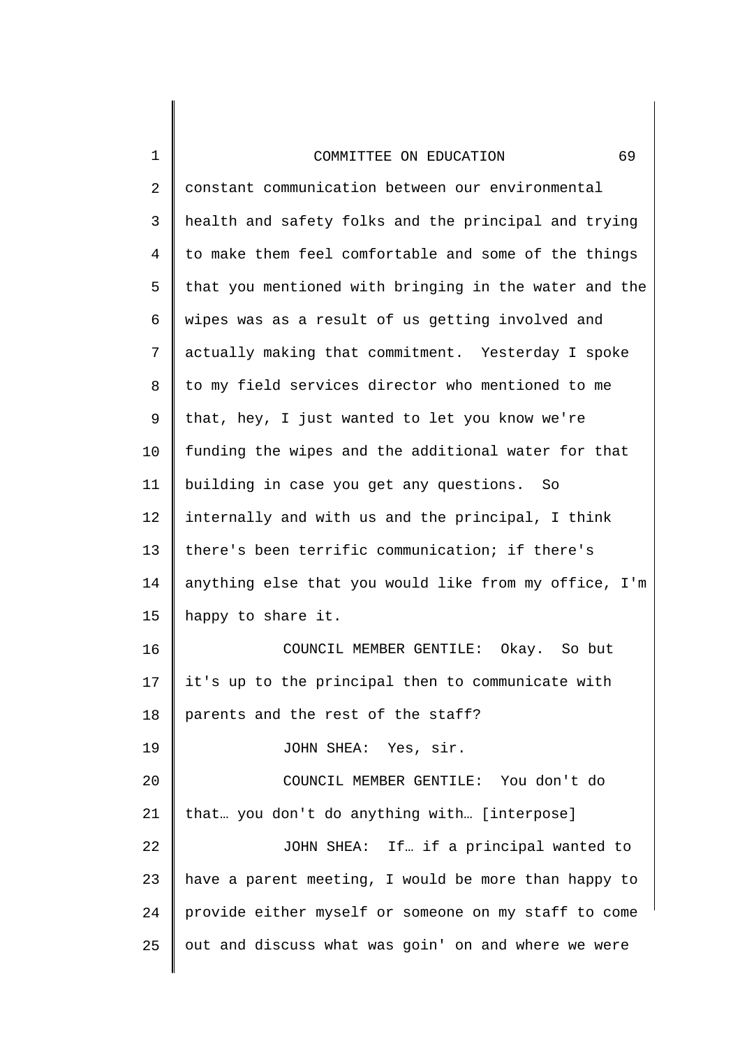constant communication between our environmental health and safety folks and the principal and trying to make them feel comfortable and some of the things that you mentioned with bringing in the water and the wipes was as a result of us getting involved and actually making that commitment. Yesterday I spoke to my field services director who mentioned to me that, hey, I just wanted to let you know we're funding the wipes and the additional water for that building in case you get any questions. So internally and with us and the principal, I think there's been terrific communication; if there's anything else that you would like from my office, I'm happy to share it.

COUNCIL MEMBER GENTILE: Okay. So but it's up to the principal then to communicate with parents and the rest of the staff?

JOHN SHEA: Yes, sir.

COUNCIL MEMBER GENTILE: You don't do that… you don't do anything with… [interpose]

JOHN SHEA: If… if a principal wanted to have a parent meeting, I would be more than happy to provide either myself or someone on my staff to come out and discuss what was goin' on and where we were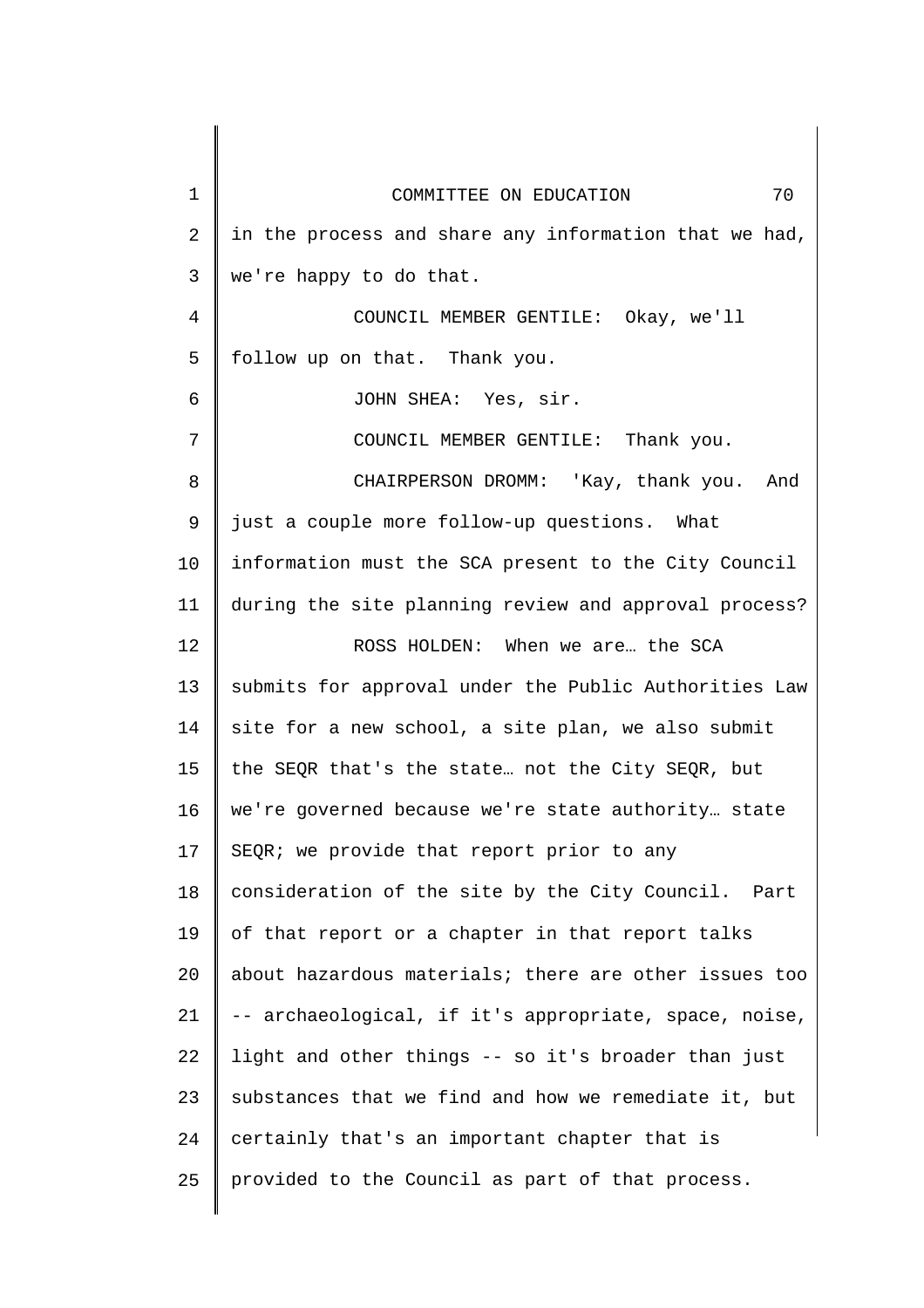in the process and share any information that we had, we're happy to do that.

COUNCIL MEMBER GENTILE: Okay, we'll follow up on that. Thank you.

JOHN SHEA: Yes, sir.

COUNCIL MEMBER GENTILE: Thank you.

CHAIRPERSON DROMM: 'Kay, thank you. And just a couple more follow-up questions. What information must the SCA present to the City Council during the site planning review and approval process?

ROSS HOLDEN: When we are… the SCA submits for approval under the Public Authorities Law site for a new school, a site plan, we also submit the SEQR that's the state… not the City SEQR, but we're governed because we're state authority… state SEQR; we provide that report prior to any consideration of the site by the City Council. Part of that report or a chapter in that report talks about hazardous materials; there are other issues too -- archaeological, if it's appropriate, space, noise, light and other things -- so it's broader than just substances that we find and how we remediate it, but certainly that's an important chapter that is provided to the Council as part of that process.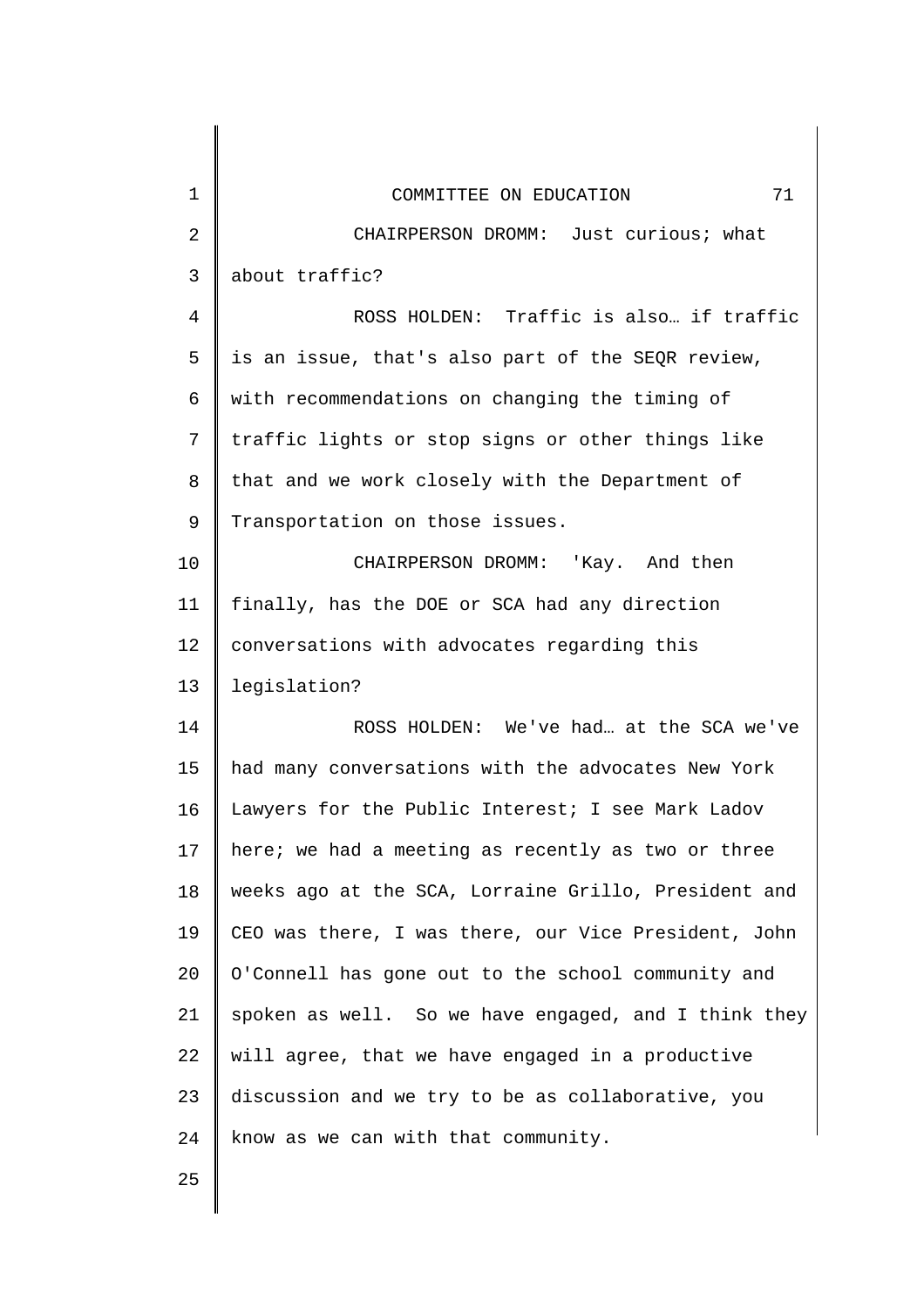CHAIRPERSON DROMM: Just curious; what about traffic?

ROSS HOLDEN: Traffic is also… if traffic is an issue, that's also part of the SEQR review, with recommendations on changing the timing of traffic lights or stop signs or other things like that and we work closely with the Department of Transportation on those issues.

CHAIRPERSON DROMM: 'Kay. And then finally, has the DOE or SCA had any direction conversations with advocates regarding this legislation?

ROSS HOLDEN: We've had… at the SCA we've had many conversations with the advocates New York Lawyers for the Public Interest; I see Mark Ladov here; we had a meeting as recently as two or three weeks ago at the SCA, Lorraine Grillo, President and CEO was there, I was there, our Vice President, John O'Connell has gone out to the school community and spoken as well. So we have engaged, and I think they will agree, that we have engaged in a productive discussion and we try to be as collaborative, you know as we can with that community.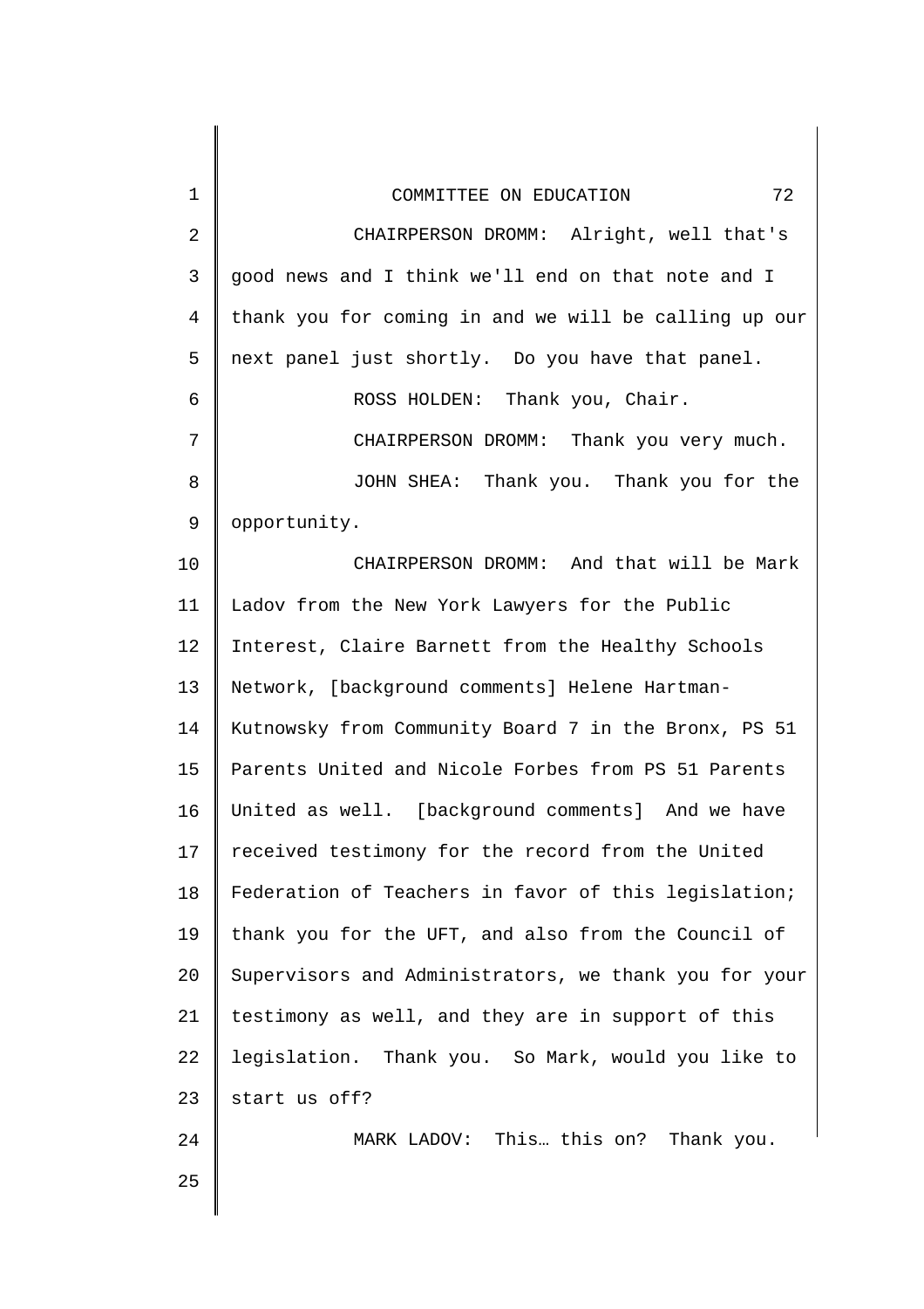CHAIRPERSON DROMM: Alright, well that's good news and I think we'll end on that note and I thank you for coming in and we will be calling up our next panel just shortly. Do you have that panel.

ROSS HOLDEN: Thank you, Chair.

CHAIRPERSON DROMM: Thank you very much.

JOHN SHEA: Thank you. Thank you for the opportunity.

CHAIRPERSON DROMM: And that will be Mark Ladov from the New York Lawyers for the Public Interest, Claire Barnett from the Healthy Schools Network, [background comments] Helene Hartman-Kutnowsky from Community Board 7 in the Bronx, PS 51 Parents United and Nicole Forbes from PS 51 Parents United as well. [background comments] And we have received testimony for the record from the United Federation of Teachers in favor of this legislation; thank you for the UFT, and also from the Council of Supervisors and Administrators, we thank you for your testimony as well, and they are in support of this legislation. Thank you. So Mark, would you like to start us off?

MARK LADOV: This… this on? Thank you.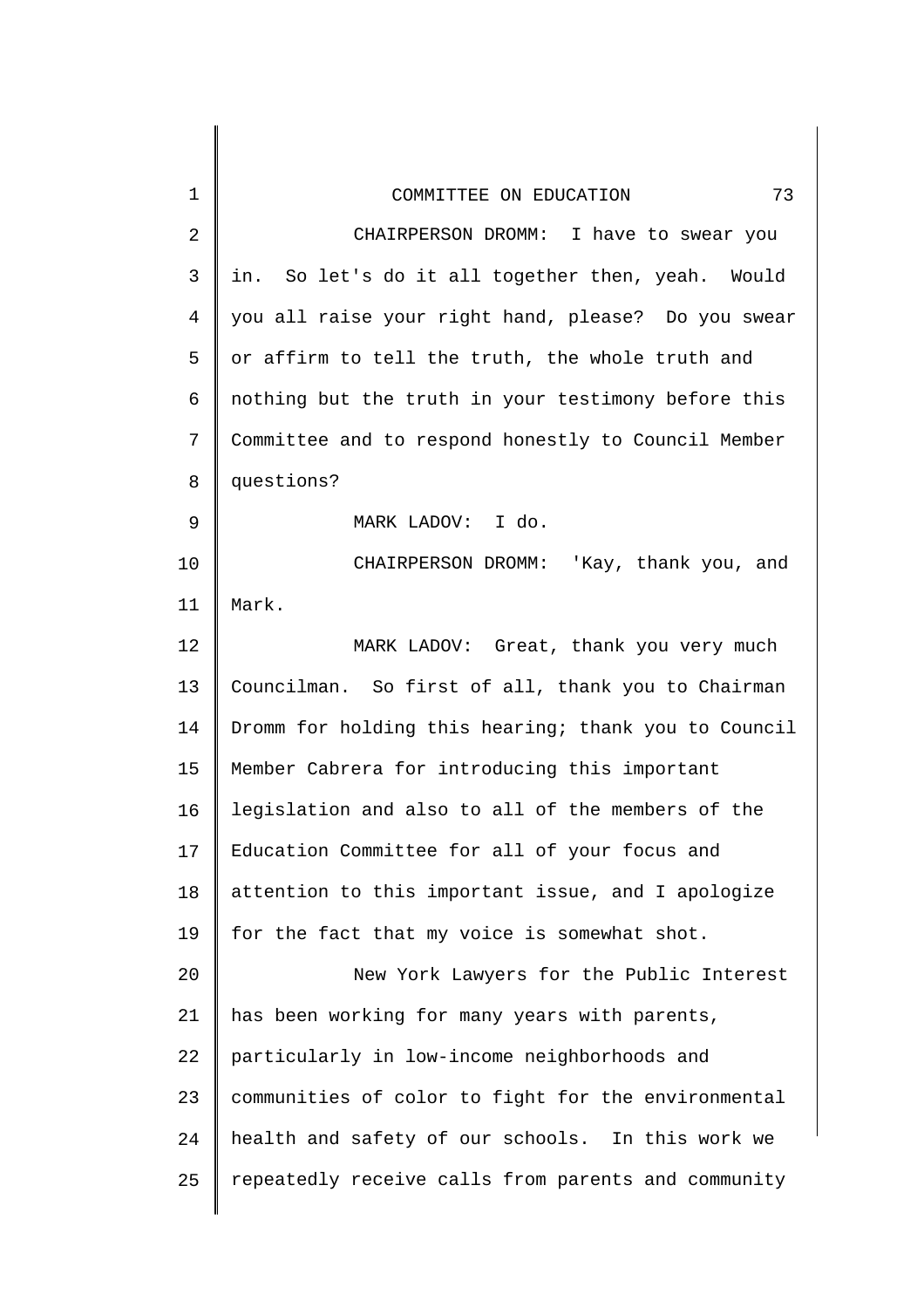CHAIRPERSON DROMM: I have to swear you in. So let's do it all together then, yeah. Would you all raise your right hand, please? Do you swear or affirm to tell the truth, the whole truth and nothing but the truth in your testimony before this Committee and to respond honestly to Council Member questions?

MARK LADOV: I do.

CHAIRPERSON DROMM: 'Kay, thank you, and Mark.

MARK LADOV: Great, thank you very much Councilman. So first of all, thank you to Chairman Dromm for holding this hearing; thank you to Council Member Cabrera for introducing this important legislation and also to all of the members of the Education Committee for all of your focus and attention to this important issue, and I apologize for the fact that my voice is somewhat shot.

New York Lawyers for the Public Interest has been working for many years with parents, particularly in low-income neighborhoods and communities of color to fight for the environmental health and safety of our schools. In this work we repeatedly receive calls from parents and community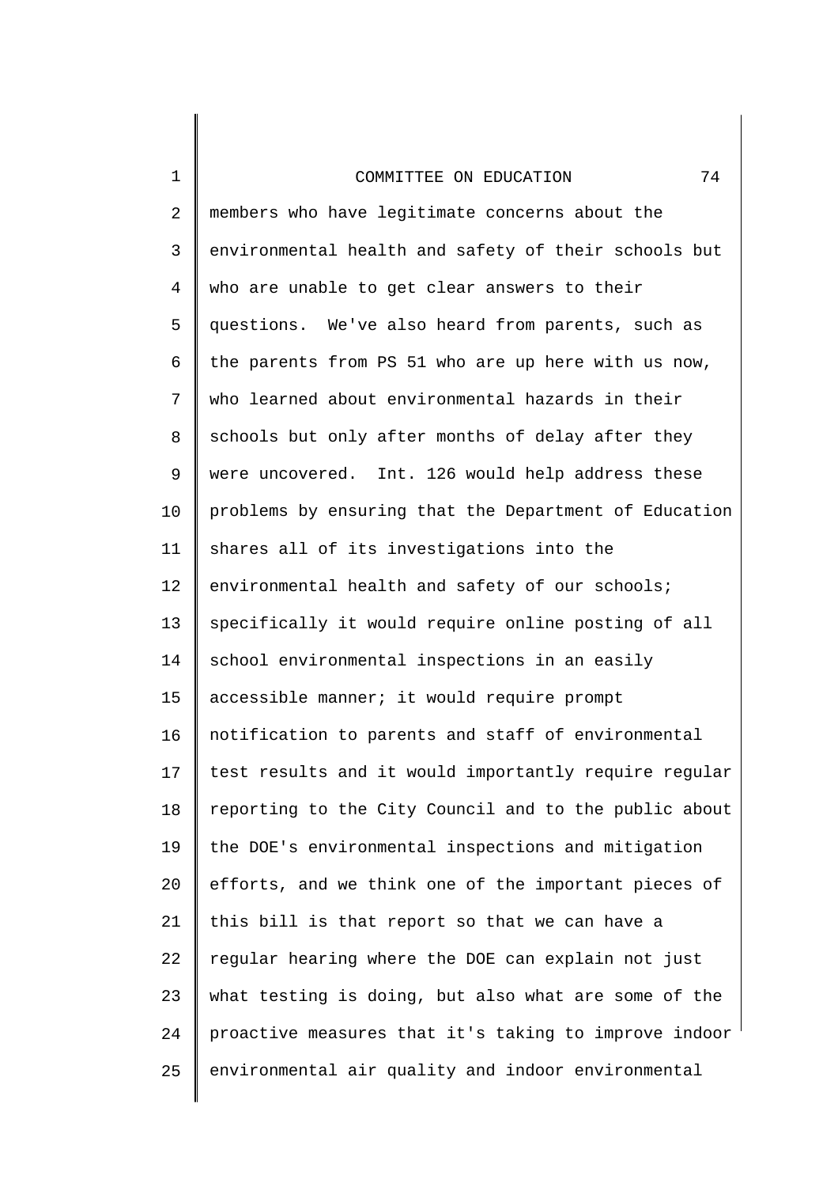members who have legitimate concerns about the environmental health and safety of their schools but who are unable to get clear answers to their questions. We've also heard from parents, such as the parents from PS 51 who are up here with us now, who learned about environmental hazards in their schools but only after months of delay after they were uncovered. Int. 126 would help address these problems by ensuring that the Department of Education shares all of its investigations into the environmental health and safety of our schools; specifically it would require online posting of all school environmental inspections in an easily accessible manner; it would require prompt notification to parents and staff of environmental test results and it would importantly require regular reporting to the City Council and to the public about the DOE's environmental inspections and mitigation efforts, and we think one of the important pieces of this bill is that report so that we can have a regular hearing where the DOE can explain not just what testing is doing, but also what are some of the proactive measures that it's taking to improve indoor environmental air quality and indoor environmental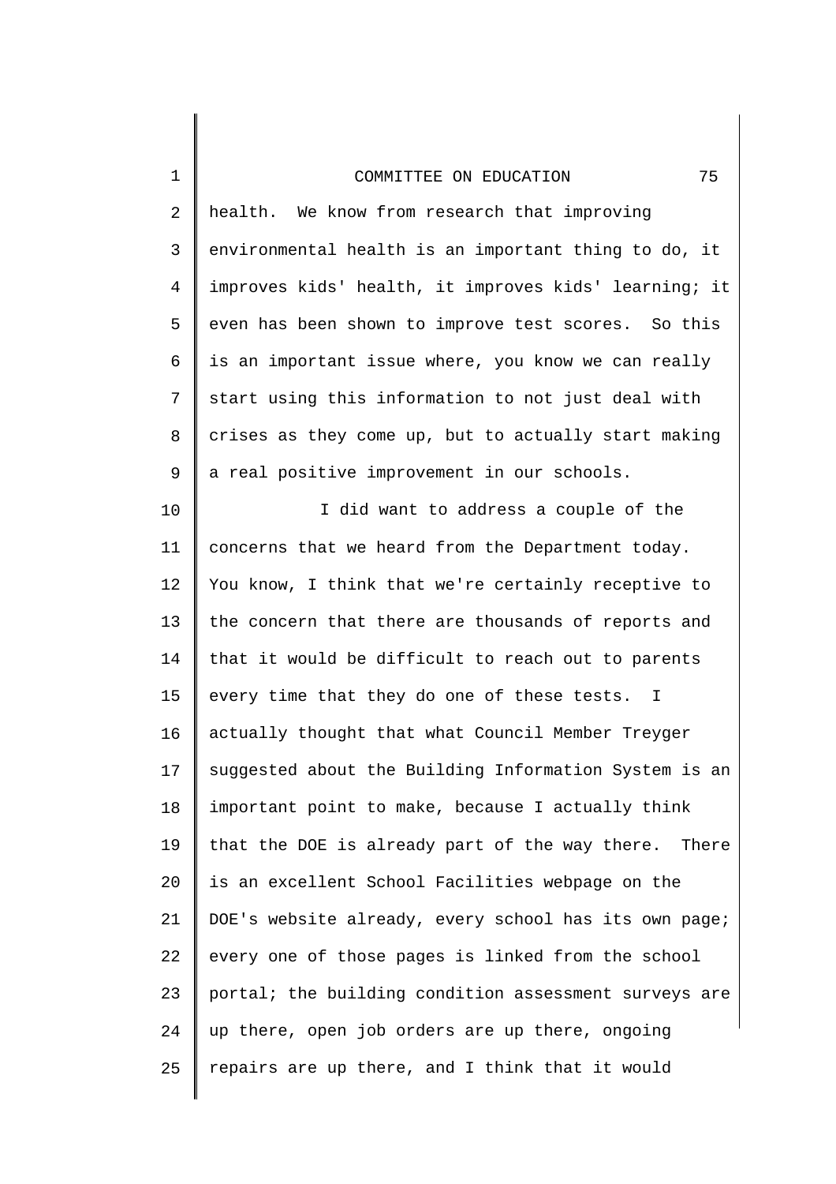health. We know from research that improving environmental health is an important thing to do, it improves kids' health, it improves kids' learning; it even has been shown to improve test scores. So this is an important issue where, you know we can really start using this information to not just deal with crises as they come up, but to actually start making a real positive improvement in our schools.

I did want to address a couple of the concerns that we heard from the Department today. You know, I think that we're certainly receptive to the concern that there are thousands of reports and that it would be difficult to reach out to parents every time that they do one of these tests. I actually thought that what Council Member Treyger suggested about the Building Information System is an important point to make, because I actually think that the DOE is already part of the way there. There is an excellent School Facilities webpage on the DOE's website already, every school has its own page; every one of those pages is linked from the school portal; the building condition assessment surveys are up there, open job orders are up there, ongoing repairs are up there, and I think that it would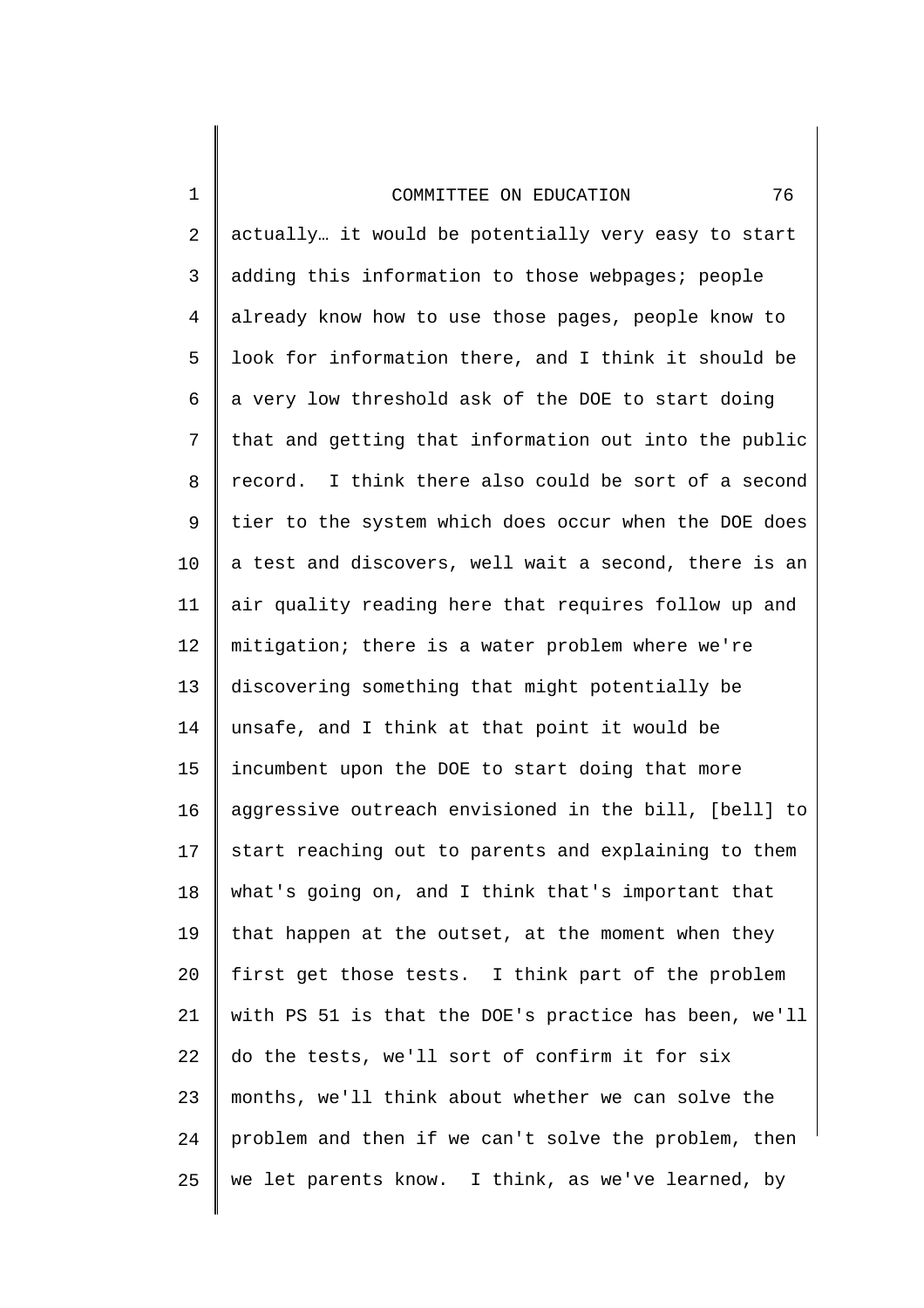actually… it would be potentially very easy to start adding this information to those webpages; people already know how to use those pages, people know to look for information there, and I think it should be a very low threshold ask of the DOE to start doing that and getting that information out into the public record. I think there also could be sort of a second tier to the system which does occur when the DOE does a test and discovers, well wait a second, there is an air quality reading here that requires follow up and mitigation; there is a water problem where we're discovering something that might potentially be unsafe, and I think at that point it would be incumbent upon the DOE to start doing that more aggressive outreach envisioned in the bill, [bell] to start reaching out to parents and explaining to them what's going on, and I think that's important that that happen at the outset, at the moment when they first get those tests. I think part of the problem with PS 51 is that the DOE's practice has been, we'll do the tests, we'll sort of confirm it for six months, we'll think about whether we can solve the problem and then if we can't solve the problem, then we let parents know. I think, as we've learned, by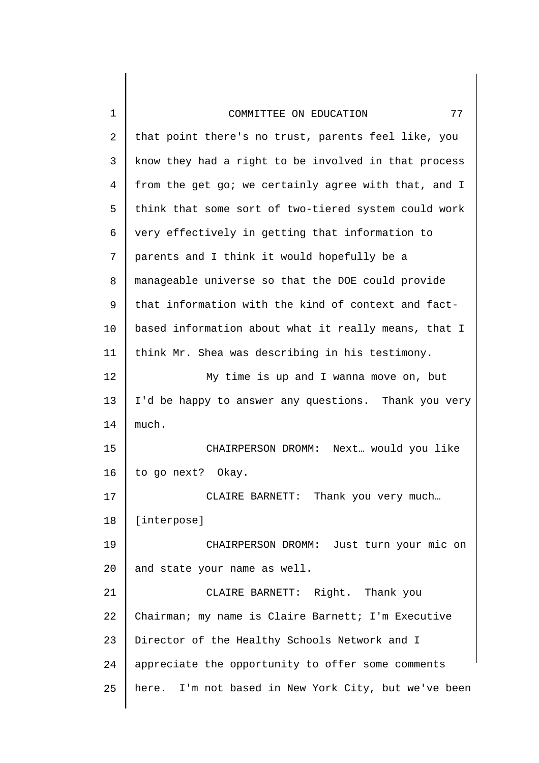that point there's no trust, parents feel like, you know they had a right to be involved in that process from the get go; we certainly agree with that, and I think that some sort of two-tiered system could work very effectively in getting that information to parents and I think it would hopefully be a manageable universe so that the DOE could provide that information with the kind of context and fact-based information about what it really means, that I think Mr. Shea was describing in his testimony.

My time is up and I wanna move on, but I'd be happy to answer any questions. Thank you very much.

CHAIRPERSON DROMM: Next… would you like to go next? Okay.

CLAIRE BARNETT: Thank you very much… [interpose]

CHAIRPERSON DROMM: Just turn your mic on and state your name as well.

CLAIRE BARNETT: Right. Thank you Chairman; my name is Claire Barnett; I'm Executive Director of the Healthy Schools Network and I appreciate the opportunity to offer some comments here. I'm not based in New York City, but we've been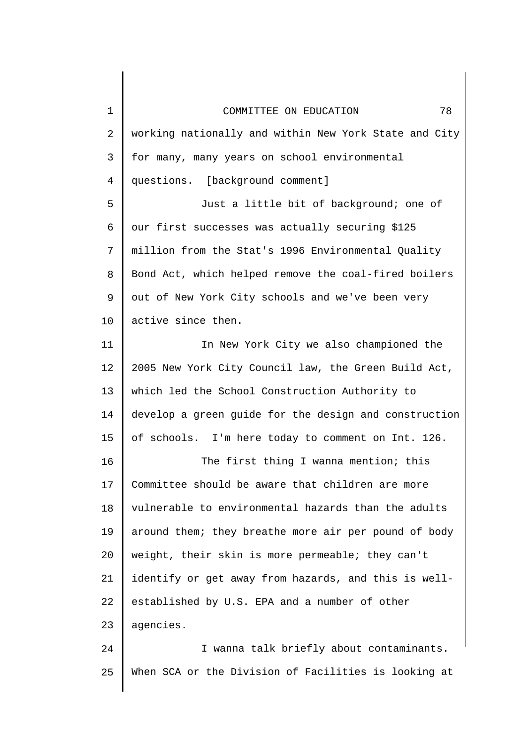working nationally and within New York State and City for many, many years on school environmental questions. [background comment]

Just a little bit of background; one of our first successes was actually securing $125 million from the Stat's 1996 Environmental Quality Bond Act, which helped remove the coal-fired boilers out of New York City schools and we've been very active since then.

In New York City we also championed the 2005 New York City Council law, the Green Build Act, which led the School Construction Authority to develop a green guide for the design and construction of schools. I'm here today to comment on Int. 126.

The first thing I wanna mention; this Committee should be aware that children are more vulnerable to environmental hazards than the adults around them; they breathe more air per pound of body weight, their skin is more permeable; they can't identify or get away from hazards, and this is well-established by U.S. EPA and a number of other agencies.

I wanna talk briefly about contaminants. When SCA or the Division of Facilities is looking at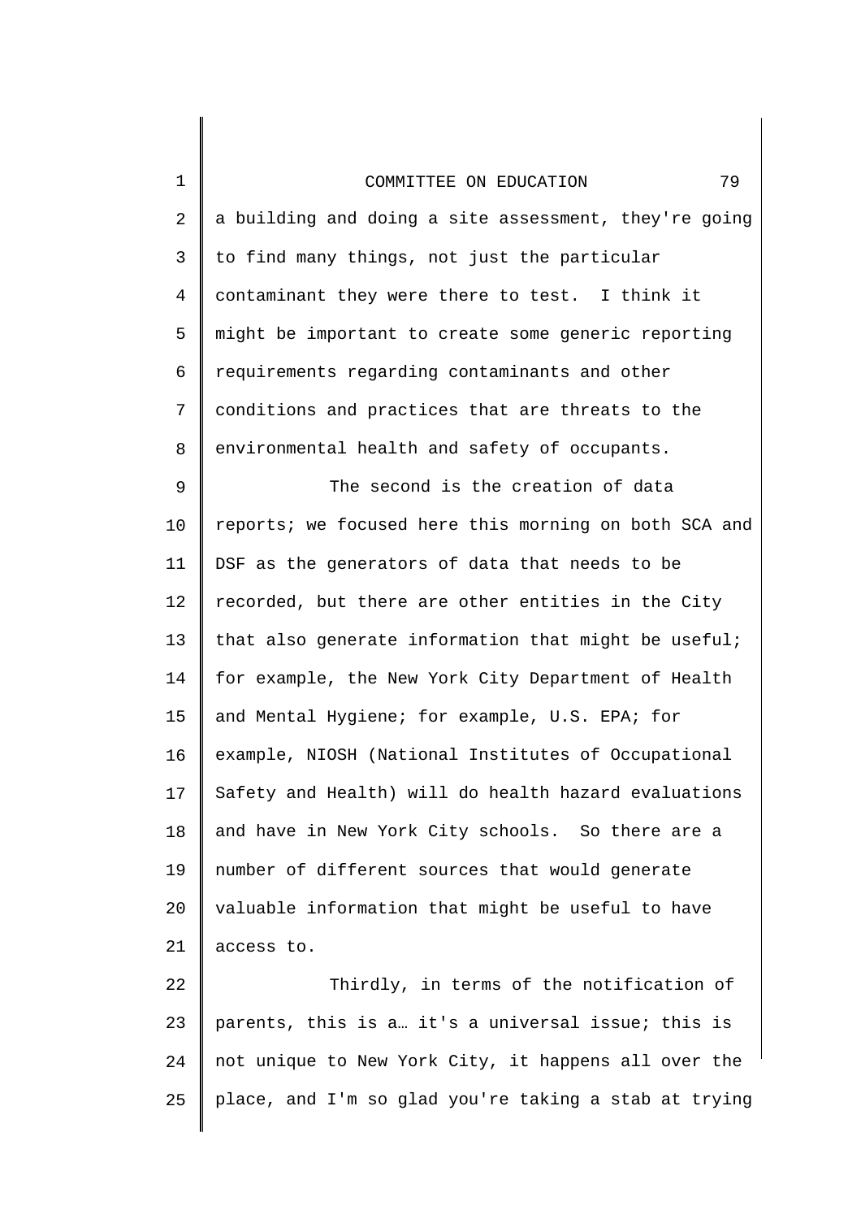a building and doing a site assessment, they're going to find many things, not just the particular contaminant they were there to test. I think it might be important to create some generic reporting requirements regarding contaminants and other conditions and practices that are threats to the environmental health and safety of occupants.

The second is the creation of data reports; we focused here this morning on both SCA and DSF as the generators of data that needs to be recorded, but there are other entities in the City that also generate information that might be useful; for example, the New York City Department of Health and Mental Hygiene; for example, U.S. EPA; for example, NIOSH (National Institutes of Occupational Safety and Health) will do health hazard evaluations and have in New York City schools. So there are a number of different sources that would generate valuable information that might be useful to have access to.

Thirdly, in terms of the notification of parents, this is a… it's a universal issue; this is not unique to New York City, it happens all over the place, and I'm so glad you're taking a stab at trying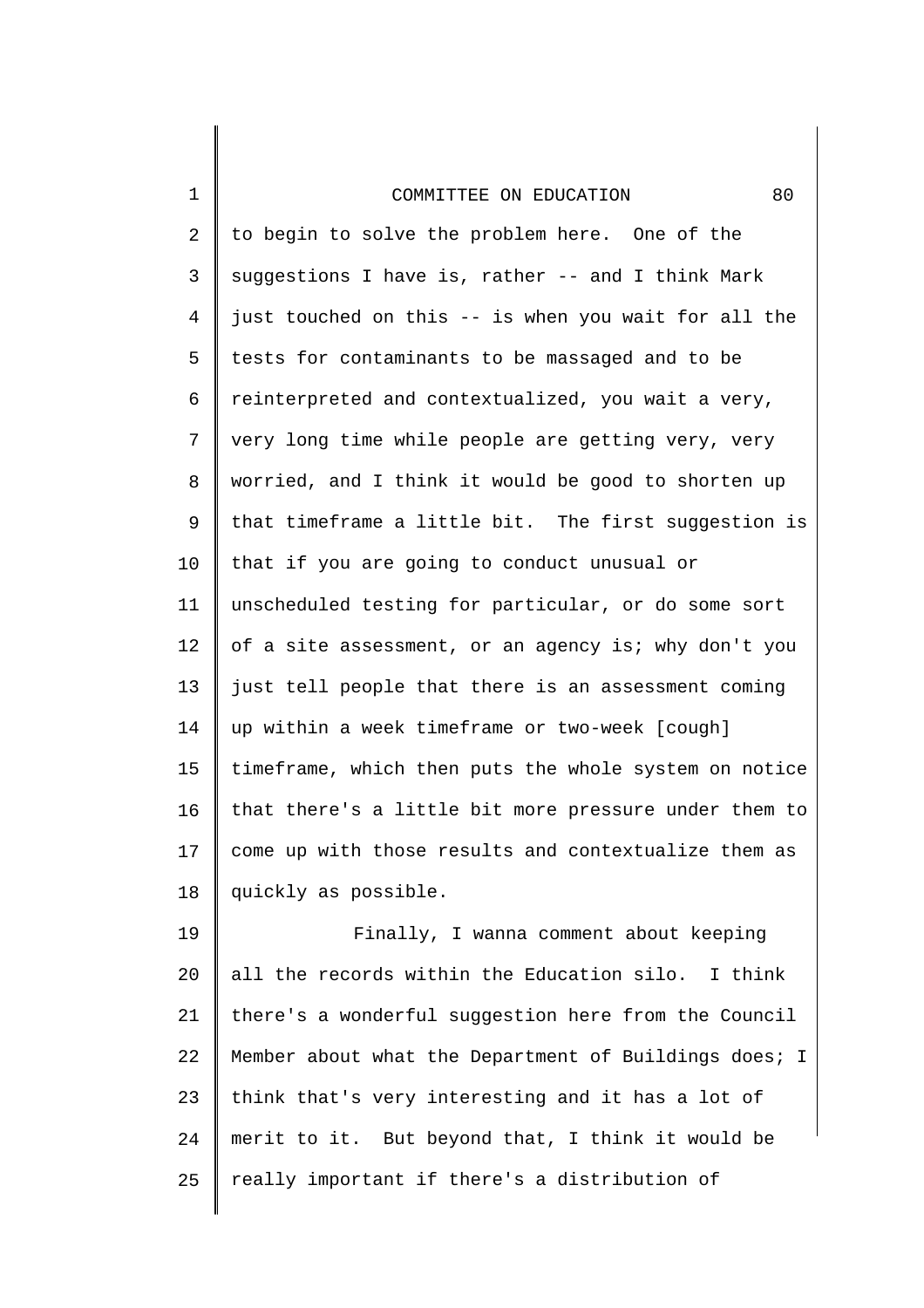to begin to solve the problem here. One of the suggestions I have is, rather -- and I think Mark just touched on this -- is when you wait for all the tests for contaminants to be massaged and to be reinterpreted and contextualized, you wait a very, very long time while people are getting very, very worried, and I think it would be good to shorten up that timeframe a little bit. The first suggestion is that if you are going to conduct unusual or unscheduled testing for particular, or do some sort of a site assessment, or an agency is; why don't you just tell people that there is an assessment coming up within a week timeframe or two-week [cough] timeframe, which then puts the whole system on notice that there's a little bit more pressure under them to come up with those results and contextualize them as quickly as possible.

Finally, I wanna comment about keeping all the records within the Education silo. I think there's a wonderful suggestion here from the Council Member about what the Department of Buildings does; I think that's very interesting and it has a lot of merit to it. But beyond that, I think it would be really important if there's a distribution of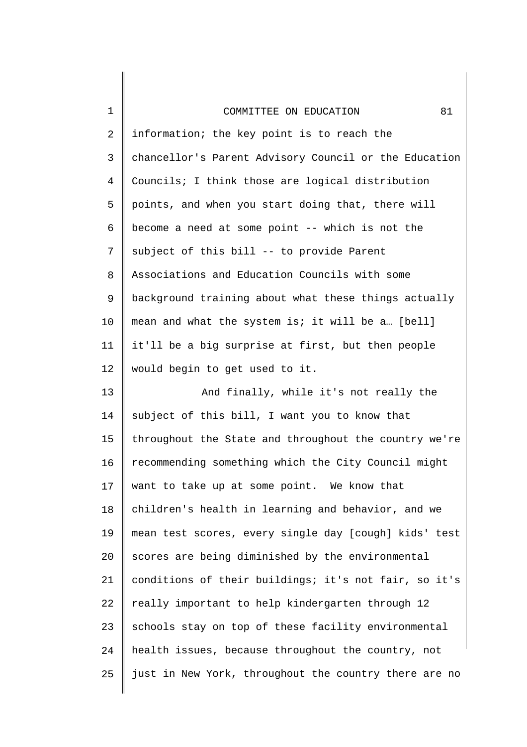information; the key point is to reach the chancellor's Parent Advisory Council or the Education Councils; I think those are logical distribution points, and when you start doing that, there will become a need at some point -- which is not the subject of this bill -- to provide Parent Associations and Education Councils with some background training about what these things actually mean and what the system is; it will be a… [bell] it'll be a big surprise at first, but then people would begin to get used to it.

And finally, while it's not really the subject of this bill, I want you to know that throughout the State and throughout the country we're recommending something which the City Council might want to take up at some point. We know that children's health in learning and behavior, and we mean test scores, every single day [cough] kids' test scores are being diminished by the environmental conditions of their buildings; it's not fair, so it's really important to help kindergarten through 12 schools stay on top of these facility environmental health issues, because throughout the country, not just in New York, throughout the country there are no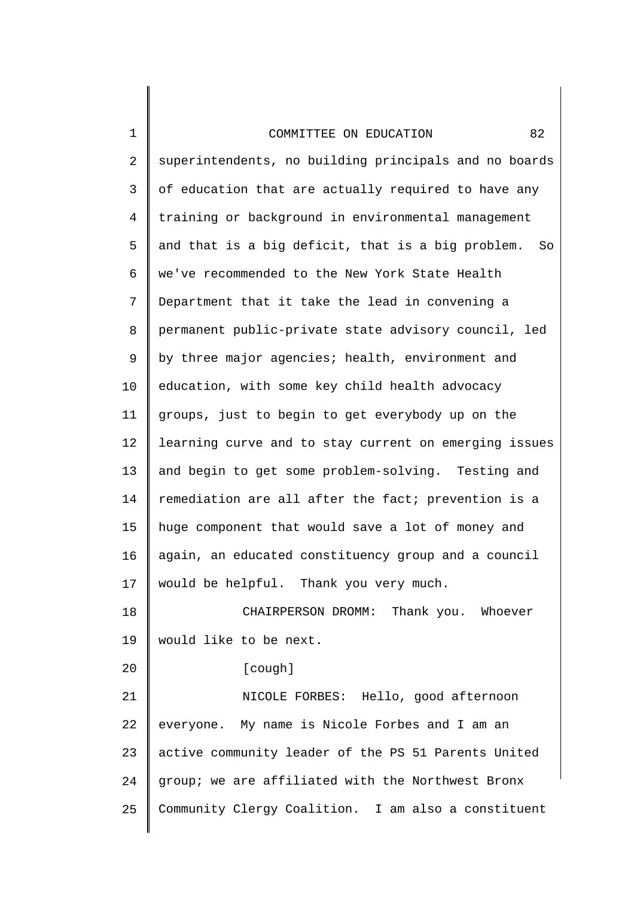superintendents, no building principals and no boards of education that are actually required to have any training or background in environmental management and that is a big deficit, that is a big problem. So we've recommended to the New York State Health Department that it take the lead in convening a permanent public-private state advisory council, led by three major agencies; health, environment and education, with some key child health advocacy groups, just to begin to get everybody up on the learning curve and to stay current on emerging issues and begin to get some problem-solving. Testing and remediation are all after the fact; prevention is a huge component that would save a lot of money and again, an educated constituency group and a council would be helpful. Thank you very much.

CHAIRPERSON DROMM: Thank you. Whoever would like to be next.

[cough]

NICOLE FORBES: Hello, good afternoon everyone. My name is Nicole Forbes and I am an active community leader of the PS 51 Parents United group; we are affiliated with the Northwest Bronx Community Clergy Coalition. I am also a constituent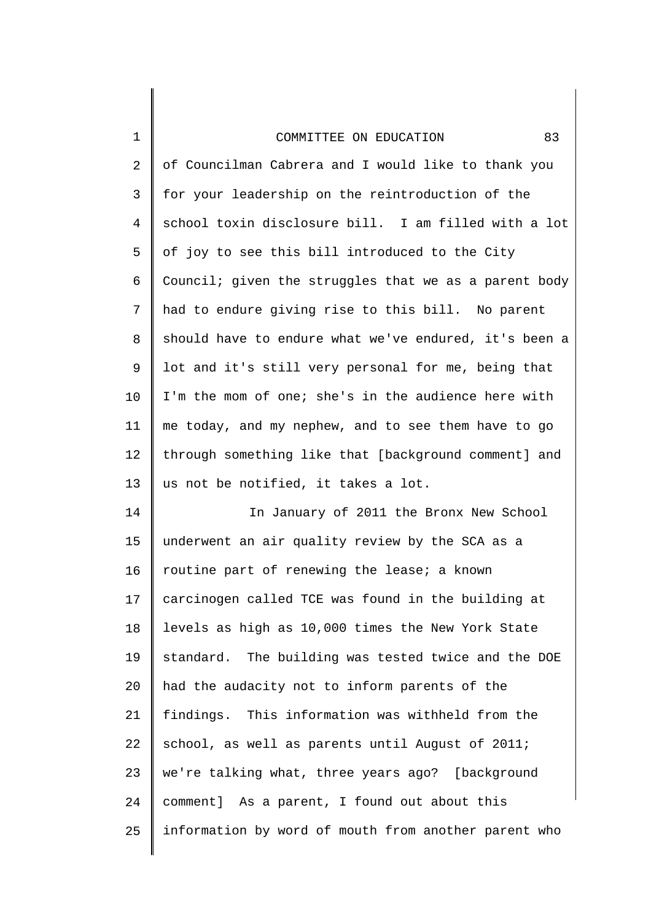of Councilman Cabrera and I would like to thank you for your leadership on the reintroduction of the school toxin disclosure bill. I am filled with a lot of joy to see this bill introduced to the City Council; given the struggles that we as a parent body had to endure giving rise to this bill. No parent should have to endure what we've endured, it's been a lot and it's still very personal for me, being that I'm the mom of one; she's in the audience here with me today, and my nephew, and to see them have to go through something like that [background comment] and us not be notified, it takes a lot.

In January of 2011 the Bronx New School underwent an air quality review by the SCA as a routine part of renewing the lease; a known carcinogen called TCE was found in the building at levels as high as 10,000 times the New York State standard. The building was tested twice and the DOE had the audacity not to inform parents of the findings. This information was withheld from the school, as well as parents until August of 2011; we're talking what, three years ago? [background comment] As a parent, I found out about this information by word of mouth from another parent who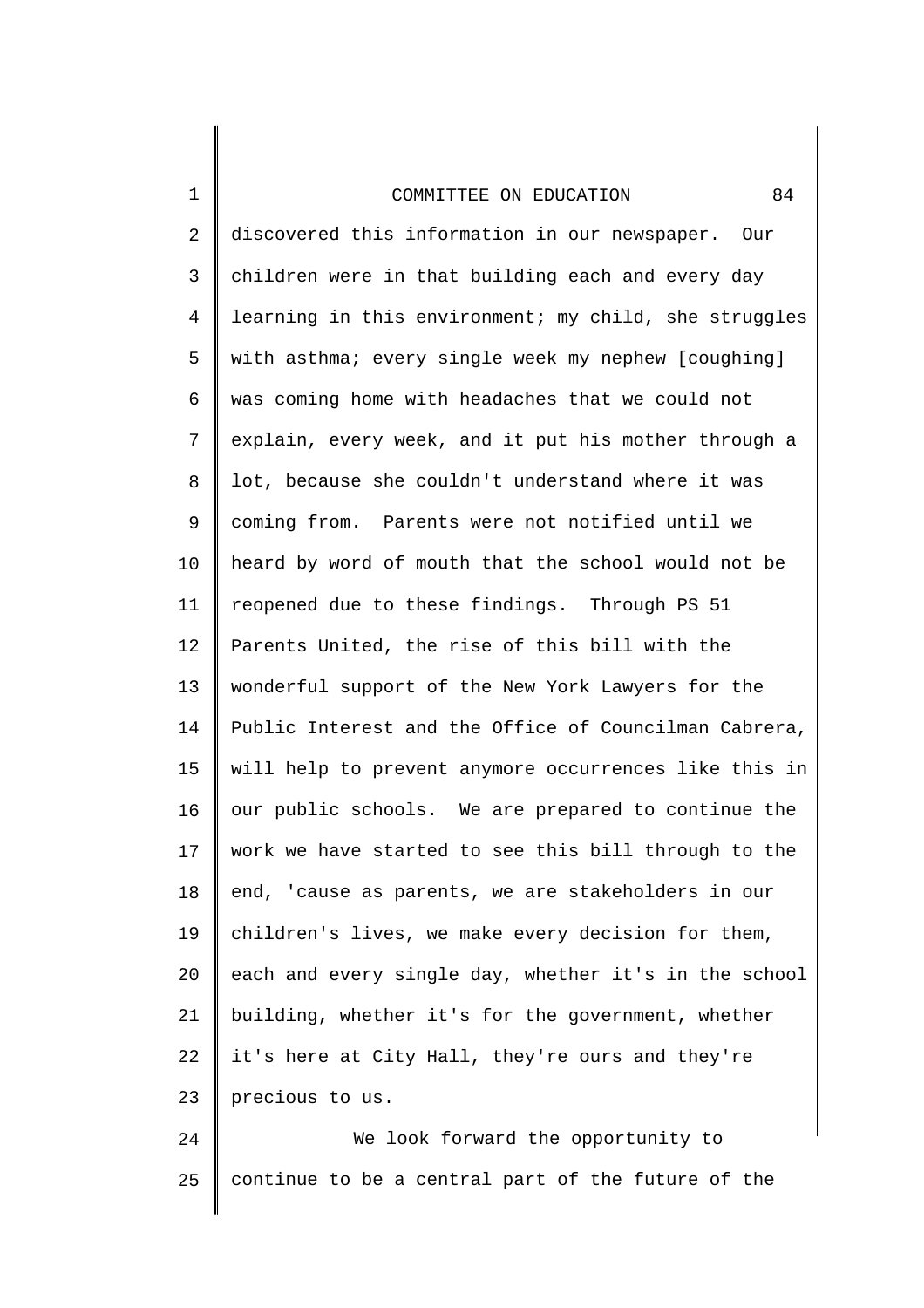discovered this information in our newspaper. Our children were in that building each and every day learning in this environment; my child, she struggles with asthma; every single week my nephew [coughing] was coming home with headaches that we could not explain, every week, and it put his mother through a lot, because she couldn't understand where it was coming from. Parents were not notified until we heard by word of mouth that the school would not be reopened due to these findings. Through PS 51 Parents United, the rise of this bill with the wonderful support of the New York Lawyers for the Public Interest and the Office of Councilman Cabrera, will help to prevent anymore occurrences like this in our public schools. We are prepared to continue the work we have started to see this bill through to the end, 'cause as parents, we are stakeholders in our children's lives, we make every decision for them, each and every single day, whether it's in the school building, whether it's for the government, whether it's here at City Hall, they're ours and they're precious to us.

We look forward the opportunity to continue to be a central part of the future of the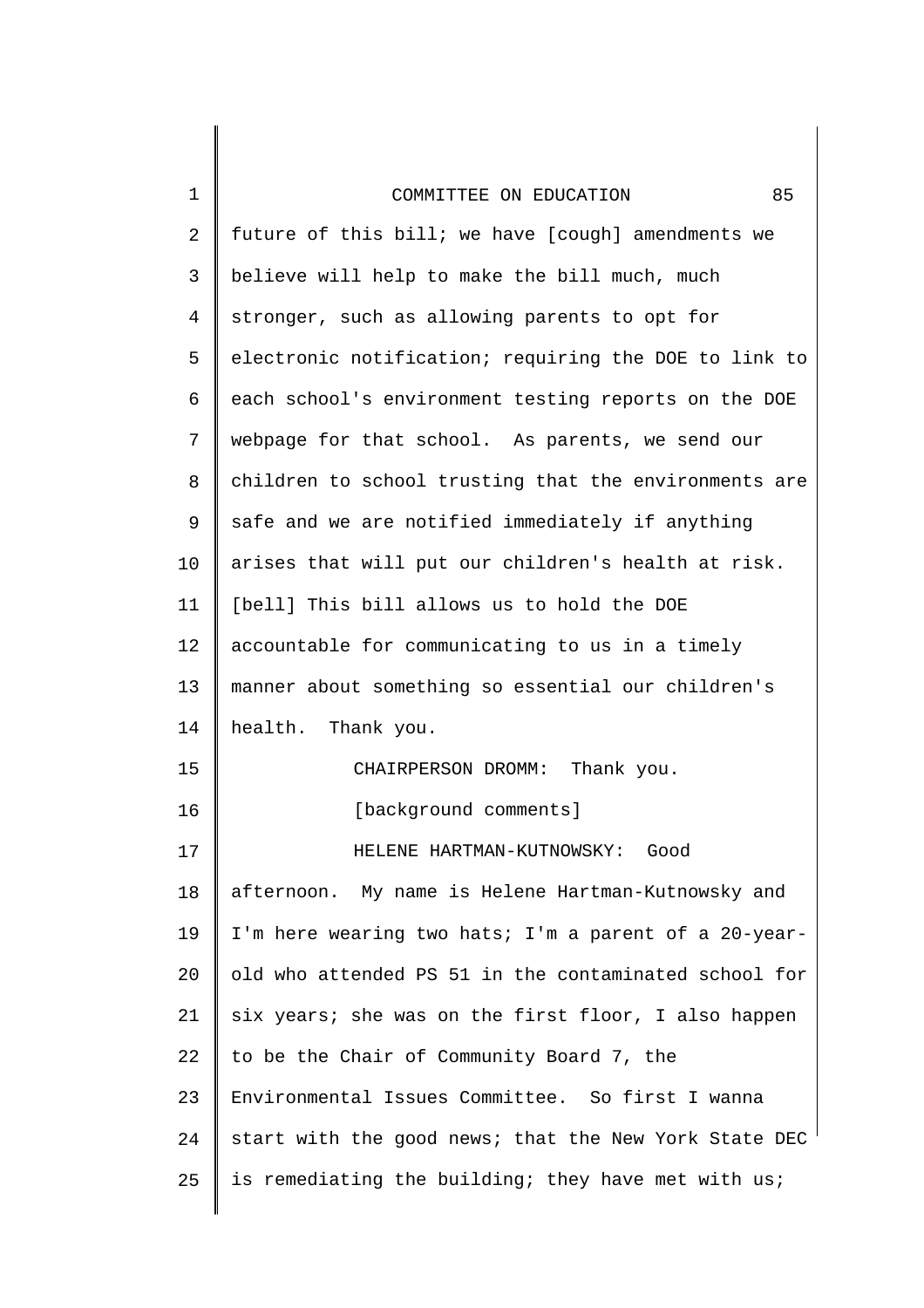future of this bill; we have [cough] amendments we believe will help to make the bill much, much stronger, such as allowing parents to opt for electronic notification; requiring the DOE to link to each school's environment testing reports on the DOE webpage for that school. As parents, we send our children to school trusting that the environments are safe and we are notified immediately if anything arises that will put our children's health at risk. [bell] This bill allows us to hold the DOE accountable for communicating to us in a timely manner about something so essential our children's health. Thank you.

CHAIRPERSON DROMM: Thank you.

[background comments]

HELENE HARTMAN-KUTNOWSKY: Good afternoon. My name is Helene Hartman-Kutnowsky and I'm here wearing two hats; I'm a parent of a 20-year-old who attended PS 51 in the contaminated school for six years; she was on the first floor, I also happen to be the Chair of Community Board 7, the Environmental Issues Committee. So first I wanna start with the good news; that the New York State DEC is remediating the building; they have met with us;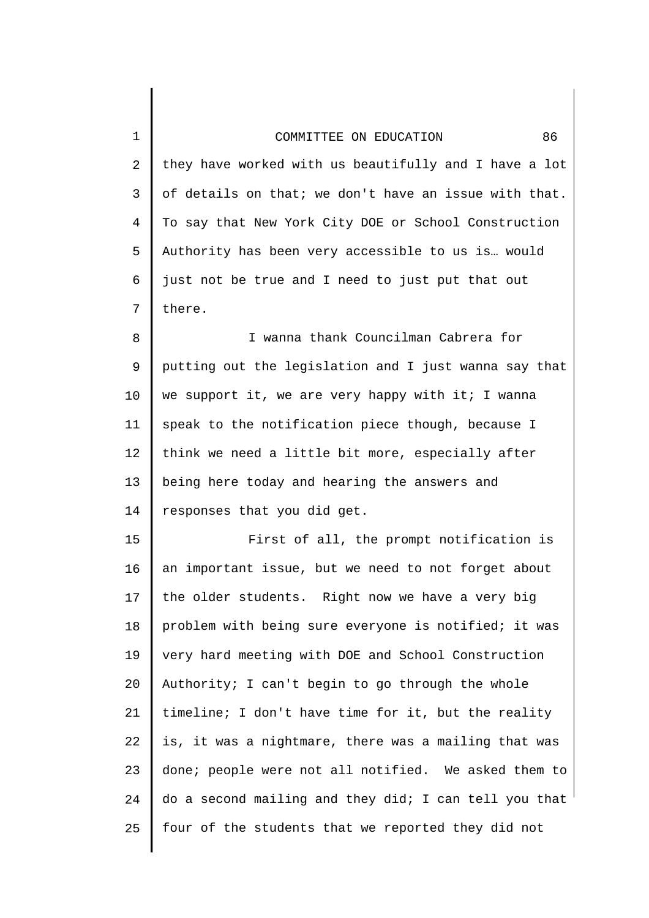they have worked with us beautifully and I have a lot of details on that; we don't have an issue with that. To say that New York City DOE or School Construction Authority has been very accessible to us is… would just not be true and I need to just put that out there.

I wanna thank Councilman Cabrera for putting out the legislation and I just wanna say that we support it, we are very happy with it; I wanna speak to the notification piece though, because I think we need a little bit more, especially after being here today and hearing the answers and responses that you did get.

First of all, the prompt notification is an important issue, but we need to not forget about the older students. Right now we have a very big problem with being sure everyone is notified; it was very hard meeting with DOE and School Construction Authority; I can't begin to go through the whole timeline; I don't have time for it, but the reality is, it was a nightmare, there was a mailing that was done; people were not all notified. We asked them to do a second mailing and they did; I can tell you that four of the students that we reported they did not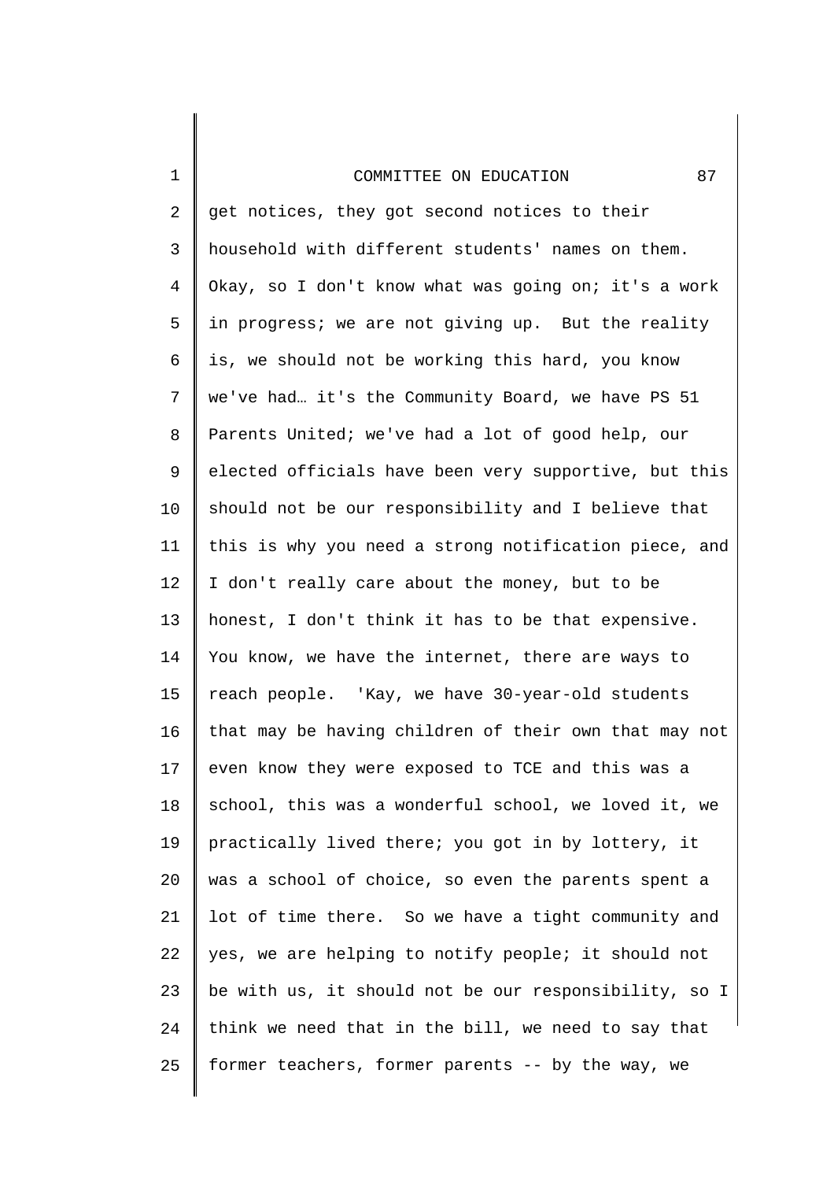get notices, they got second notices to their household with different students' names on them. Okay, so I don't know what was going on; it's a work in progress; we are not giving up. But the reality is, we should not be working this hard, you know we've had… it's the Community Board, we have PS 51 Parents United; we've had a lot of good help, our elected officials have been very supportive, but this should not be our responsibility and I believe that this is why you need a strong notification piece, and I don't really care about the money, but to be honest, I don't think it has to be that expensive. You know, we have the internet, there are ways to reach people. 'Kay, we have 30-year-old students that may be having children of their own that may not even know they were exposed to TCE and this was a school, this was a wonderful school, we loved it, we practically lived there; you got in by lottery, it was a school of choice, so even the parents spent a lot of time there. So we have a tight community and yes, we are helping to notify people; it should not be with us, it should not be our responsibility, so I think we need that in the bill, we need to say that former teachers, former parents -- by the way, we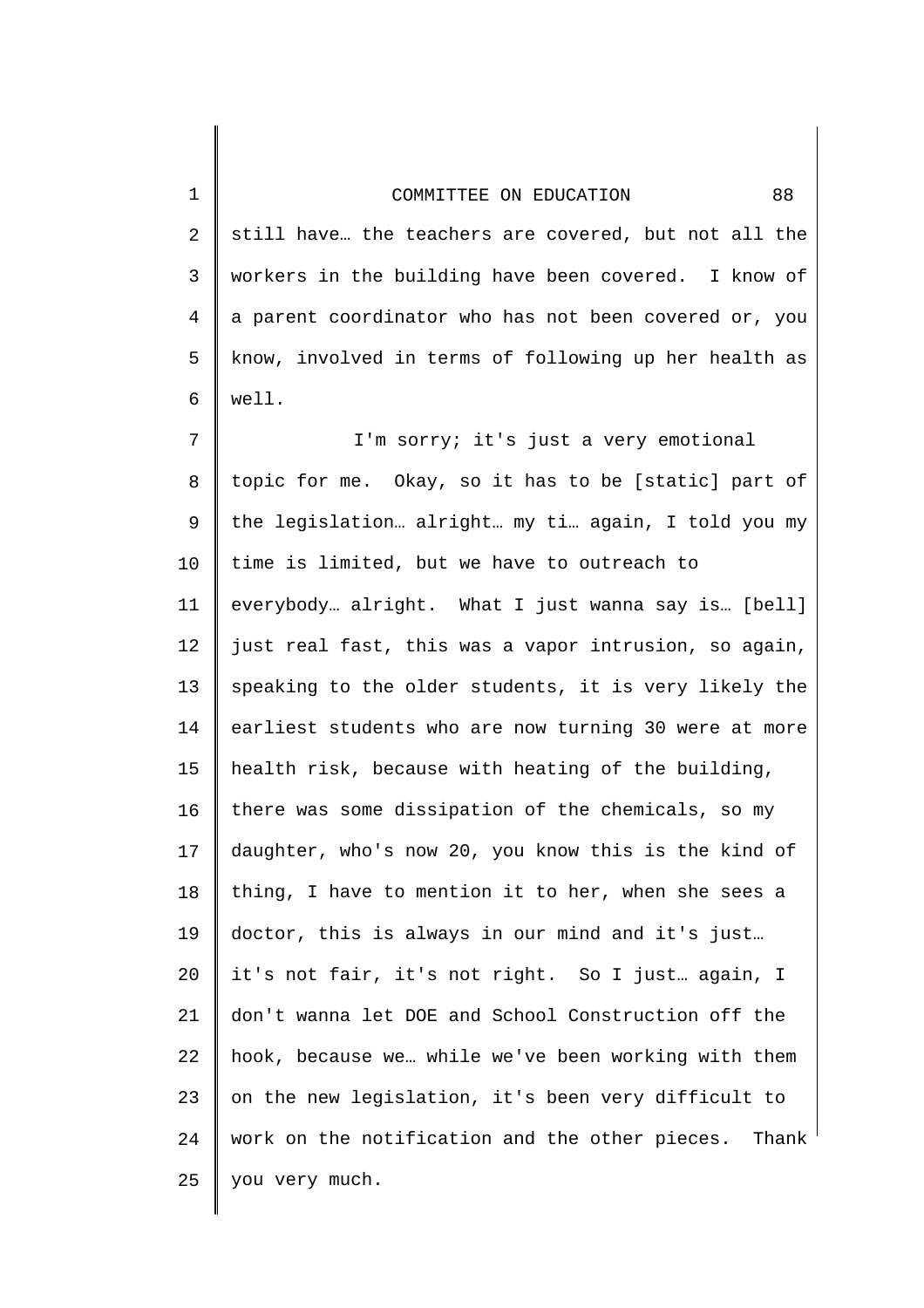still have… the teachers are covered, but not all the workers in the building have been covered. I know of a parent coordinator who has not been covered or, you know, involved in terms of following up her health as well.

I'm sorry; it's just a very emotional topic for me. Okay, so it has to be [static] part of the legislation… alright… my ti… again, I told you my time is limited, but we have to outreach to everybody… alright. What I just wanna say is… [bell] just real fast, this was a vapor intrusion, so again, speaking to the older students, it is very likely the earliest students who are now turning 30 were at more health risk, because with heating of the building, there was some dissipation of the chemicals, so my daughter, who's now 20, you know this is the kind of thing, I have to mention it to her, when she sees a doctor, this is always in our mind and it's just… it's not fair, it's not right. So I just… again, I don't wanna let DOE and School Construction off the hook, because we… while we've been working with them on the new legislation, it's been very difficult to work on the notification and the other pieces. Thank you very much.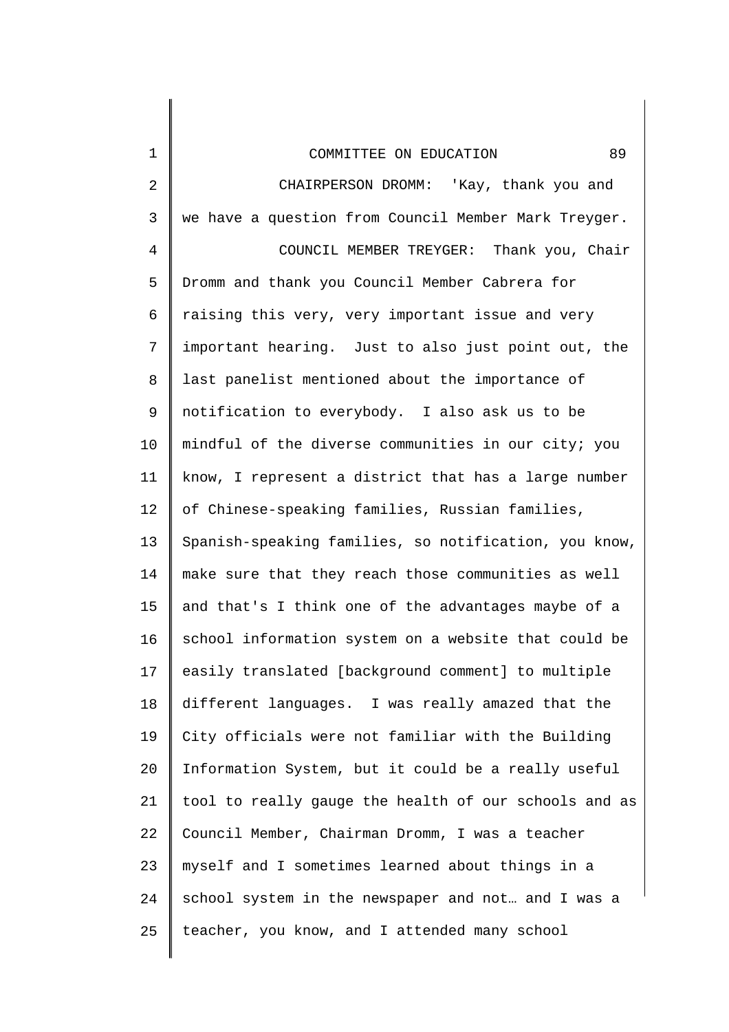CHAIRPERSON DROMM: 'Kay, thank you and we have a question from Council Member Mark Treyger.

COUNCIL MEMBER TREYGER: Thank you, Chair Dromm and thank you Council Member Cabrera for raising this very, very important issue and very important hearing. Just to also just point out, the last panelist mentioned about the importance of notification to everybody. I also ask us to be mindful of the diverse communities in our city; you know, I represent a district that has a large number of Chinese-speaking families, Russian families, Spanish-speaking families, so notification, you know, make sure that they reach those communities as well and that's I think one of the advantages maybe of a school information system on a website that could be easily translated [background comment] to multiple different languages. I was really amazed that the City officials were not familiar with the Building Information System, but it could be a really useful tool to really gauge the health of our schools and as Council Member, Chairman Dromm, I was a teacher myself and I sometimes learned about things in a school system in the newspaper and not… and I was a teacher, you know, and I attended many school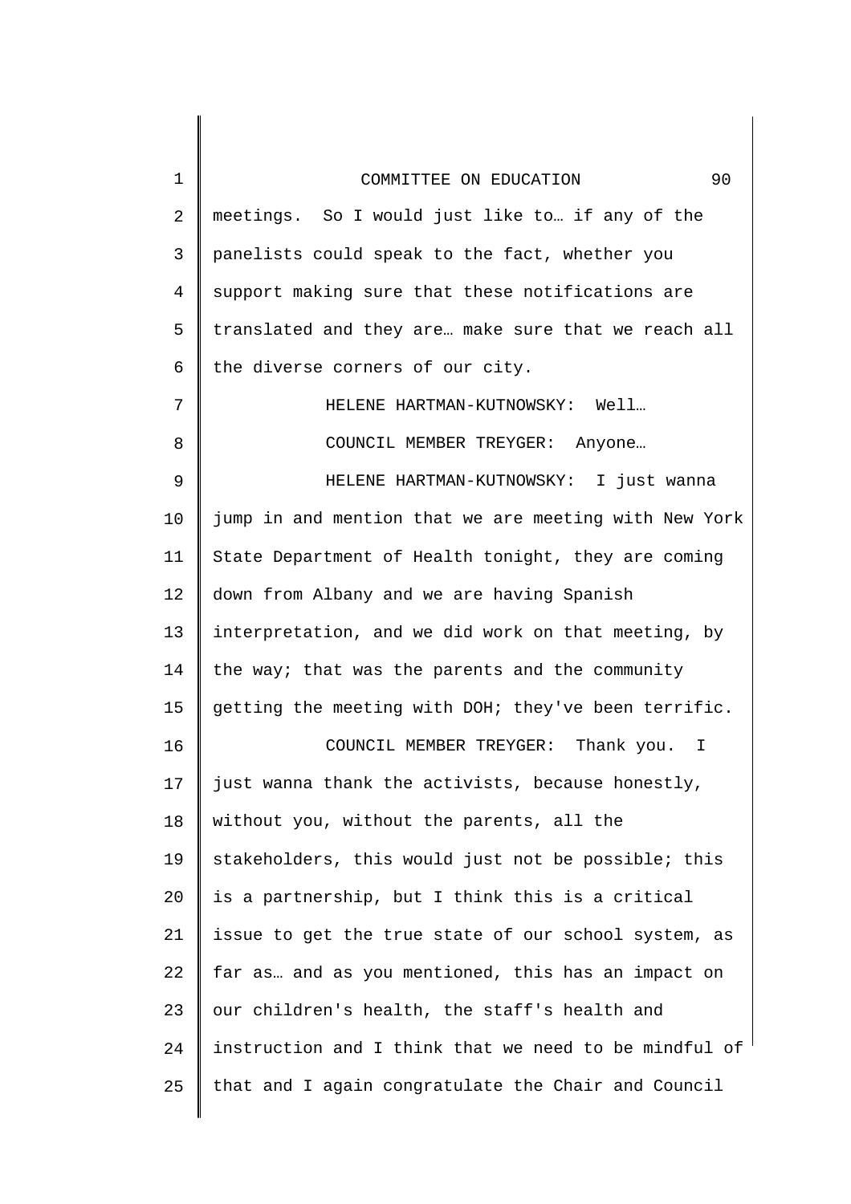meetings. So I would just like to… if any of the panelists could speak to the fact, whether you support making sure that these notifications are translated and they are… make sure that we reach all the diverse corners of our city.

HELENE HARTMAN-KUTNOWSKY: Well…

COUNCIL MEMBER TREYGER: Anyone…

HELENE HARTMAN-KUTNOWSKY: I just wanna jump in and mention that we are meeting with New York State Department of Health tonight, they are coming down from Albany and we are having Spanish interpretation, and we did work on that meeting, by the way; that was the parents and the community getting the meeting with DOH; they've been terrific.

COUNCIL MEMBER TREYGER: Thank you. I just wanna thank the activists, because honestly, without you, without the parents, all the stakeholders, this would just not be possible; this is a partnership, but I think this is a critical issue to get the true state of our school system, as far as… and as you mentioned, this has an impact on our children's health, the staff's health and instruction and I think that we need to be mindful of that and I again congratulate the Chair and Council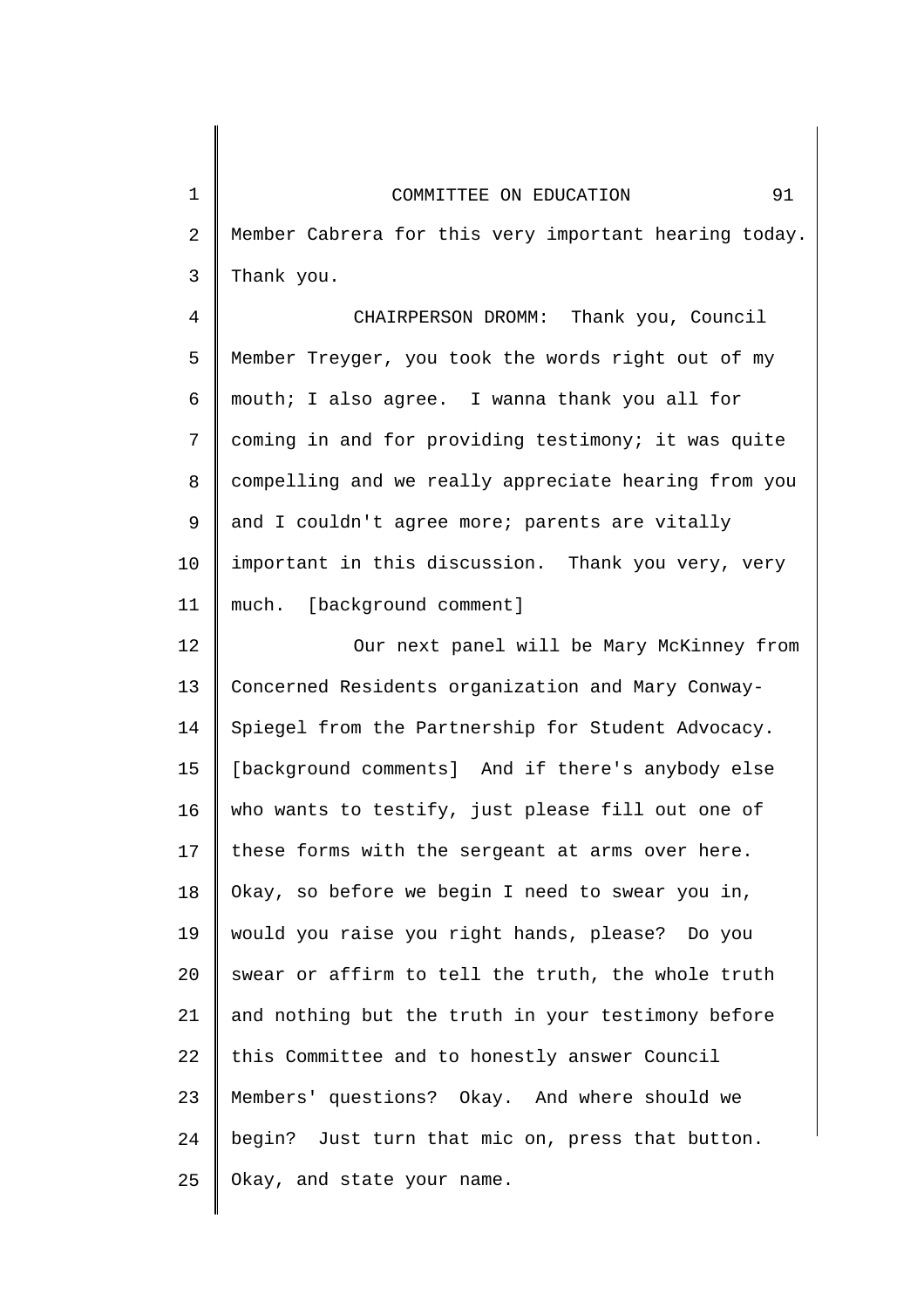Member Cabrera for this very important hearing today. Thank you.

CHAIRPERSON DROMM: Thank you, Council Member Treyger, you took the words right out of my mouth; I also agree. I wanna thank you all for coming in and for providing testimony; it was quite compelling and we really appreciate hearing from you and I couldn't agree more; parents are vitally important in this discussion. Thank you very, very much. [background comment]

Our next panel will be Mary McKinney from Concerned Residents organization and Mary Conway-Spiegel from the Partnership for Student Advocacy. [background comments] And if there's anybody else who wants to testify, just please fill out one of these forms with the sergeant at arms over here. Okay, so before we begin I need to swear you in, would you raise you right hands, please? Do you swear or affirm to tell the truth, the whole truth and nothing but the truth in your testimony before this Committee and to honestly answer Council Members' questions? Okay. And where should we begin? Just turn that mic on, press that button. Okay, and state your name.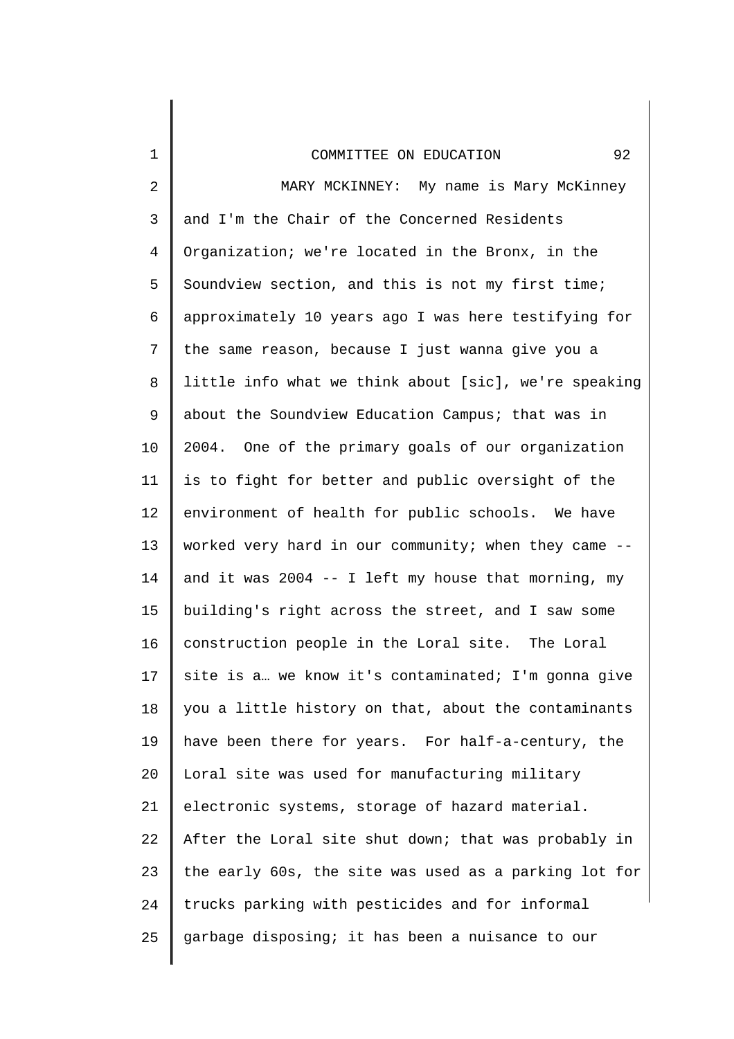MARY MCKINNEY: My name is Mary McKinney and I'm the Chair of the Concerned Residents Organization; we're located in the Bronx, in the Soundview section, and this is not my first time; approximately 10 years ago I was here testifying for the same reason, because I just wanna give you a little info what we think about [sic], we're speaking about the Soundview Education Campus; that was in 2004. One of the primary goals of our organization is to fight for better and public oversight of the environment of health for public schools. We have worked very hard in our community; when they came -- and it was 2004 -- I left my house that morning, my building's right across the street, and I saw some construction people in the Loral site. The Loral site is a… we know it's contaminated; I'm gonna give you a little history on that, about the contaminants have been there for years. For half-a-century, the Loral site was used for manufacturing military electronic systems, storage of hazard material. After the Loral site shut down; that was probably in the early 60s, the site was used as a parking lot for trucks parking with pesticides and for informal garbage disposing; it has been a nuisance to our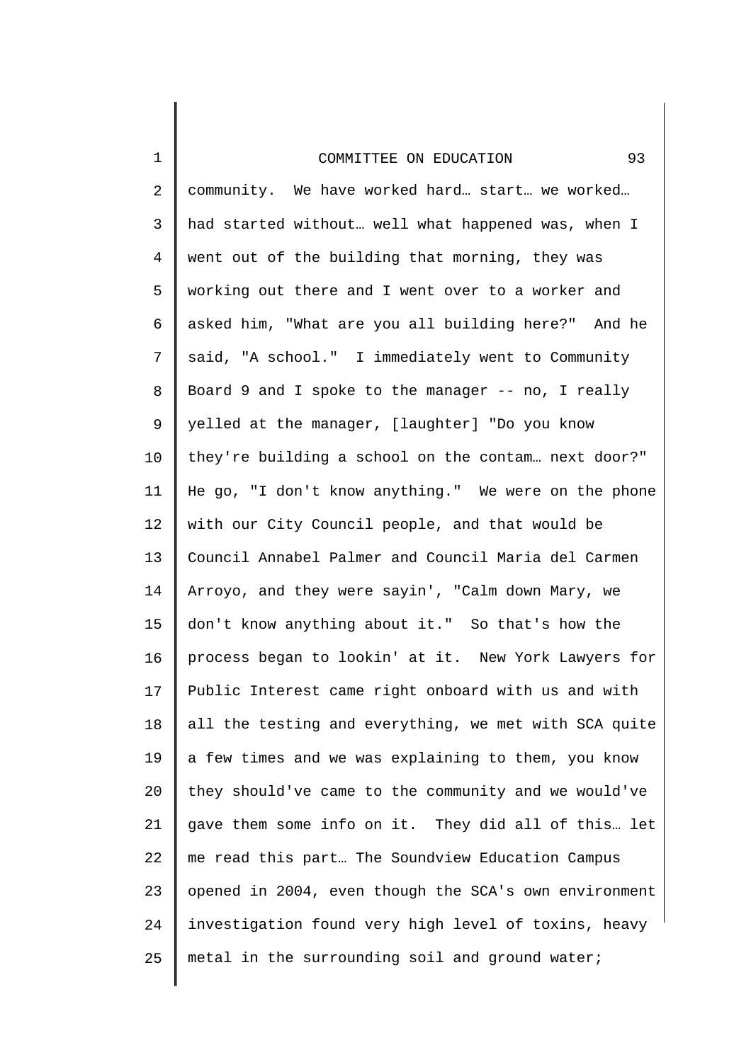community. We have worked hard… start… we worked… had started without… well what happened was, when I went out of the building that morning, they was working out there and I went over to a worker and asked him, "What are you all building here?" And he said, "A school." I immediately went to Community Board 9 and I spoke to the manager -- no, I really yelled at the manager, [laughter] "Do you know they're building a school on the contam… next door?" He go, "I don't know anything." We were on the phone with our City Council people, and that would be Council Annabel Palmer and Council Maria del Carmen Arroyo, and they were sayin', "Calm down Mary, we don't know anything about it." So that's how the process began to lookin' at it. New York Lawyers for Public Interest came right onboard with us and with all the testing and everything, we met with SCA quite a few times and we was explaining to them, you know they should've came to the community and we would've gave them some info on it. They did all of this… let me read this part… The Soundview Education Campus opened in 2004, even though the SCA's own environment investigation found very high level of toxins, heavy metal in the surrounding soil and ground water;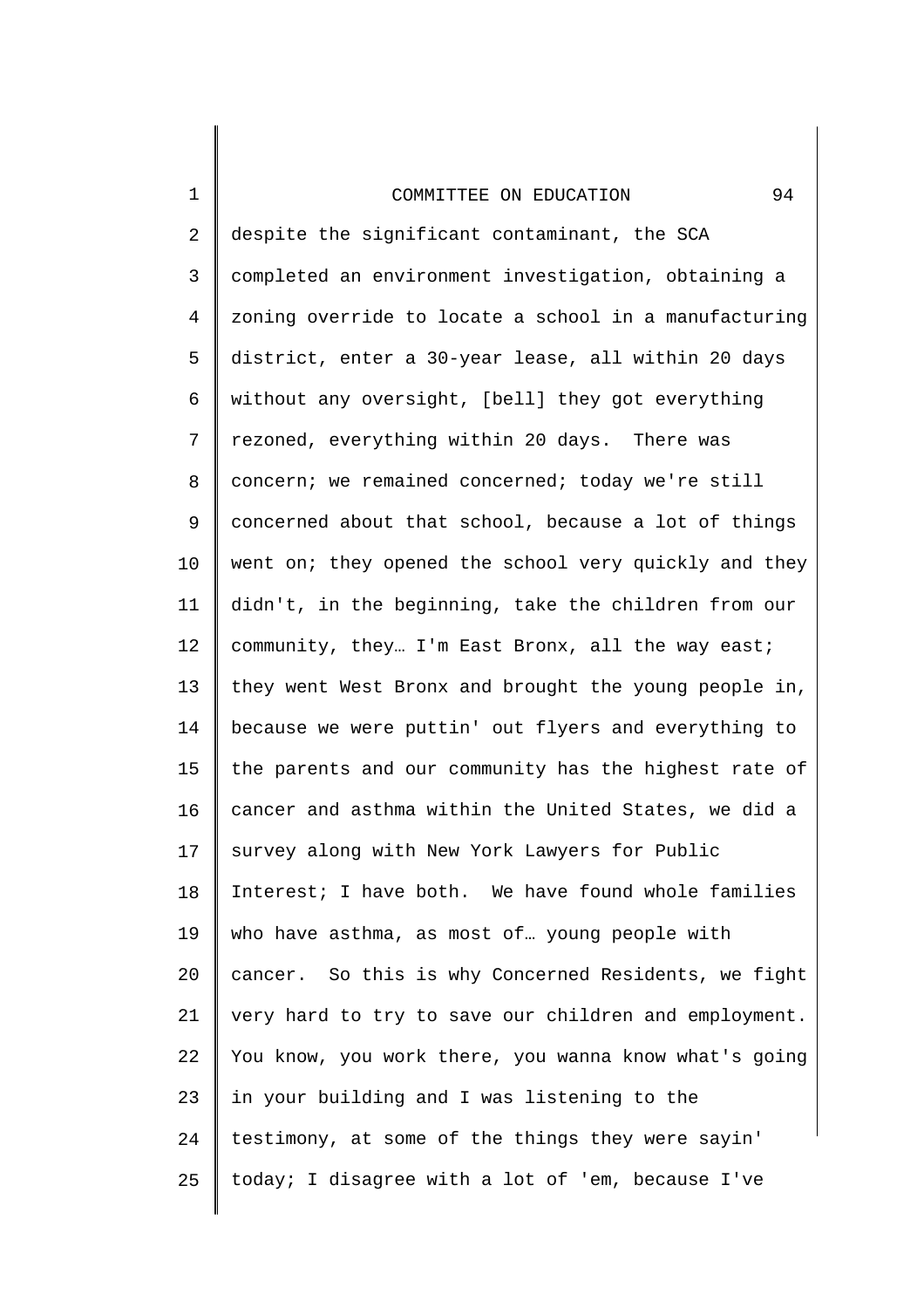despite the significant contaminant, the SCA completed an environment investigation, obtaining a zoning override to locate a school in a manufacturing district, enter a 30-year lease, all within 20 days without any oversight, [bell] they got everything rezoned, everything within 20 days. There was concern; we remained concerned; today we're still concerned about that school, because a lot of things went on; they opened the school very quickly and they didn't, in the beginning, take the children from our community, they… I'm East Bronx, all the way east; they went West Bronx and brought the young people in, because we were puttin' out flyers and everything to the parents and our community has the highest rate of cancer and asthma within the United States, we did a survey along with New York Lawyers for Public Interest; I have both. We have found whole families who have asthma, as most of… young people with cancer. So this is why Concerned Residents, we fight very hard to try to save our children and employment. You know, you work there, you wanna know what's going in your building and I was listening to the testimony, at some of the things they were sayin' today; I disagree with a lot of 'em, because I've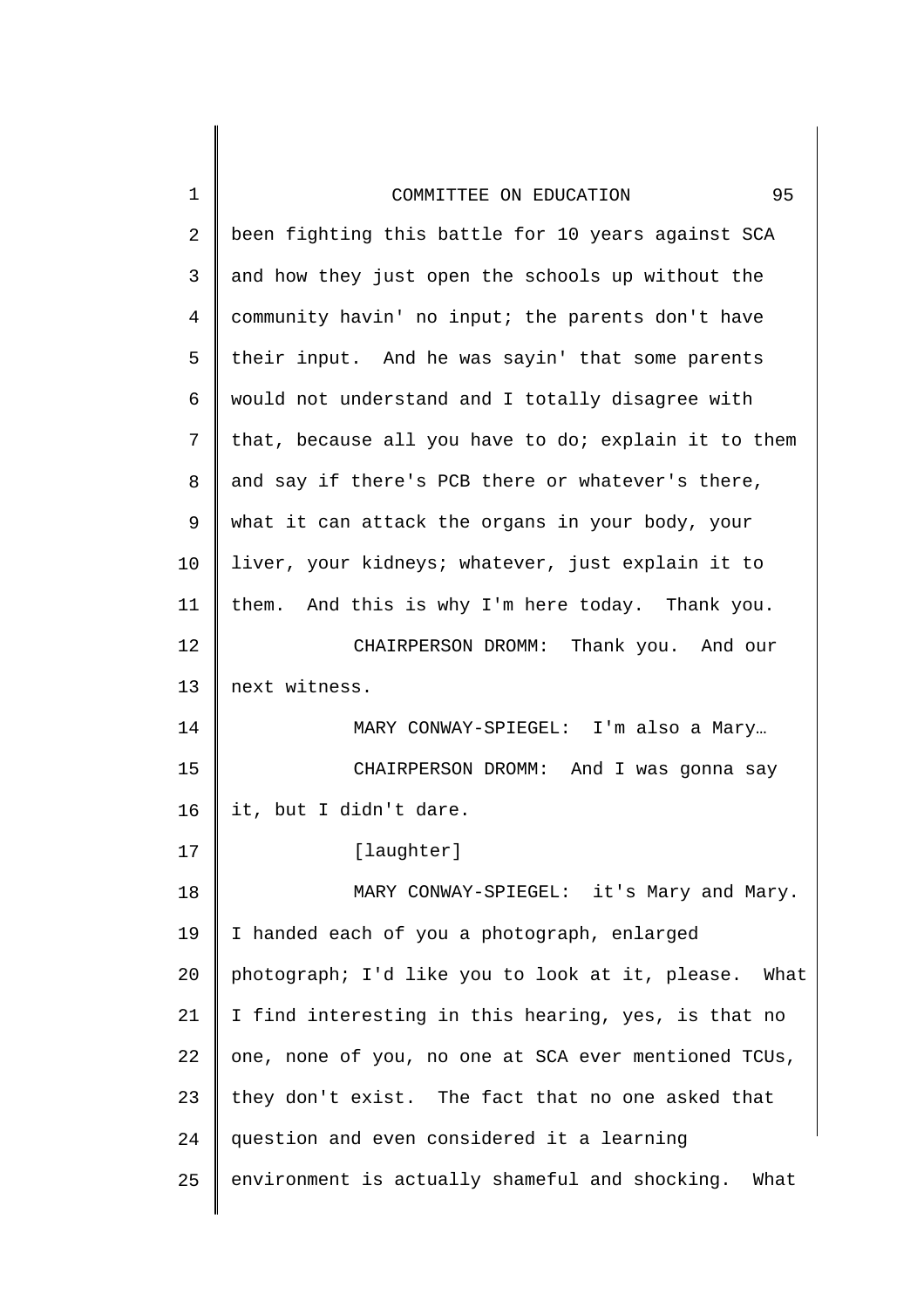been fighting this battle for 10 years against SCA and how they just open the schools up without the community havin' no input; the parents don't have their input. And he was sayin' that some parents would not understand and I totally disagree with that, because all you have to do; explain it to them and say if there's PCB there or whatever's there, what it can attack the organs in your body, your liver, your kidneys; whatever, just explain it to them. And this is why I'm here today. Thank you.

CHAIRPERSON DROMM: Thank you. And our next witness.

MARY CONWAY-SPIEGEL: I'm also a Mary…

CHAIRPERSON DROMM: And I was gonna say it, but I didn't dare.

[laughter]

MARY CONWAY-SPIEGEL: it's Mary and Mary. I handed each of you a photograph, enlarged photograph; I'd like you to look at it, please. What I find interesting in this hearing, yes, is that no one, none of you, no one at SCA ever mentioned TCUs, they don't exist. The fact that no one asked that question and even considered it a learning environment is actually shameful and shocking. What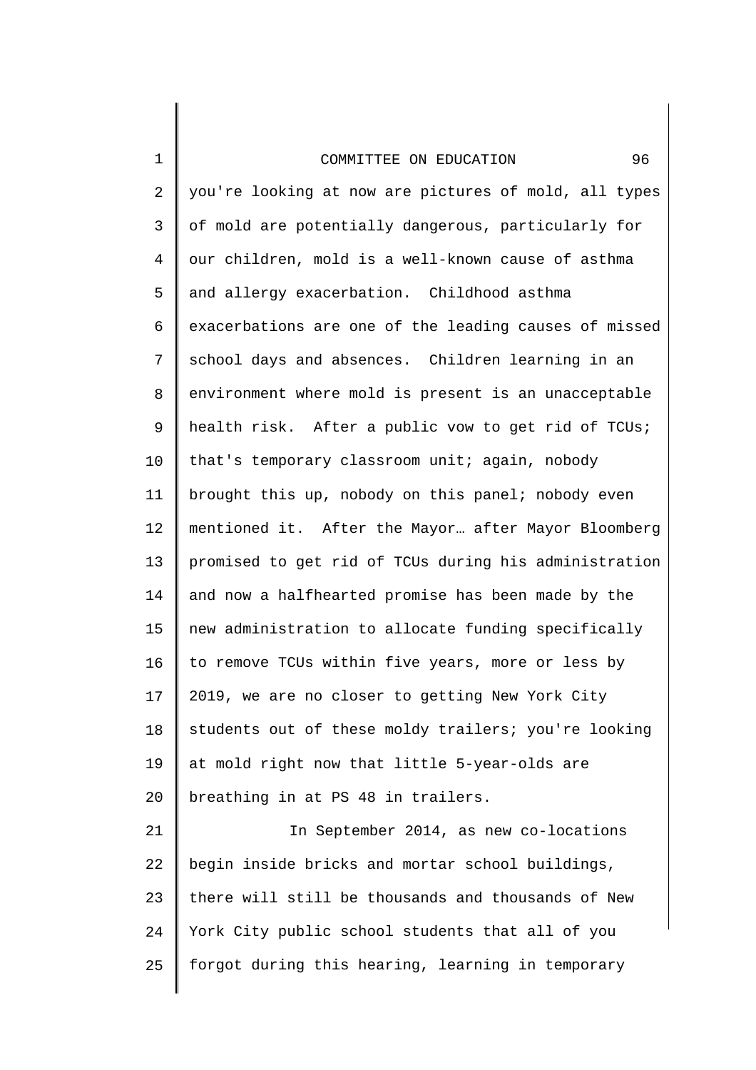you're looking at now are pictures of mold, all types of mold are potentially dangerous, particularly for our children, mold is a well-known cause of asthma and allergy exacerbation. Childhood asthma exacerbations are one of the leading causes of missed school days and absences. Children learning in an environment where mold is present is an unacceptable health risk. After a public vow to get rid of TCUs; that's temporary classroom unit; again, nobody brought this up, nobody on this panel; nobody even mentioned it. After the Mayor… after Mayor Bloomberg promised to get rid of TCUs during his administration and now a halfhearted promise has been made by the new administration to allocate funding specifically to remove TCUs within five years, more or less by 2019, we are no closer to getting New York City students out of these moldy trailers; you're looking at mold right now that little 5-year-olds are breathing in at PS 48 in trailers.

In September 2014, as new co-locations begin inside bricks and mortar school buildings, there will still be thousands and thousands of New York City public school students that all of you forgot during this hearing, learning in temporary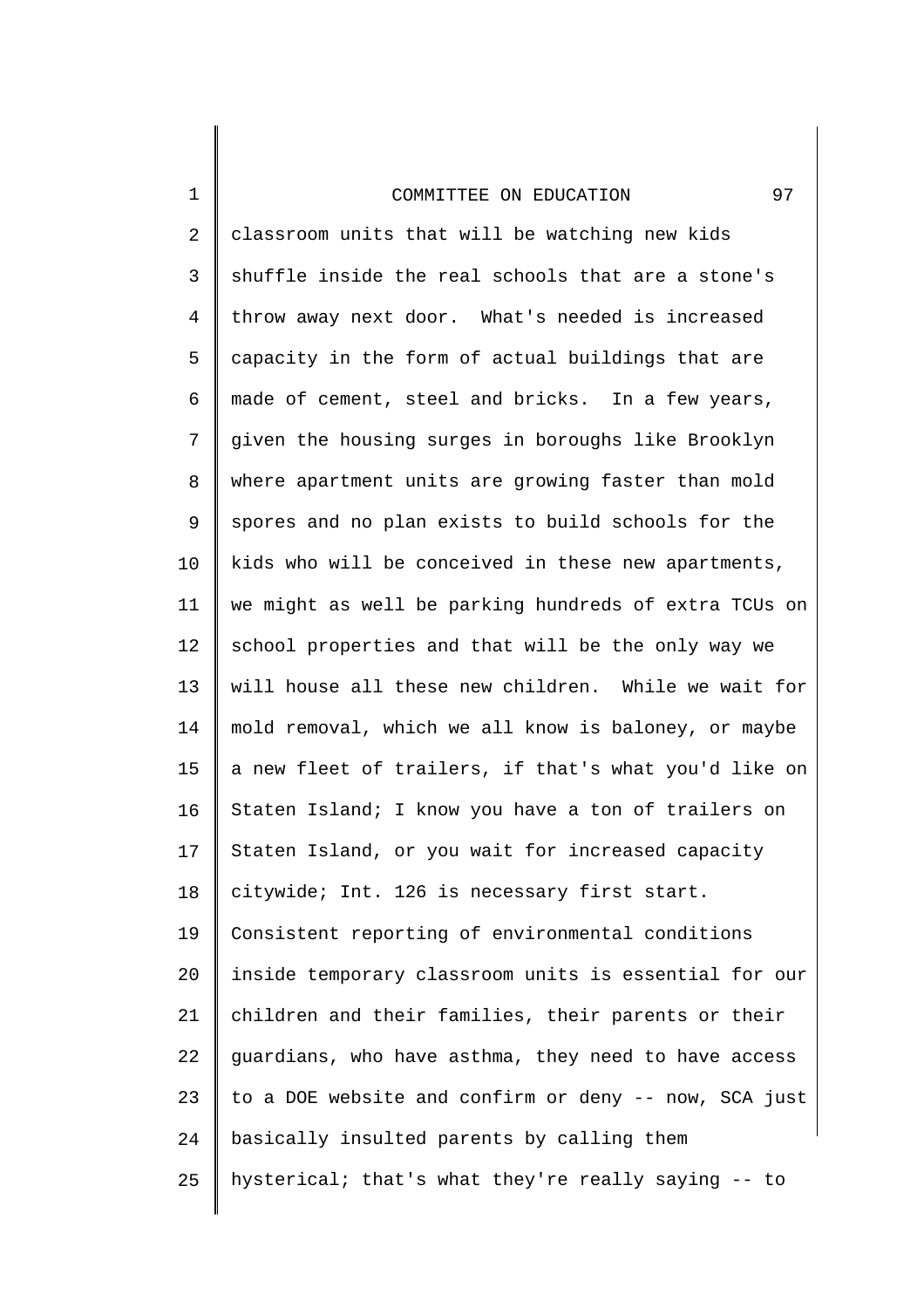classroom units that will be watching new kids shuffle inside the real schools that are a stone's throw away next door. What's needed is increased capacity in the form of actual buildings that are made of cement, steel and bricks. In a few years, given the housing surges in boroughs like Brooklyn where apartment units are growing faster than mold spores and no plan exists to build schools for the kids who will be conceived in these new apartments, we might as well be parking hundreds of extra TCUs on school properties and that will be the only way we will house all these new children. While we wait for mold removal, which we all know is baloney, or maybe a new fleet of trailers, if that's what you'd like on Staten Island; I know you have a ton of trailers on Staten Island, or you wait for increased capacity citywide; Int. 126 is necessary first start. Consistent reporting of environmental conditions inside temporary classroom units is essential for our children and their families, their parents or their guardians, who have asthma, they need to have access to a DOE website and confirm or deny -- now, SCA just basically insulted parents by calling them hysterical; that's what they're really saying -- to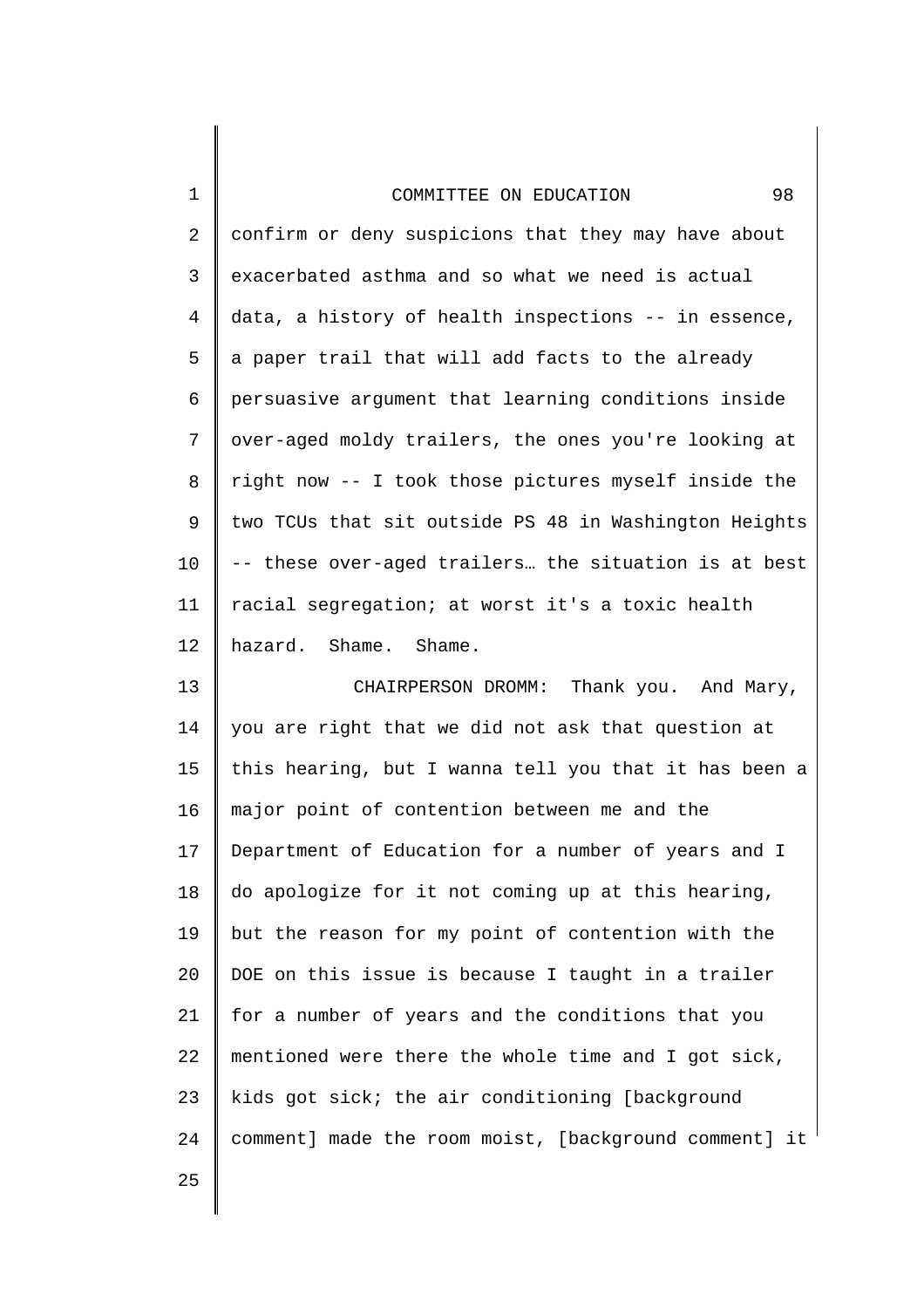confirm or deny suspicions that they may have about exacerbated asthma and so what we need is actual data, a history of health inspections -- in essence, a paper trail that will add facts to the already persuasive argument that learning conditions inside over-aged moldy trailers, the ones you're looking at right now -- I took those pictures myself inside the two TCUs that sit outside PS 48 in Washington Heights -- these over-aged trailers… the situation is at best racial segregation; at worst it's a toxic health hazard. Shame. Shame.

CHAIRPERSON DROMM: Thank you. And Mary, you are right that we did not ask that question at this hearing, but I wanna tell you that it has been a major point of contention between me and the Department of Education for a number of years and I do apologize for it not coming up at this hearing, but the reason for my point of contention with the DOE on this issue is because I taught in a trailer for a number of years and the conditions that you mentioned were there the whole time and I got sick, kids got sick; the air conditioning [background comment] made the room moist, [background comment] it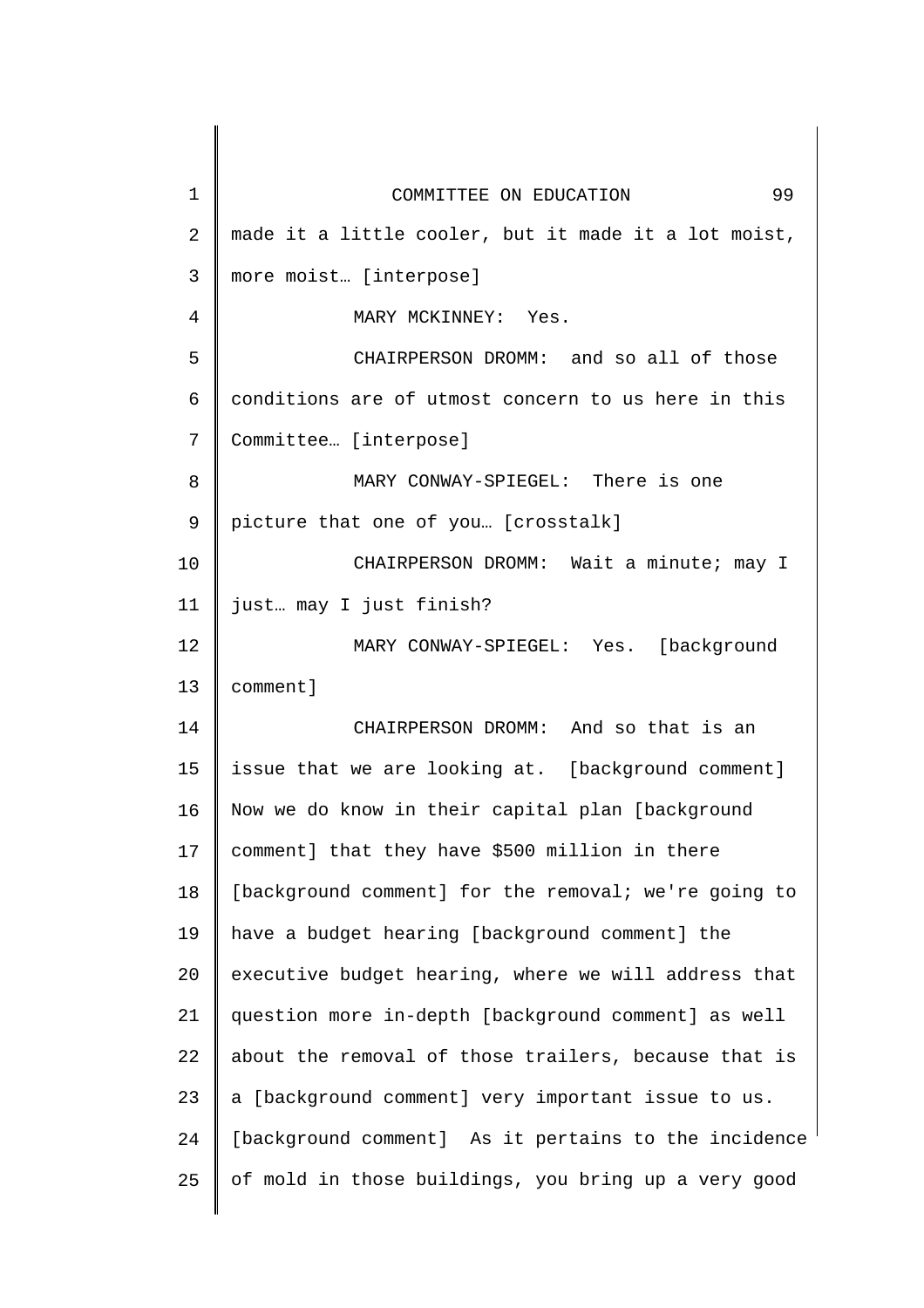made it a little cooler, but it made it a lot moist, more moist… [interpose]

MARY MCKINNEY: Yes.

CHAIRPERSON DROMM: and so all of those conditions are of utmost concern to us here in this Committee… [interpose]

MARY CONWAY-SPIEGEL: There is one picture that one of you… [crosstalk]

CHAIRPERSON DROMM: Wait a minute; may I just… may I just finish?

MARY CONWAY-SPIEGEL: Yes. [background comment]

CHAIRPERSON DROMM: And so that is an issue that we are looking at. [background comment] Now we do know in their capital plan [background comment] that they have $500 million in there [background comment] for the removal; we're going to have a budget hearing [background comment] the executive budget hearing, where we will address that question more in-depth [background comment] as well about the removal of those trailers, because that is a [background comment] very important issue to us. [background comment] As it pertains to the incidence of mold in those buildings, you bring up a very good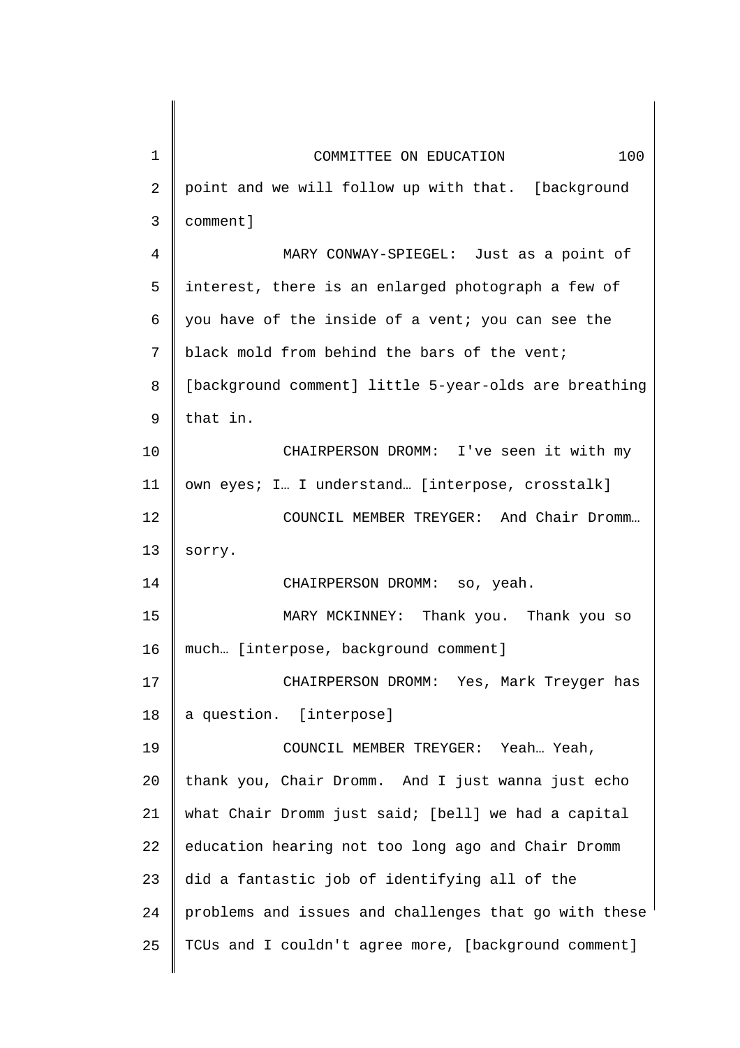point and we will follow up with that. [background comment]

MARY CONWAY-SPIEGEL: Just as a point of interest, there is an enlarged photograph a few of you have of the inside of a vent; you can see the black mold from behind the bars of the vent; [background comment] little 5-year-olds are breathing that in.

CHAIRPERSON DROMM: I've seen it with my own eyes; I… I understand… [interpose, crosstalk]

COUNCIL MEMBER TREYGER: And Chair Dromm… sorry.

CHAIRPERSON DROMM: so, yeah.

MARY MCKINNEY: Thank you. Thank you so much… [interpose, background comment]

CHAIRPERSON DROMM: Yes, Mark Treyger has a question. [interpose]

COUNCIL MEMBER TREYGER: Yeah… Yeah, thank you, Chair Dromm. And I just wanna just echo what Chair Dromm just said; [bell] we had a capital education hearing not too long ago and Chair Dromm did a fantastic job of identifying all of the problems and issues and challenges that go with these TCUs and I couldn't agree more, [background comment]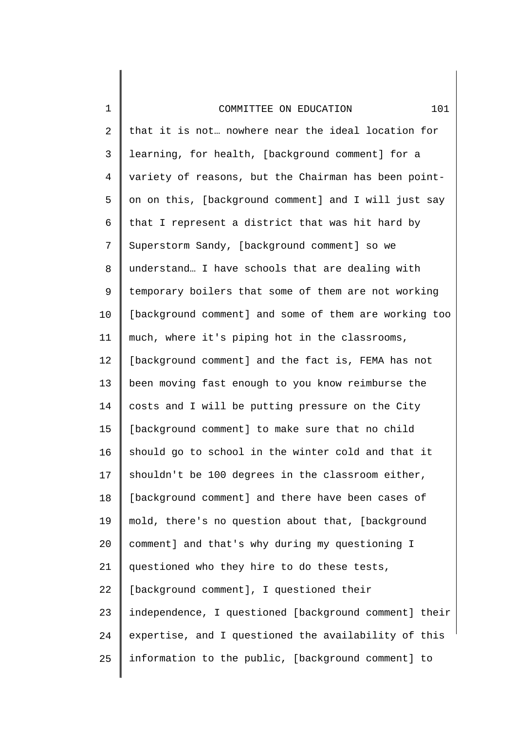that it is not… nowhere near the ideal location for learning, for health, [background comment] for a variety of reasons, but the Chairman has been point-on on this, [background comment] and I will just say that I represent a district that was hit hard by Superstorm Sandy, [background comment] so we understand… I have schools that are dealing with temporary boilers that some of them are not working [background comment] and some of them are working too much, where it's piping hot in the classrooms, [background comment] and the fact is, FEMA has not been moving fast enough to you know reimburse the costs and I will be putting pressure on the City [background comment] to make sure that no child should go to school in the winter cold and that it shouldn't be 100 degrees in the classroom either, [background comment] and there have been cases of mold, there's no question about that, [background comment] and that's why during my questioning I questioned who they hire to do these tests, [background comment], I questioned their independence, I questioned [background comment] their expertise, and I questioned the availability of this information to the public, [background comment] to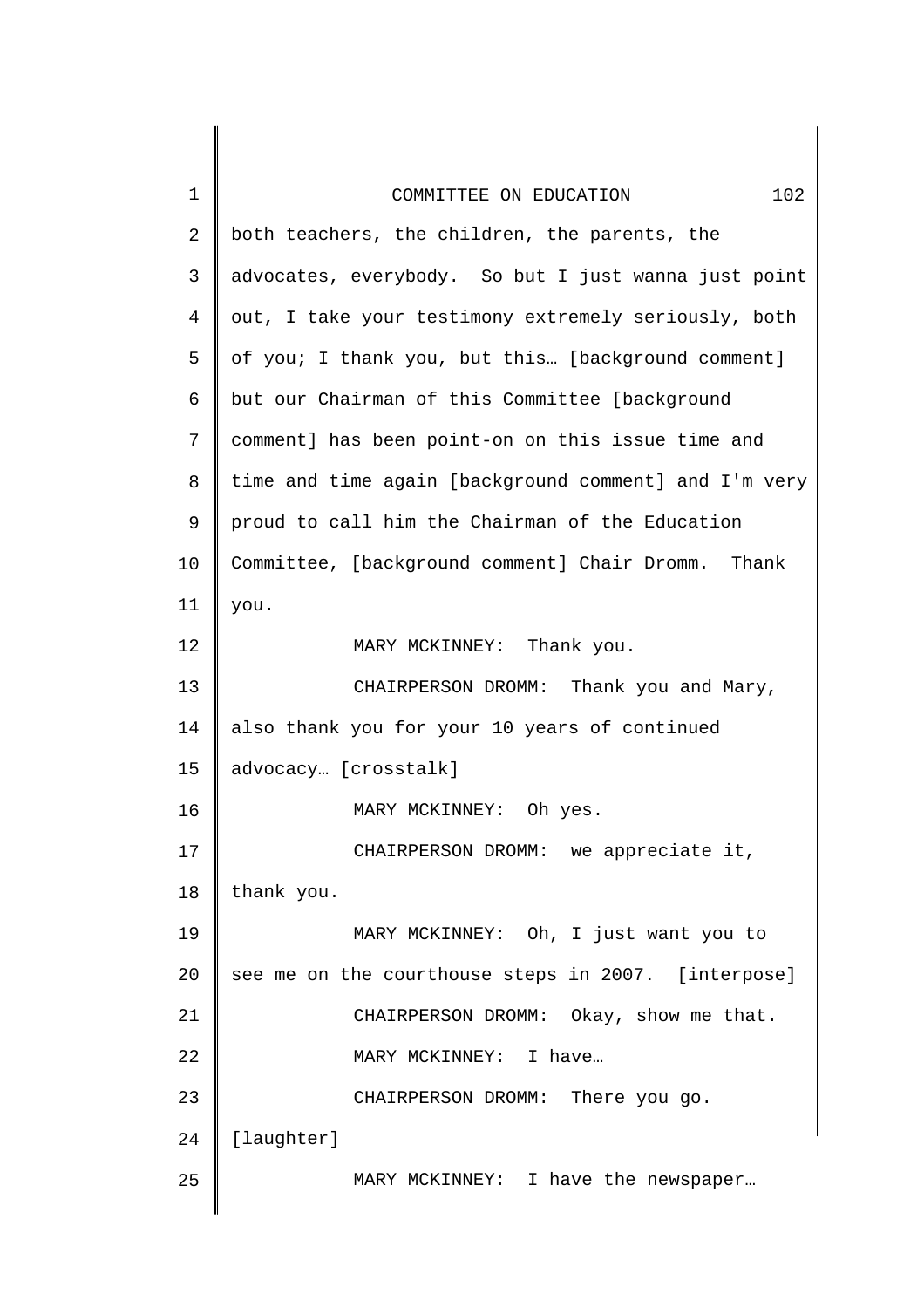both teachers, the children, the parents, the advocates, everybody. So but I just wanna just point out, I take your testimony extremely seriously, both of you; I thank you, but this… [background comment] but our Chairman of this Committee [background comment] has been point-on on this issue time and time and time again [background comment] and I'm very proud to call him the Chairman of the Education Committee, [background comment] Chair Dromm. Thank you.

MARY MCKINNEY: Thank you.

CHAIRPERSON DROMM: Thank you and Mary, also thank you for your 10 years of continued advocacy… [crosstalk]

MARY MCKINNEY: Oh yes.

CHAIRPERSON DROMM: we appreciate it, thank you.

MARY MCKINNEY: Oh, I just want you to see me on the courthouse steps in 2007. [interpose]

CHAIRPERSON DROMM: Okay, show me that.

MARY MCKINNEY: I have…

CHAIRPERSON DROMM: There you go.

[laughter]

MARY MCKINNEY: I have the newspaper…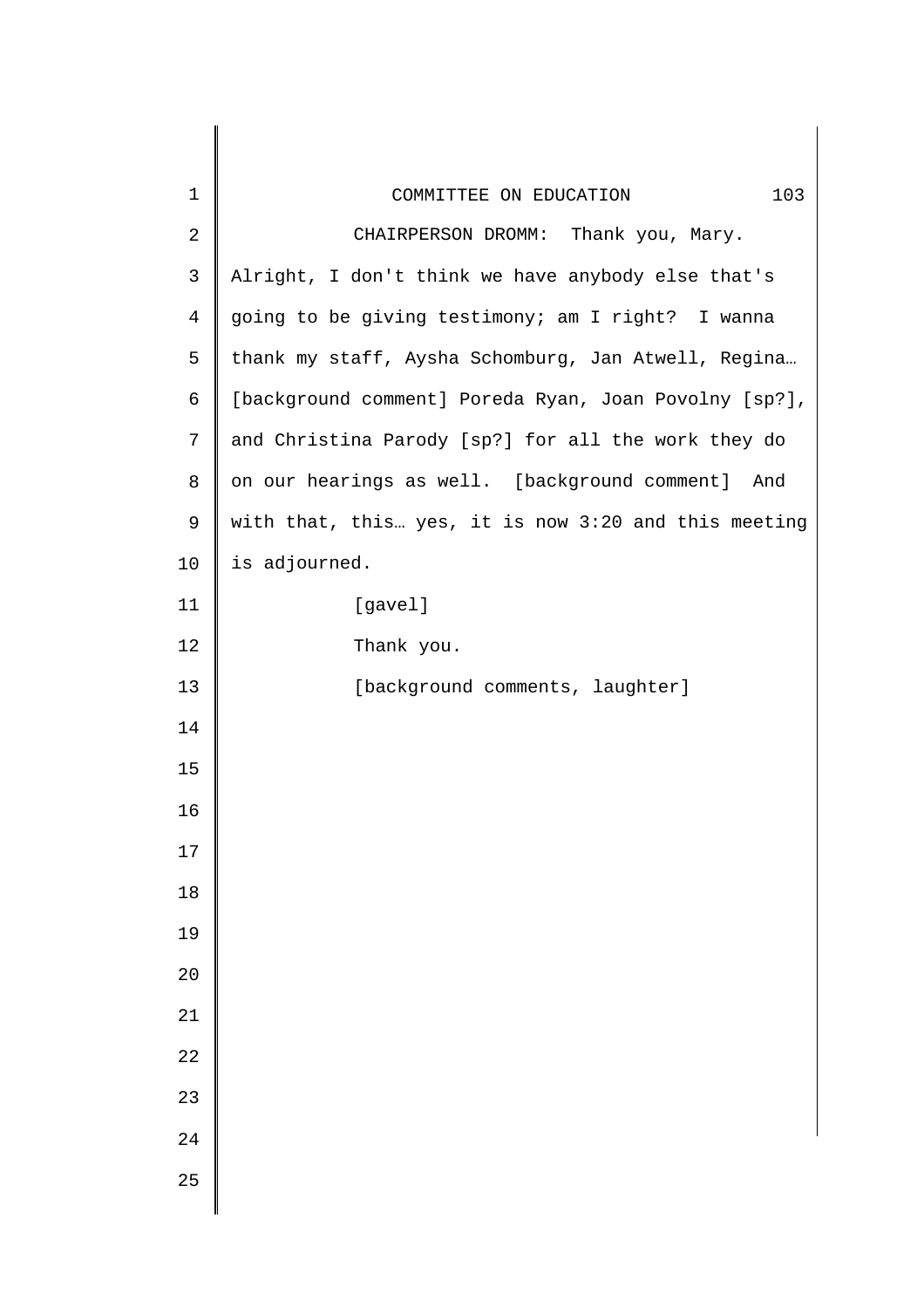CHAIRPERSON DROMM: Thank you, Mary. Alright, I don't think we have anybody else that's going to be giving testimony; am I right? I wanna thank my staff, Aysha Schomburg, Jan Atwell, Regina… [background comment] Poreda Ryan, Joan Povolny [sp?], and Christina Parody [sp?] for all the work they do on our hearings as well. [background comment] And with that, this… yes, it is now 3:20 and this meeting is adjourned.

[gavel]

Thank you.

[background comments, laughter]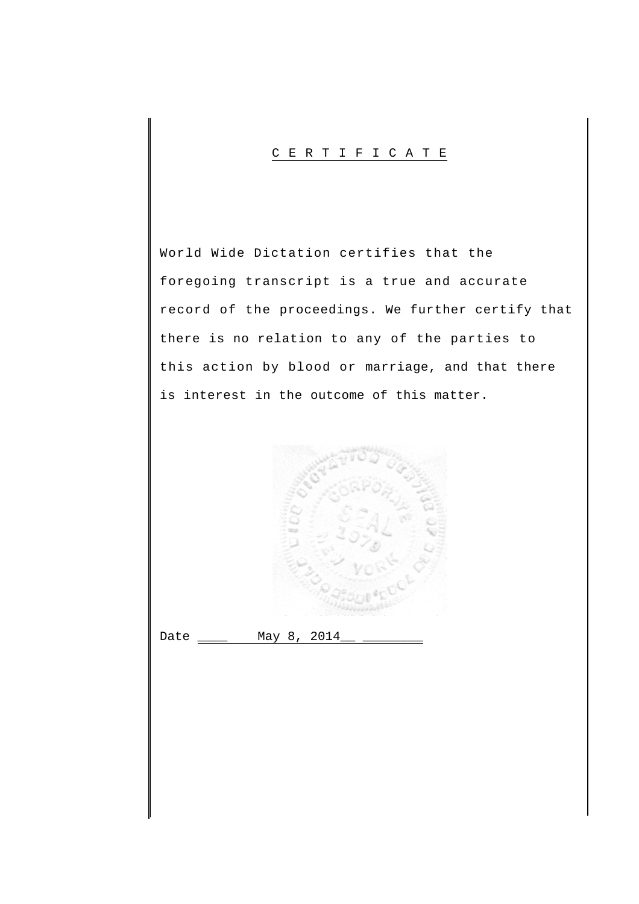# C E R T I F I C A T E

World Wide Dictation certifies that the foregoing transcript is a true and accurate record of the proceedings. We further certify that there is no relation to any of the parties to this action by blood or marriage, and that there is interest in the outcome of this matter.

Date ____ May 8, 2014__ ________